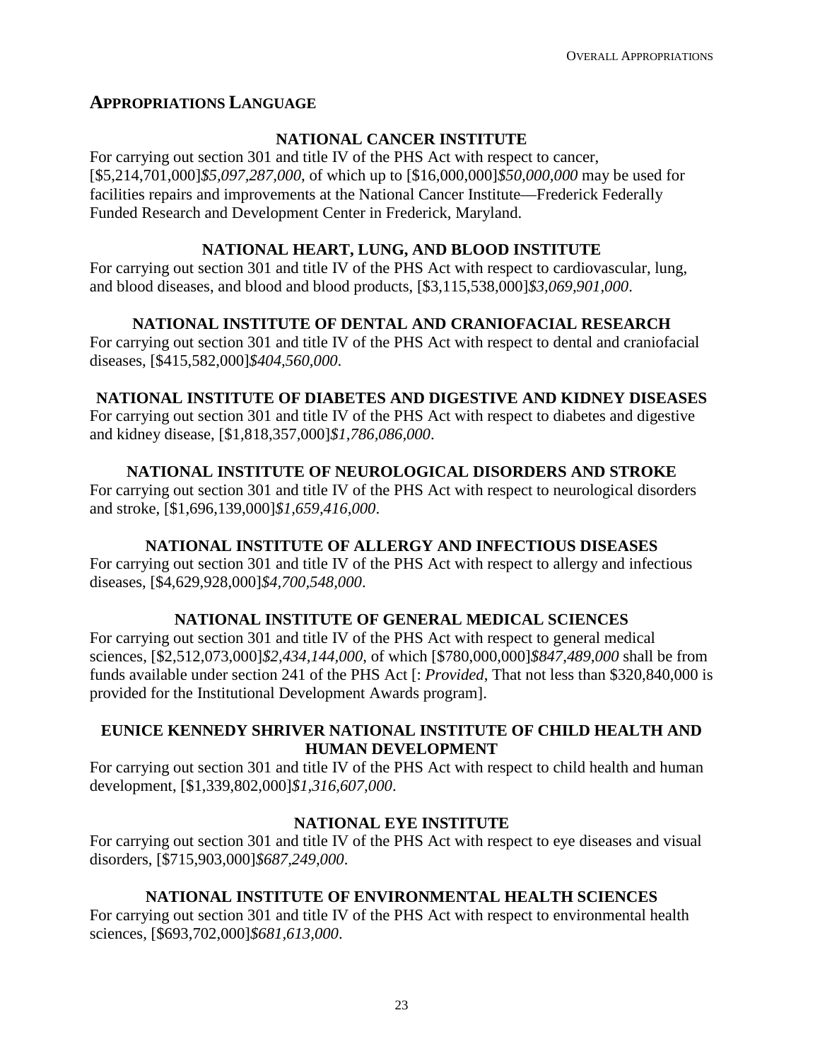## Appropriations Language

### NATIONAL CANCER INSTITUTE

For carrying out section 301 and title IV of the PHS Act with respect to cancer, [$5,214,701,000]*$5,097,287,000*, of which up to [$16,000,000]*$50,000,000* may be used for facilities repairs and improvements at the National Cancer Institute—Frederick Federally Funded Research and Development Center in Frederick, Maryland.

### NATIONAL HEART, LUNG, AND BLOOD INSTITUTE

For carrying out section 301 and title IV of the PHS Act with respect to cardiovascular, lung, and blood diseases, and blood and blood products, [$3,115,538,000]*$3,069,901,000*.

### NATIONAL INSTITUTE OF DENTAL AND CRANIOFACIAL RESEARCH

For carrying out section 301 and title IV of the PHS Act with respect to dental and craniofacial diseases, [$415,582,000]*$404,560,000*.

### NATIONAL INSTITUTE OF DIABETES AND DIGESTIVE AND KIDNEY DISEASES

For carrying out section 301 and title IV of the PHS Act with respect to diabetes and digestive and kidney disease, [$1,818,357,000]*$1,786,086,000*.

### NATIONAL INSTITUTE OF NEUROLOGICAL DISORDERS AND STROKE

For carrying out section 301 and title IV of the PHS Act with respect to neurological disorders and stroke, [$1,696,139,000]*$1,659,416,000*.

### NATIONAL INSTITUTE OF ALLERGY AND INFECTIOUS DISEASES

For carrying out section 301 and title IV of the PHS Act with respect to allergy and infectious diseases, [$4,629,928,000]*$4,700,548,000*.

### NATIONAL INSTITUTE OF GENERAL MEDICAL SCIENCES

For carrying out section 301 and title IV of the PHS Act with respect to general medical sciences, [$2,512,073,000]*$2,434,144,000*, of which [$780,000,000]*$847,489,000* shall be from funds available under section 241 of the PHS Act [: *Provided*, That not less than $320,840,000 is provided for the Institutional Development Awards program].

### EUNICE KENNEDY SHRIVER NATIONAL INSTITUTE OF CHILD HEALTH AND HUMAN DEVELOPMENT

For carrying out section 301 and title IV of the PHS Act with respect to child health and human development, [$1,339,802,000]*$1,316,607,000*.

### NATIONAL EYE INSTITUTE

For carrying out section 301 and title IV of the PHS Act with respect to eye diseases and visual disorders, [$715,903,000]*$687,249,000*.

### NATIONAL INSTITUTE OF ENVIRONMENTAL HEALTH SCIENCES

For carrying out section 301 and title IV of the PHS Act with respect to environmental health sciences, [$693,702,000]*$681,613,000*.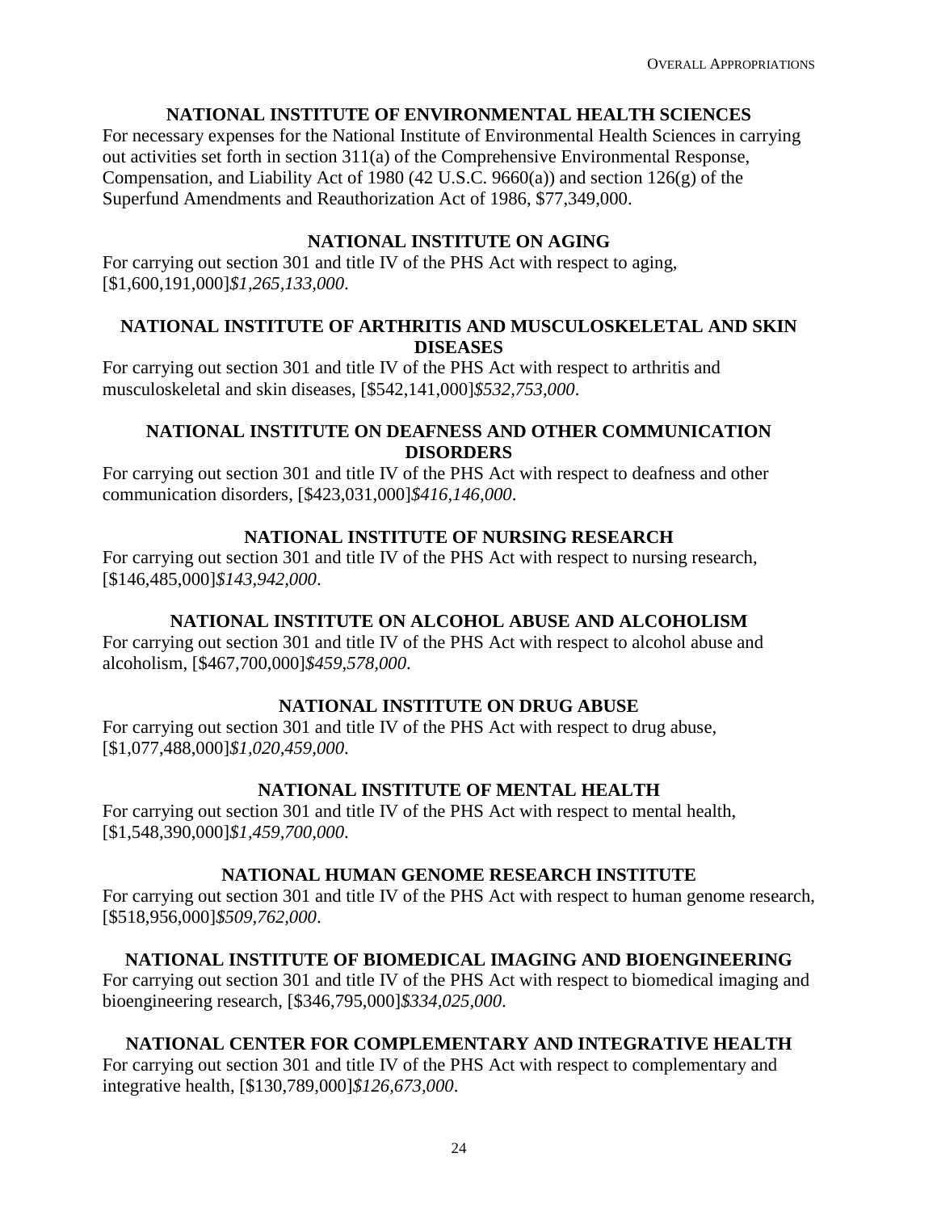## NATIONAL INSTITUTE OF ENVIRONMENTAL HEALTH SCIENCES

For necessary expenses for the National Institute of Environmental Health Sciences in carrying out activities set forth in section 311(a) of the Comprehensive Environmental Response, Compensation, and Liability Act of 1980 (42 U.S.C. 9660(a)) and section 126(g) of the Superfund Amendments and Reauthorization Act of 1986, $77,349,000.

## NATIONAL INSTITUTE ON AGING

For carrying out section 301 and title IV of the PHS Act with respect to aging, [$1,600,191,000]*$1,265,133,000*.

## NATIONAL INSTITUTE OF ARTHRITIS AND MUSCULOSKELETAL AND SKIN DISEASES

For carrying out section 301 and title IV of the PHS Act with respect to arthritis and musculoskeletal and skin diseases, [$542,141,000]*$532,753,000*.

## NATIONAL INSTITUTE ON DEAFNESS AND OTHER COMMUNICATION DISORDERS

For carrying out section 301 and title IV of the PHS Act with respect to deafness and other communication disorders, [$423,031,000]*$416,146,000*.

## NATIONAL INSTITUTE OF NURSING RESEARCH

For carrying out section 301 and title IV of the PHS Act with respect to nursing research, [$146,485,000]*$143,942,000*.

## NATIONAL INSTITUTE ON ALCOHOL ABUSE AND ALCOHOLISM

For carrying out section 301 and title IV of the PHS Act with respect to alcohol abuse and alcoholism, [$467,700,000]*$459,578,000*.

## NATIONAL INSTITUTE ON DRUG ABUSE

For carrying out section 301 and title IV of the PHS Act with respect to drug abuse, [$1,077,488,000]*$1,020,459,000*.

## NATIONAL INSTITUTE OF MENTAL HEALTH

For carrying out section 301 and title IV of the PHS Act with respect to mental health, [$1,548,390,000]*$1,459,700,000*.

## NATIONAL HUMAN GENOME RESEARCH INSTITUTE

For carrying out section 301 and title IV of the PHS Act with respect to human genome research, [$518,956,000]*$509,762,000*.

## NATIONAL INSTITUTE OF BIOMEDICAL IMAGING AND BIOENGINEERING

For carrying out section 301 and title IV of the PHS Act with respect to biomedical imaging and bioengineering research, [$346,795,000]*$334,025,000*.

## NATIONAL CENTER FOR COMPLEMENTARY AND INTEGRATIVE HEALTH

For carrying out section 301 and title IV of the PHS Act with respect to complementary and integrative health, [$130,789,000]*$126,673,000*.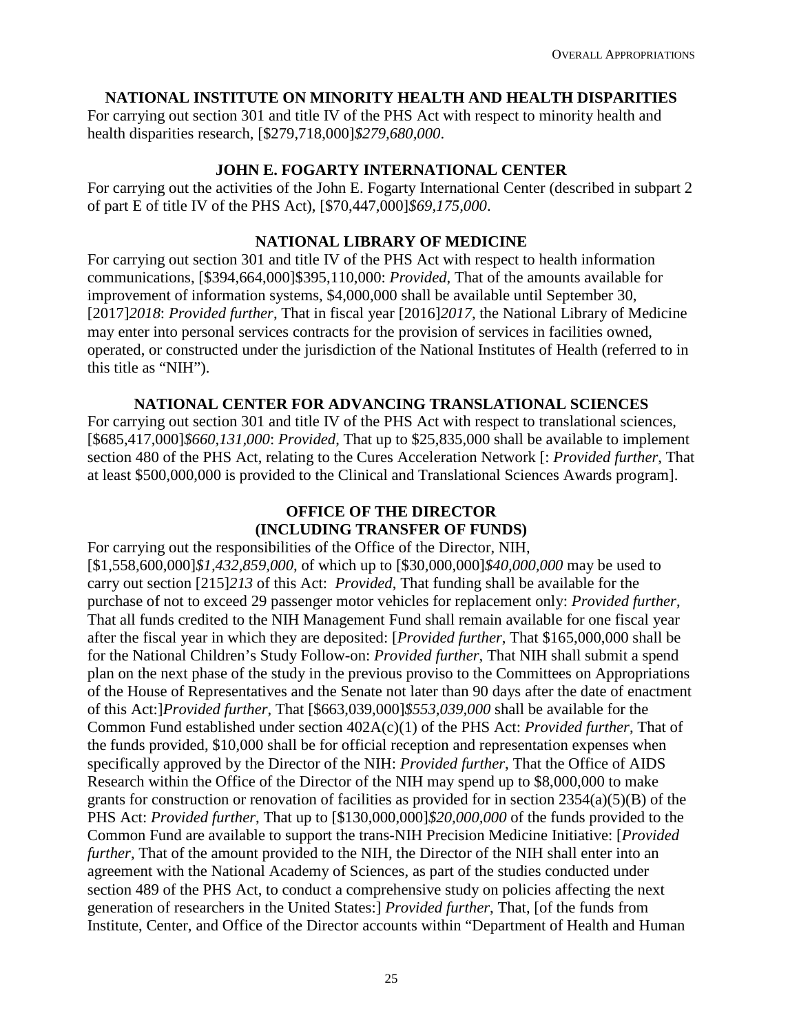## NATIONAL INSTITUTE ON MINORITY HEALTH AND HEALTH DISPARITIES

For carrying out section 301 and title IV of the PHS Act with respect to minority health and health disparities research, [$279,718,000]*$279,680,000*.

## JOHN E. FOGARTY INTERNATIONAL CENTER

For carrying out the activities of the John E. Fogarty International Center (described in subpart 2 of part E of title IV of the PHS Act), [$70,447,000]*$69,175,000*.

## NATIONAL LIBRARY OF MEDICINE

For carrying out section 301 and title IV of the PHS Act with respect to health information communications, [$394,664,000]$395,110,000: *Provided*, That of the amounts available for improvement of information systems, $4,000,000 shall be available until September 30, [2017]*2018*: *Provided further*, That in fiscal year [2016]*2017*, the National Library of Medicine may enter into personal services contracts for the provision of services in facilities owned, operated, or constructed under the jurisdiction of the National Institutes of Health (referred to in this title as "NIH").

## NATIONAL CENTER FOR ADVANCING TRANSLATIONAL SCIENCES

For carrying out section 301 and title IV of the PHS Act with respect to translational sciences, [$685,417,000]*$660,131,000*: *Provided*, That up to $25,835,000 shall be available to implement section 480 of the PHS Act, relating to the Cures Acceleration Network [: *Provided further*, That at least $500,000,000 is provided to the Clinical and Translational Sciences Awards program].

## OFFICE OF THE DIRECTOR
## (INCLUDING TRANSFER OF FUNDS)

For carrying out the responsibilities of the Office of the Director, NIH, [$1,558,600,000]*$1,432,859,000*, of which up to [$30,000,000]*$40,000,000* may be used to carry out section [215]*213* of this Act: *Provided*, That funding shall be available for the purchase of not to exceed 29 passenger motor vehicles for replacement only: *Provided further*, That all funds credited to the NIH Management Fund shall remain available for one fiscal year after the fiscal year in which they are deposited: [*Provided further*, That $165,000,000 shall be for the National Children's Study Follow-on: *Provided further*, That NIH shall submit a spend plan on the next phase of the study in the previous proviso to the Committees on Appropriations of the House of Representatives and the Senate not later than 90 days after the date of enactment of this Act:]*Provided further*, That [$663,039,000]*$553,039,000* shall be available for the Common Fund established under section 402A(c)(1) of the PHS Act: *Provided further*, That of the funds provided, $10,000 shall be for official reception and representation expenses when specifically approved by the Director of the NIH: *Provided further*, That the Office of AIDS Research within the Office of the Director of the NIH may spend up to $8,000,000 to make grants for construction or renovation of facilities as provided for in section 2354(a)(5)(B) of the PHS Act: *Provided further*, That up to [$130,000,000]*$20,000,000* of the funds provided to the Common Fund are available to support the trans-NIH Precision Medicine Initiative: [*Provided further*, That of the amount provided to the NIH, the Director of the NIH shall enter into an agreement with the National Academy of Sciences, as part of the studies conducted under section 489 of the PHS Act, to conduct a comprehensive study on policies affecting the next generation of researchers in the United States:] *Provided further*, That, [of the funds from Institute, Center, and Office of the Director accounts within "Department of Health and Human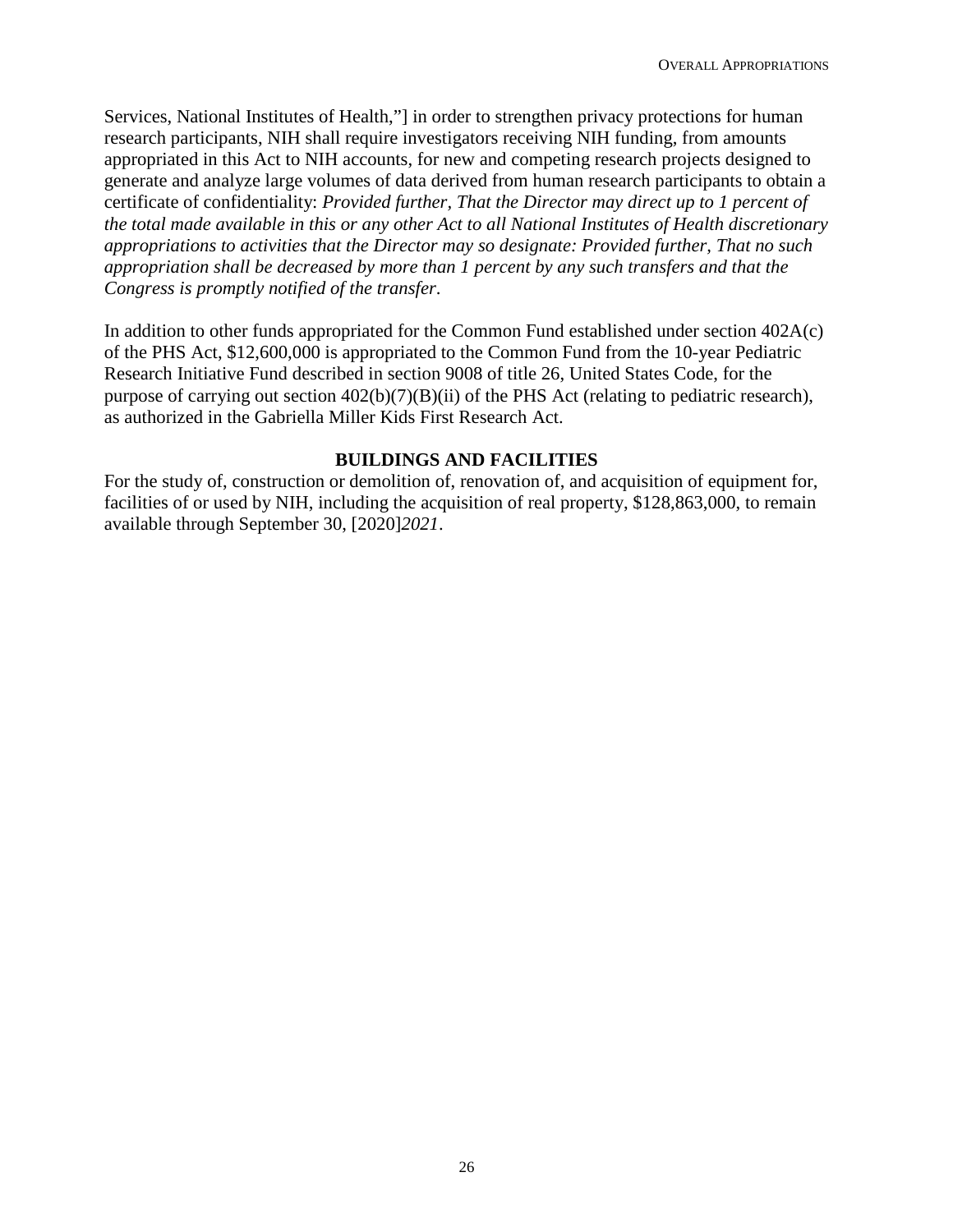Services, National Institutes of Health,"] in order to strengthen privacy protections for human research participants, NIH shall require investigators receiving NIH funding, from amounts appropriated in this Act to NIH accounts, for new and competing research projects designed to generate and analyze large volumes of data derived from human research participants to obtain a certificate of confidentiality: *Provided further, That the Director may direct up to 1 percent of the total made available in this or any other Act to all National Institutes of Health discretionary appropriations to activities that the Director may so designate: Provided further, That no such appropriation shall be decreased by more than 1 percent by any such transfers and that the Congress is promptly notified of the transfer*.

In addition to other funds appropriated for the Common Fund established under section 402A(c) of the PHS Act, $12,600,000 is appropriated to the Common Fund from the 10-year Pediatric Research Initiative Fund described in section 9008 of title 26, United States Code, for the purpose of carrying out section 402(b)(7)(B)(ii) of the PHS Act (relating to pediatric research), as authorized in the Gabriella Miller Kids First Research Act.

## BUILDINGS AND FACILITIES

For the study of, construction or demolition of, renovation of, and acquisition of equipment for, facilities of or used by NIH, including the acquisition of real property, $128,863,000, to remain available through September 30, [2020]*2021*.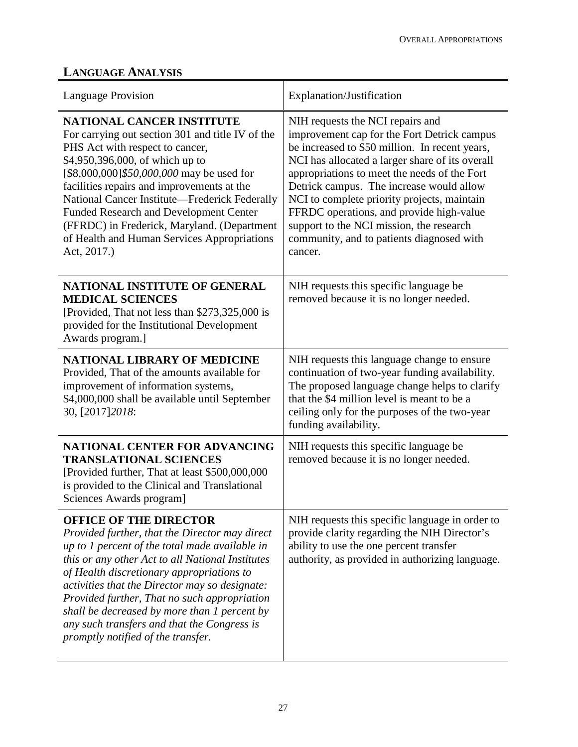## LANGUAGE ANALYSIS

| Language Provision | Explanation/Justification |
|---|---|
| **NATIONAL CANCER INSTITUTE** For carrying out section 301 and title IV of the PHS Act with respect to cancer, $4,950,396,000, of which up to [$8,000,000]*$50,000,000* may be used for facilities repairs and improvements at the National Cancer Institute—Frederick Federally Funded Research and Development Center (FFRDC) in Frederick, Maryland. (Department of Health and Human Services Appropriations Act, 2017.) | NIH requests the NCI repairs and improvement cap for the Fort Detrick campus be increased to $50 million. In recent years, NCI has allocated a larger share of its overall appropriations to meet the needs of the Fort Detrick campus. The increase would allow NCI to complete priority projects, maintain FFRDC operations, and provide high-value support to the NCI mission, the research community, and to patients diagnosed with cancer. |
| **NATIONAL INSTITUTE OF GENERAL MEDICAL SCIENCES** [Provided, That not less than $273,325,000 is provided for the Institutional Development Awards program.] | NIH requests this specific language be removed because it is no longer needed. |
| **NATIONAL LIBRARY OF MEDICINE** Provided, That of the amounts available for improvement of information systems, $4,000,000 shall be available until September 30, [2017]*2018*: | NIH requests this language change to ensure continuation of two-year funding availability. The proposed language change helps to clarify that the $4 million level is meant to be a ceiling only for the purposes of the two-year funding availability. |
| **NATIONAL CENTER FOR ADVANCING TRANSLATIONAL SCIENCES** [Provided further, That at least $500,000,000 is provided to the Clinical and Translational Sciences Awards program] | NIH requests this specific language be removed because it is no longer needed. |
| **OFFICE OF THE DIRECTOR** *Provided further, that the Director may direct up to 1 percent of the total made available in this or any other Act to all National Institutes of Health discretionary appropriations to activities that the Director may so designate: Provided further, That no such appropriation shall be decreased by more than 1 percent by any such transfers and that the Congress is promptly notified of the transfer.* | NIH requests this specific language in order to provide clarity regarding the NIH Director's ability to use the one percent transfer authority, as provided in authorizing language. |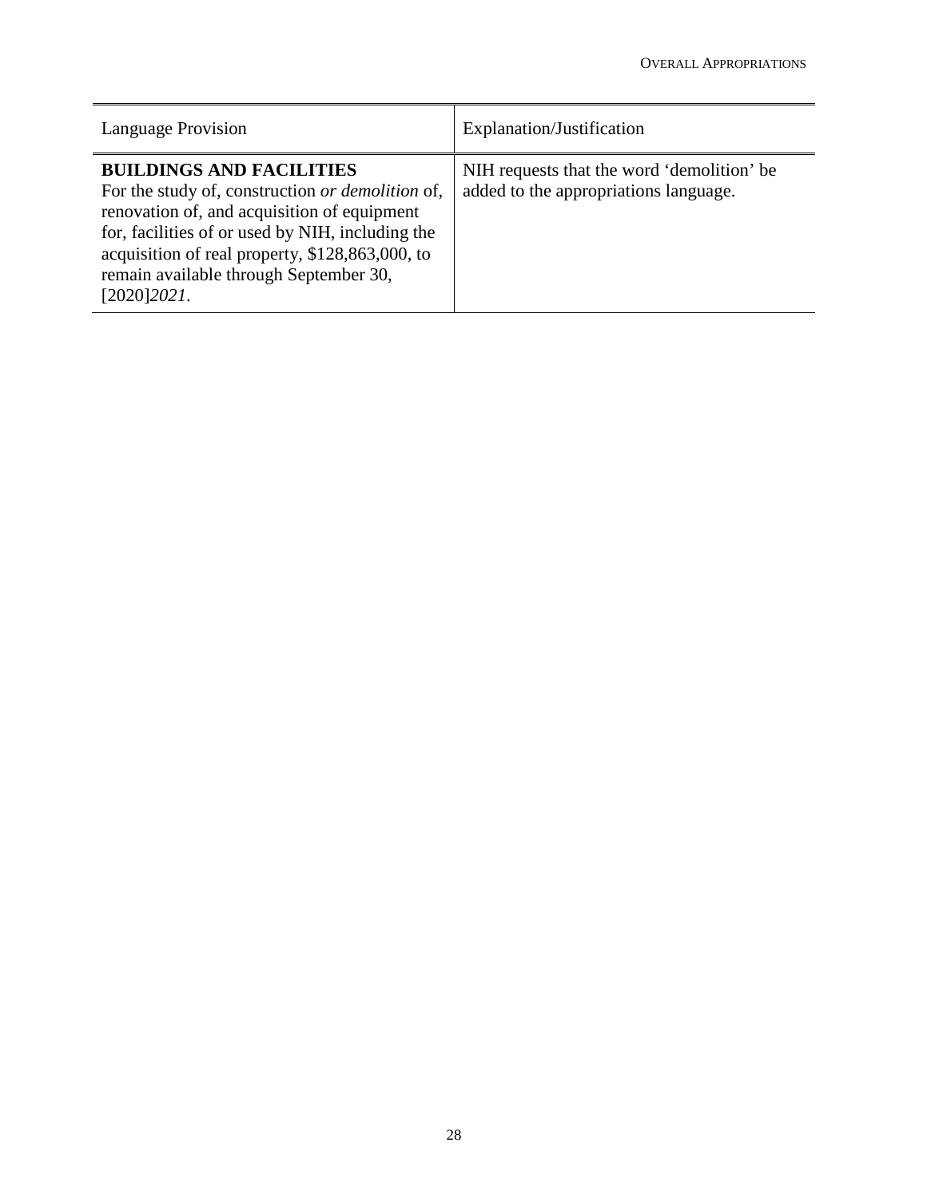| Language Provision | Explanation/Justification |
| --- | --- |
| **BUILDINGS AND FACILITIES** For the study of, construction *or demolition* of, renovation of, and acquisition of equipment for, facilities of or used by NIH, including the acquisition of real property, $128,863,000, to remain available through September 30, [2020]*2021*. | NIH requests that the word 'demolition' be added to the appropriations language. |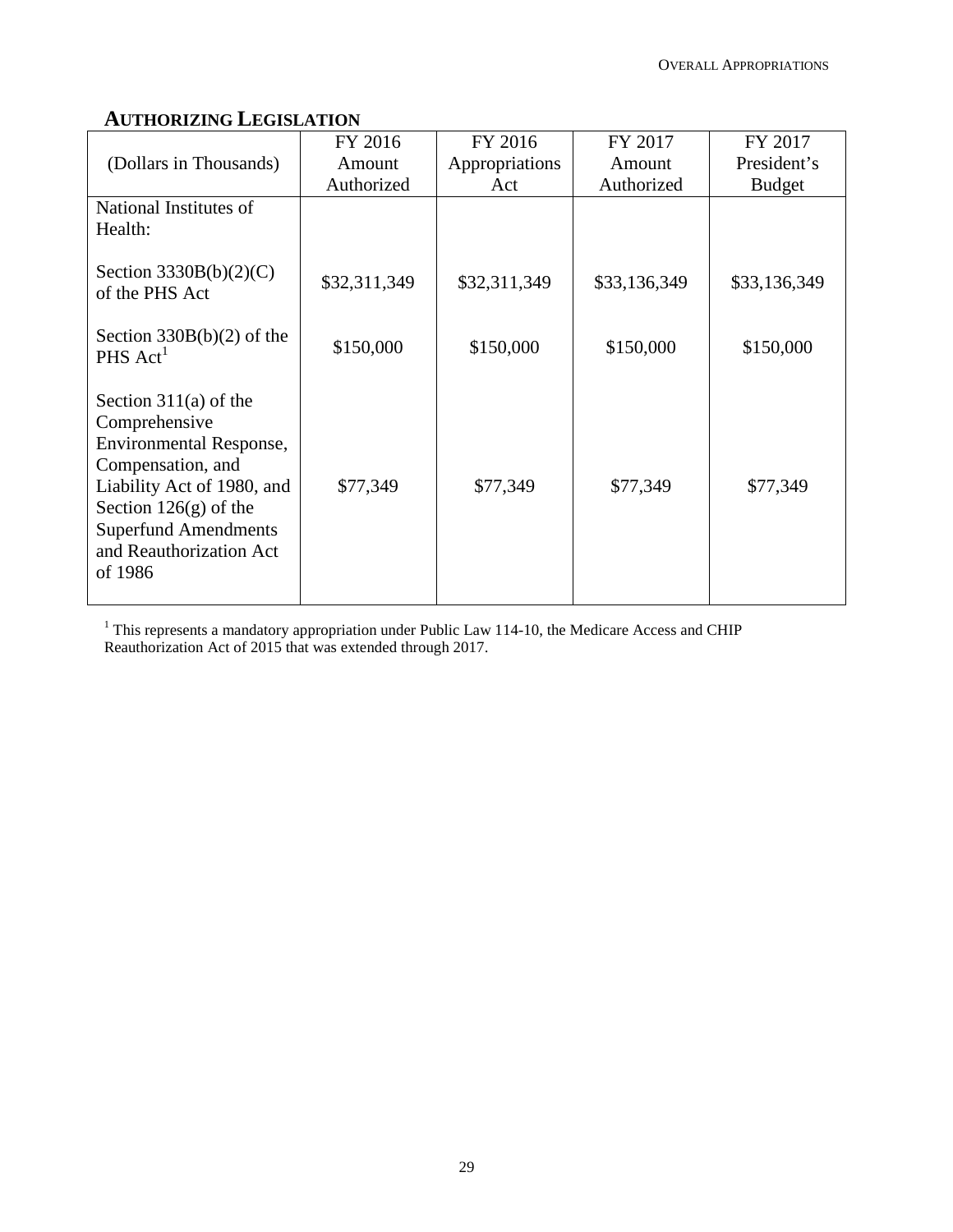## AUTHORIZING LEGISLATION

| (Dollars in Thousands) | FY 2016 Amount Authorized | FY 2016 Appropriations Act | FY 2017 Amount Authorized | FY 2017 President's Budget |
|---|---|---|---|---|
| National Institutes of Health: | | | | |
| Section 3330B(b)(2)(C) of the PHS Act | $32,311,349 | $32,311,349 | $33,136,349 | $33,136,349 |
| Section 330B(b)(2) of the PHS Act[1] | $150,000 | $150,000 | $150,000 | $150,000 |
| Section 311(a) of the Comprehensive Environmental Response, Compensation, and Liability Act of 1980, and Section 126(g) of the Superfund Amendments and Reauthorization Act of 1986 | $77,349 | $77,349 | $77,349 | $77,349 |

[1] This represents a mandatory appropriation under Public Law 114-10, the Medicare Access and CHIP Reauthorization Act of 2015 that was extended through 2017.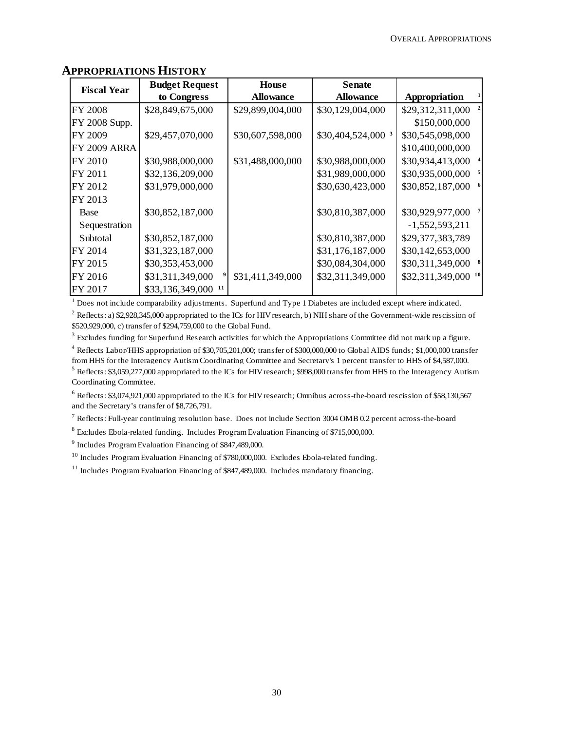## APPROPRIATIONS HISTORY

| Fiscal Year | Budget Request to Congress | House Allowance | Senate Allowance | Appropriation [1] |
|---|---|---|---|---|
| FY 2008 | $28,849,675,000 | $29,899,004,000 | $30,129,004,000 | $29,312,311,000 [2] |
| FY 2008 Supp. | | | | $150,000,000 |
| FY 2009 | $29,457,070,000 | $30,607,598,000 | $30,404,524,000 [3] | $30,545,098,000 |
| FY 2009 ARRA | | | | $10,400,000,000 |
| FY 2010 | $30,988,000,000 | $31,488,000,000 | $30,988,000,000 | $30,934,413,000 [4] |
| FY 2011 | $32,136,209,000 | | $31,989,000,000 | $30,935,000,000 [5] |
| FY 2012 | $31,979,000,000 | | $30,630,423,000 | $30,852,187,000 [6] |
| FY 2013 | | | | |
| Base | $30,852,187,000 | | $30,810,387,000 | $30,929,977,000 [7] |
| Sequestration | | | | -1,552,593,211 |
| Subtotal | $30,852,187,000 | | $30,810,387,000 | $29,377,383,789 |
| FY 2014 | $31,323,187,000 | | $31,176,187,000 | $30,142,653,000 |
| FY 2015 | $30,353,453,000 | | $30,084,304,000 | $30,311,349,000 [8] |
| FY 2016 | $31,311,349,000 [9] | $31,411,349,000 | $32,311,349,000 | $32,311,349,000 [10] |
| FY 2017 | $33,136,349,000 [11] | | | |

[1] Does not include comparability adjustments. Superfund and Type 1 Diabetes are included except where indicated.

[2] Reflects: a) $2,928,345,000 appropriated to the ICs for HIV research, b) NIH share of the Government-wide rescission of $520,929,000, c) transfer of $294,759,000 to the Global Fund.

[3] Excludes funding for Superfund Research activities for which the Appropriations Committee did not mark up a figure.

[4] Reflects Labor/HHS appropriation of $30,705,201,000; transfer of $300,000,000 to Global AIDS funds; $1,000,000 transfer from HHS for the Interagency Autism Coordinating Committee and Secretary's 1 percent transfer to HHS of $4,587,000.

[5] Reflects: $3,059,277,000 appropriated to the ICs for HIV research; $998,000 transfer from HHS to the Interagency Autism Coordinating Committee.

[6] Reflects: $3,074,921,000 appropriated to the ICs for HIV research; Omnibus across-the-board rescission of $58,130,567 and the Secretary's transfer of $8,726,791.

[7] Reflects: Full-year continuing resolution base. Does not include Section 3004 OMB 0.2 percent across-the-board

[8] Excludes Ebola-related funding. Includes Program Evaluation Financing of $715,000,000.

[9] Includes Program Evaluation Financing of $847,489,000.

[10] Includes Program Evaluation Financing of $780,000,000. Excludes Ebola-related funding.

[11] Includes Program Evaluation Financing of $847,489,000. Includes mandatory financing.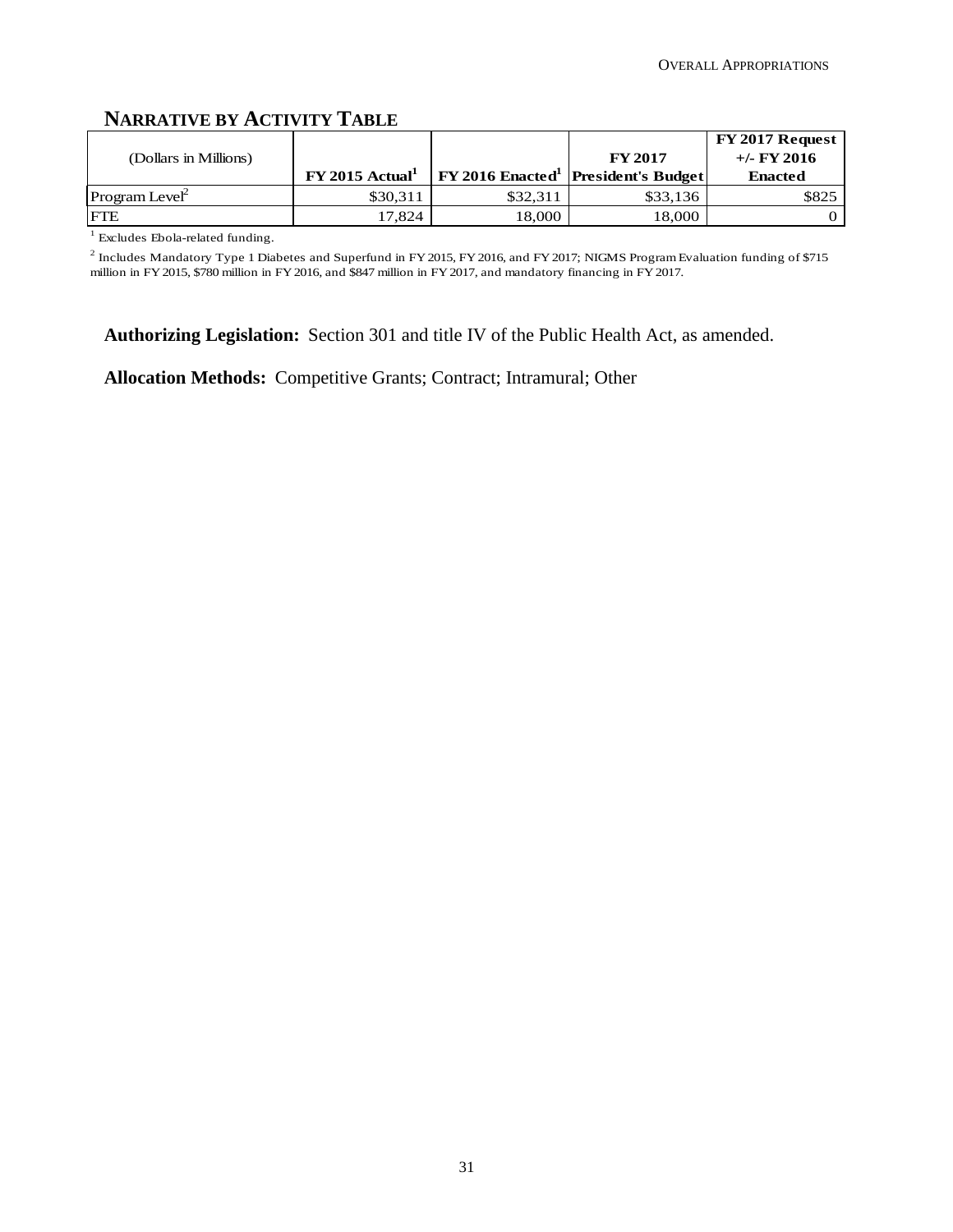## NARRATIVE BY ACTIVITY TABLE

| (Dollars in Millions) | FY 2015 Actual[1] | FY 2016 Enacted[1] | FY 2017 President's Budget | FY 2017 Request +/- FY 2016 Enacted |
|---|---|---|---|---|
| Program Level[2] | $30,311 | $32,311 | $33,136 | $825 |
| FTE | 17,824 | 18,000 | 18,000 | 0 |

[1] Excludes Ebola-related funding.

[2] Includes Mandatory Type 1 Diabetes and Superfund in FY 2015, FY 2016, and FY 2017; NIGMS Program Evaluation funding of $715 million in FY 2015, $780 million in FY 2016, and $847 million in FY 2017, and mandatory financing in FY 2017.

**Authorizing Legislation:** Section 301 and title IV of the Public Health Act, as amended.

**Allocation Methods:** Competitive Grants; Contract; Intramural; Other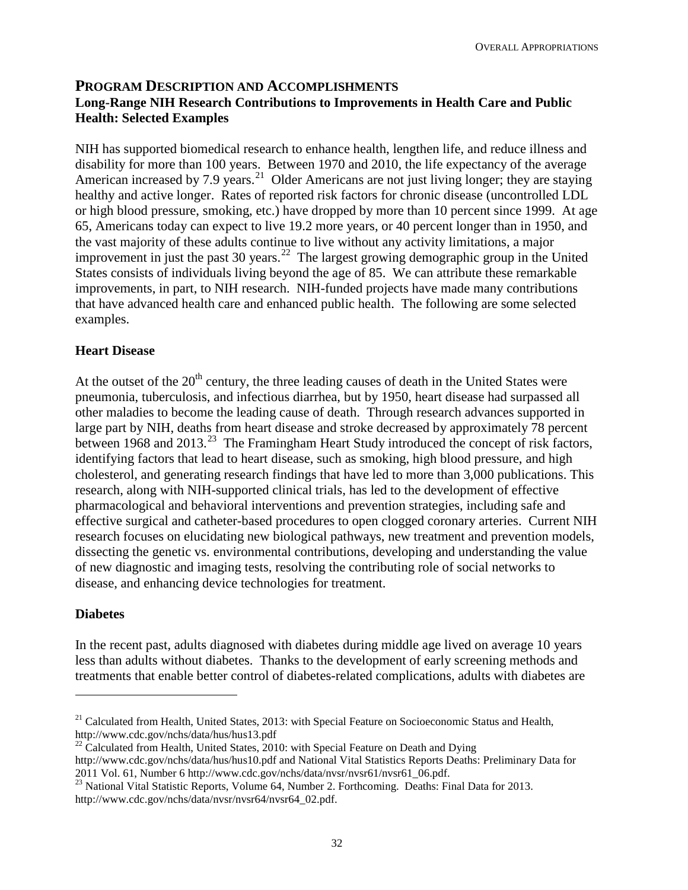## PROGRAM DESCRIPTION AND ACCOMPLISHMENTS

### Long-Range NIH Research Contributions to Improvements in Health Care and Public Health: Selected Examples

NIH has supported biomedical research to enhance health, lengthen life, and reduce illness and disability for more than 100 years. Between 1970 and 2010, the life expectancy of the average American increased by 7.9 years.[21] Older Americans are not just living longer; they are staying healthy and active longer. Rates of reported risk factors for chronic disease (uncontrolled LDL or high blood pressure, smoking, etc.) have dropped by more than 10 percent since 1999. At age 65, Americans today can expect to live 19.2 more years, or 40 percent longer than in 1950, and the vast majority of these adults continue to live without any activity limitations, a major improvement in just the past 30 years.[22] The largest growing demographic group in the United States consists of individuals living beyond the age of 85. We can attribute these remarkable improvements, in part, to NIH research. NIH-funded projects have made many contributions that have advanced health care and enhanced public health. The following are some selected examples.

### Heart Disease

At the outset of the 20th century, the three leading causes of death in the United States were pneumonia, tuberculosis, and infectious diarrhea, but by 1950, heart disease had surpassed all other maladies to become the leading cause of death. Through research advances supported in large part by NIH, deaths from heart disease and stroke decreased by approximately 78 percent between 1968 and 2013.[23] The Framingham Heart Study introduced the concept of risk factors, identifying factors that lead to heart disease, such as smoking, high blood pressure, and high cholesterol, and generating research findings that have led to more than 3,000 publications. This research, along with NIH-supported clinical trials, has led to the development of effective pharmacological and behavioral interventions and prevention strategies, including safe and effective surgical and catheter-based procedures to open clogged coronary arteries. Current NIH research focuses on elucidating new biological pathways, new treatment and prevention models, dissecting the genetic vs. environmental contributions, developing and understanding the value of new diagnostic and imaging tests, resolving the contributing role of social networks to disease, and enhancing device technologies for treatment.

### Diabetes

In the recent past, adults diagnosed with diabetes during middle age lived on average 10 years less than adults without diabetes. Thanks to the development of early screening methods and treatments that enable better control of diabetes-related complications, adults with diabetes are

---

[21] Calculated from Health, United States, 2013: with Special Feature on Socioeconomic Status and Health, http://www.cdc.gov/nchs/data/hus/hus13.pdf

[22] Calculated from Health, United States, 2010: with Special Feature on Death and Dying http://www.cdc.gov/nchs/data/hus/hus10.pdf and National Vital Statistics Reports Deaths: Preliminary Data for 2011 Vol. 61, Number 6 http://www.cdc.gov/nchs/data/nvsr/nvsr61/nvsr61_06.pdf.

[23] National Vital Statistic Reports, Volume 64, Number 2. Forthcoming. Deaths: Final Data for 2013. http://www.cdc.gov/nchs/data/nvsr/nvsr64/nvsr64_02.pdf.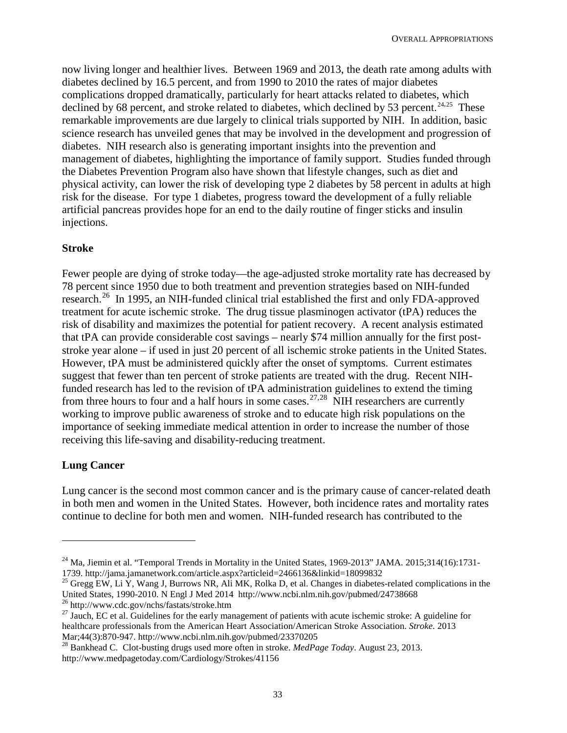now living longer and healthier lives. Between 1969 and 2013, the death rate among adults with diabetes declined by 16.5 percent, and from 1990 to 2010 the rates of major diabetes complications dropped dramatically, particularly for heart attacks related to diabetes, which declined by 68 percent, and stroke related to diabetes, which declined by 53 percent.[24,25] These remarkable improvements are due largely to clinical trials supported by NIH. In addition, basic science research has unveiled genes that may be involved in the development and progression of diabetes. NIH research also is generating important insights into the prevention and management of diabetes, highlighting the importance of family support. Studies funded through the Diabetes Prevention Program also have shown that lifestyle changes, such as diet and physical activity, can lower the risk of developing type 2 diabetes by 58 percent in adults at high risk for the disease. For type 1 diabetes, progress toward the development of a fully reliable artificial pancreas provides hope for an end to the daily routine of finger sticks and insulin injections.

**Stroke**

Fewer people are dying of stroke today—the age-adjusted stroke mortality rate has decreased by 78 percent since 1950 due to both treatment and prevention strategies based on NIH-funded research.[26] In 1995, an NIH-funded clinical trial established the first and only FDA-approved treatment for acute ischemic stroke. The drug tissue plasminogen activator (tPA) reduces the risk of disability and maximizes the potential for patient recovery. A recent analysis estimated that tPA can provide considerable cost savings – nearly $74 million annually for the first post-stroke year alone – if used in just 20 percent of all ischemic stroke patients in the United States. However, tPA must be administered quickly after the onset of symptoms. Current estimates suggest that fewer than ten percent of stroke patients are treated with the drug. Recent NIH-funded research has led to the revision of tPA administration guidelines to extend the timing from three hours to four and a half hours in some cases.[27,28] NIH researchers are currently working to improve public awareness of stroke and to educate high risk populations on the importance of seeking immediate medical attention in order to increase the number of those receiving this life-saving and disability-reducing treatment.

**Lung Cancer**

Lung cancer is the second most common cancer and is the primary cause of cancer-related death in both men and women in the United States. However, both incidence rates and mortality rates continue to decline for both men and women. NIH-funded research has contributed to the

---

[24] Ma, Jiemin et al. "Temporal Trends in Mortality in the United States, 1969-2013" JAMA. 2015;314(16):1731-1739. http://jama.jamanetwork.com/article.aspx?articleid=2466136&linkid=18099832

[25] Gregg EW, Li Y, Wang J, Burrows NR, Ali MK, Rolka D, et al. Changes in diabetes-related complications in the United States, 1990-2010. N Engl J Med 2014 http://www.ncbi.nlm.nih.gov/pubmed/24738668

[26] http://www.cdc.gov/nchs/fastats/stroke.htm

[27] Jauch, EC et al. Guidelines for the early management of patients with acute ischemic stroke: A guideline for healthcare professionals from the American Heart Association/American Stroke Association. *Stroke.* 2013 Mar;44(3):870-947. http://www.ncbi.nlm.nih.gov/pubmed/23370205

[28] Bankhead C. Clot-busting drugs used more often in stroke. *MedPage Today*. August 23, 2013. http://www.medpagetoday.com/Cardiology/Strokes/41156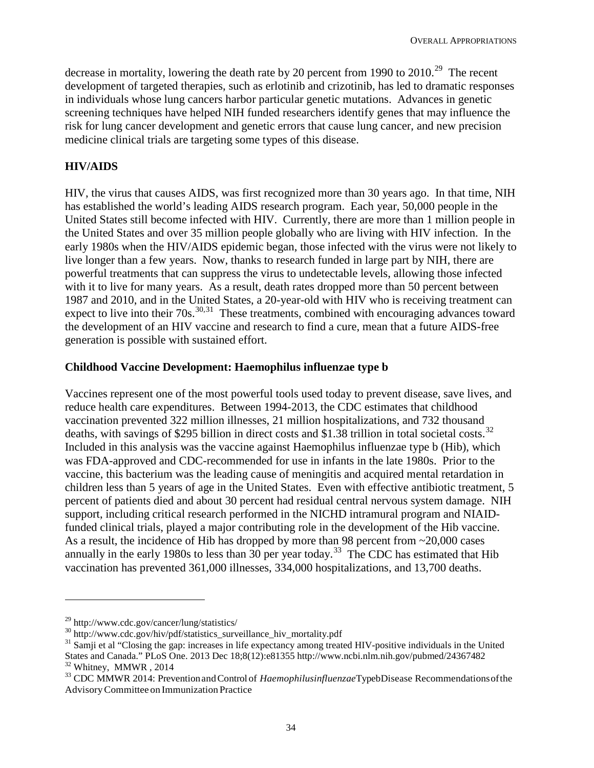decrease in mortality, lowering the death rate by 20 percent from 1990 to 2010.[29] The recent development of targeted therapies, such as erlotinib and crizotinib, has led to dramatic responses in individuals whose lung cancers harbor particular genetic mutations. Advances in genetic screening techniques have helped NIH funded researchers identify genes that may influence the risk for lung cancer development and genetic errors that cause lung cancer, and new precision medicine clinical trials are targeting some types of this disease.

**HIV/AIDS**

HIV, the virus that causes AIDS, was first recognized more than 30 years ago. In that time, NIH has established the world's leading AIDS research program. Each year, 50,000 people in the United States still become infected with HIV. Currently, there are more than 1 million people in the United States and over 35 million people globally who are living with HIV infection. In the early 1980s when the HIV/AIDS epidemic began, those infected with the virus were not likely to live longer than a few years. Now, thanks to research funded in large part by NIH, there are powerful treatments that can suppress the virus to undetectable levels, allowing those infected with it to live for many years. As a result, death rates dropped more than 50 percent between 1987 and 2010, and in the United States, a 20-year-old with HIV who is receiving treatment can expect to live into their 70s.[30,31] These treatments, combined with encouraging advances toward the development of an HIV vaccine and research to find a cure, mean that a future AIDS-free generation is possible with sustained effort.

**Childhood Vaccine Development: Haemophilus influenzae type b**

Vaccines represent one of the most powerful tools used today to prevent disease, save lives, and reduce health care expenditures. Between 1994-2013, the CDC estimates that childhood vaccination prevented 322 million illnesses, 21 million hospitalizations, and 732 thousand deaths, with savings of $295 billion in direct costs and $1.38 trillion in total societal costs.[32] Included in this analysis was the vaccine against Haemophilus influenzae type b (Hib), which was FDA-approved and CDC-recommended for use in infants in the late 1980s. Prior to the vaccine, this bacterium was the leading cause of meningitis and acquired mental retardation in children less than 5 years of age in the United States. Even with effective antibiotic treatment, 5 percent of patients died and about 30 percent had residual central nervous system damage. NIH support, including critical research performed in the NICHD intramural program and NIAID-funded clinical trials, played a major contributing role in the development of the Hib vaccine. As a result, the incidence of Hib has dropped by more than 98 percent from ~20,000 cases annually in the early 1980s to less than 30 per year today.[33] The CDC has estimated that Hib vaccination has prevented 361,000 illnesses, 334,000 hospitalizations, and 13,700 deaths.

---

[29] http://www.cdc.gov/cancer/lung/statistics/
[30] http://www.cdc.gov/hiv/pdf/statistics_surveillance_hiv_mortality.pdf
[31] Samji et al "Closing the gap: increases in life expectancy among treated HIV-positive individuals in the United States and Canada." PLoS One. 2013 Dec 18;8(12):e81355 http://www.ncbi.nlm.nih.gov/pubmed/24367482
[32] Whitney, MMWR , 2014
[33] CDC MMWR 2014: Prevention and Control of *Haemophilus influenzae* Type b Disease Recommendations of the Advisory Committee on Immunization Practice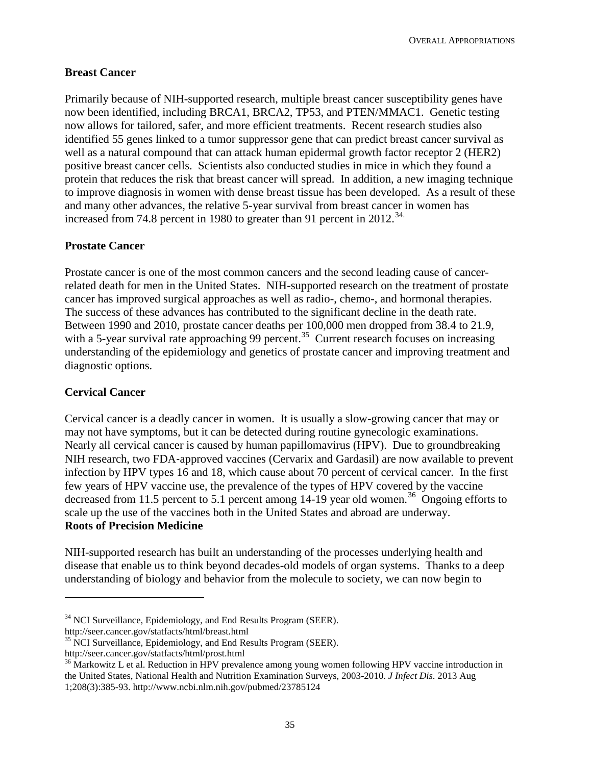**Breast Cancer**

Primarily because of NIH-supported research, multiple breast cancer susceptibility genes have now been identified, including BRCA1, BRCA2, TP53, and PTEN/MMAC1. Genetic testing now allows for tailored, safer, and more efficient treatments. Recent research studies also identified 55 genes linked to a tumor suppressor gene that can predict breast cancer survival as well as a natural compound that can attack human epidermal growth factor receptor 2 (HER2) positive breast cancer cells. Scientists also conducted studies in mice in which they found a protein that reduces the risk that breast cancer will spread. In addition, a new imaging technique to improve diagnosis in women with dense breast tissue has been developed. As a result of these and many other advances, the relative 5-year survival from breast cancer in women has increased from 74.8 percent in 1980 to greater than 91 percent in 2012.[34]

**Prostate Cancer**

Prostate cancer is one of the most common cancers and the second leading cause of cancer-related death for men in the United States. NIH-supported research on the treatment of prostate cancer has improved surgical approaches as well as radio-, chemo-, and hormonal therapies. The success of these advances has contributed to the significant decline in the death rate. Between 1990 and 2010, prostate cancer deaths per 100,000 men dropped from 38.4 to 21.9, with a 5-year survival rate approaching 99 percent.[35] Current research focuses on increasing understanding of the epidemiology and genetics of prostate cancer and improving treatment and diagnostic options.

**Cervical Cancer**

Cervical cancer is a deadly cancer in women. It is usually a slow-growing cancer that may or may not have symptoms, but it can be detected during routine gynecologic examinations. Nearly all cervical cancer is caused by human papillomavirus (HPV). Due to groundbreaking NIH research, two FDA-approved vaccines (Cervarix and Gardasil) are now available to prevent infection by HPV types 16 and 18, which cause about 70 percent of cervical cancer. In the first few years of HPV vaccine use, the prevalence of the types of HPV covered by the vaccine decreased from 11.5 percent to 5.1 percent among 14-19 year old women.[36] Ongoing efforts to scale up the use of the vaccines both in the United States and abroad are underway.

**Roots of Precision Medicine**

NIH-supported research has built an understanding of the processes underlying health and disease that enable us to think beyond decades-old models of organ systems. Thanks to a deep understanding of biology and behavior from the molecule to society, we can now begin to

---

[34] NCI Surveillance, Epidemiology, and End Results Program (SEER). http://seer.cancer.gov/statfacts/html/breast.html

[35] NCI Surveillance, Epidemiology, and End Results Program (SEER). http://seer.cancer.gov/statfacts/html/prost.html

[36] Markowitz L et al. Reduction in HPV prevalence among young women following HPV vaccine introduction in the United States, National Health and Nutrition Examination Surveys, 2003-2010. *J Infect Dis*. 2013 Aug 1;208(3):385-93. http://www.ncbi.nlm.nih.gov/pubmed/23785124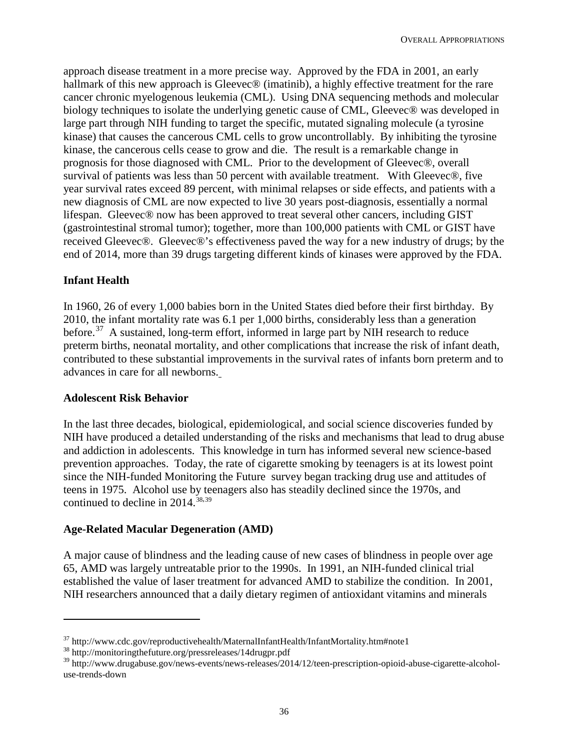approach disease treatment in a more precise way. Approved by the FDA in 2001, an early hallmark of this new approach is Gleevec® (imatinib), a highly effective treatment for the rare cancer chronic myelogenous leukemia (CML). Using DNA sequencing methods and molecular biology techniques to isolate the underlying genetic cause of CML, Gleevec® was developed in large part through NIH funding to target the specific, mutated signaling molecule (a tyrosine kinase) that causes the cancerous CML cells to grow uncontrollably. By inhibiting the tyrosine kinase, the cancerous cells cease to grow and die. The result is a remarkable change in prognosis for those diagnosed with CML. Prior to the development of Gleevec®, overall survival of patients was less than 50 percent with available treatment. With Gleevec®, five year survival rates exceed 89 percent, with minimal relapses or side effects, and patients with a new diagnosis of CML are now expected to live 30 years post-diagnosis, essentially a normal lifespan. Gleevec® now has been approved to treat several other cancers, including GIST (gastrointestinal stromal tumor); together, more than 100,000 patients with CML or GIST have received Gleevec®. Gleevec®'s effectiveness paved the way for a new industry of drugs; by the end of 2014, more than 39 drugs targeting different kinds of kinases were approved by the FDA.

**Infant Health**

In 1960, 26 of every 1,000 babies born in the United States died before their first birthday. By 2010, the infant mortality rate was 6.1 per 1,000 births, considerably less than a generation before.[37] A sustained, long-term effort, informed in large part by NIH research to reduce preterm births, neonatal mortality, and other complications that increase the risk of infant death, contributed to these substantial improvements in the survival rates of infants born preterm and to advances in care for all newborns.

**Adolescent Risk Behavior**

In the last three decades, biological, epidemiological, and social science discoveries funded by NIH have produced a detailed understanding of the risks and mechanisms that lead to drug abuse and addiction in adolescents. This knowledge in turn has informed several new science-based prevention approaches. Today, the rate of cigarette smoking by teenagers is at its lowest point since the NIH-funded Monitoring the Future survey began tracking drug use and attitudes of teens in 1975. Alcohol use by teenagers also has steadily declined since the 1970s, and continued to decline in 2014.[38,39]

**Age-Related Macular Degeneration (AMD)**

A major cause of blindness and the leading cause of new cases of blindness in people over age 65, AMD was largely untreatable prior to the 1990s. In 1991, an NIH-funded clinical trial established the value of laser treatment for advanced AMD to stabilize the condition. In 2001, NIH researchers announced that a daily dietary regimen of antioxidant vitamins and minerals

---

[37] http://www.cdc.gov/reproductivehealth/MaternalInfantHealth/InfantMortality.htm#note1

[38] http://monitoringthefuture.org/pressreleases/14drugpr.pdf

[39] http://www.drugabuse.gov/news-events/news-releases/2014/12/teen-prescription-opioid-abuse-cigarette-alcohol-use-trends-down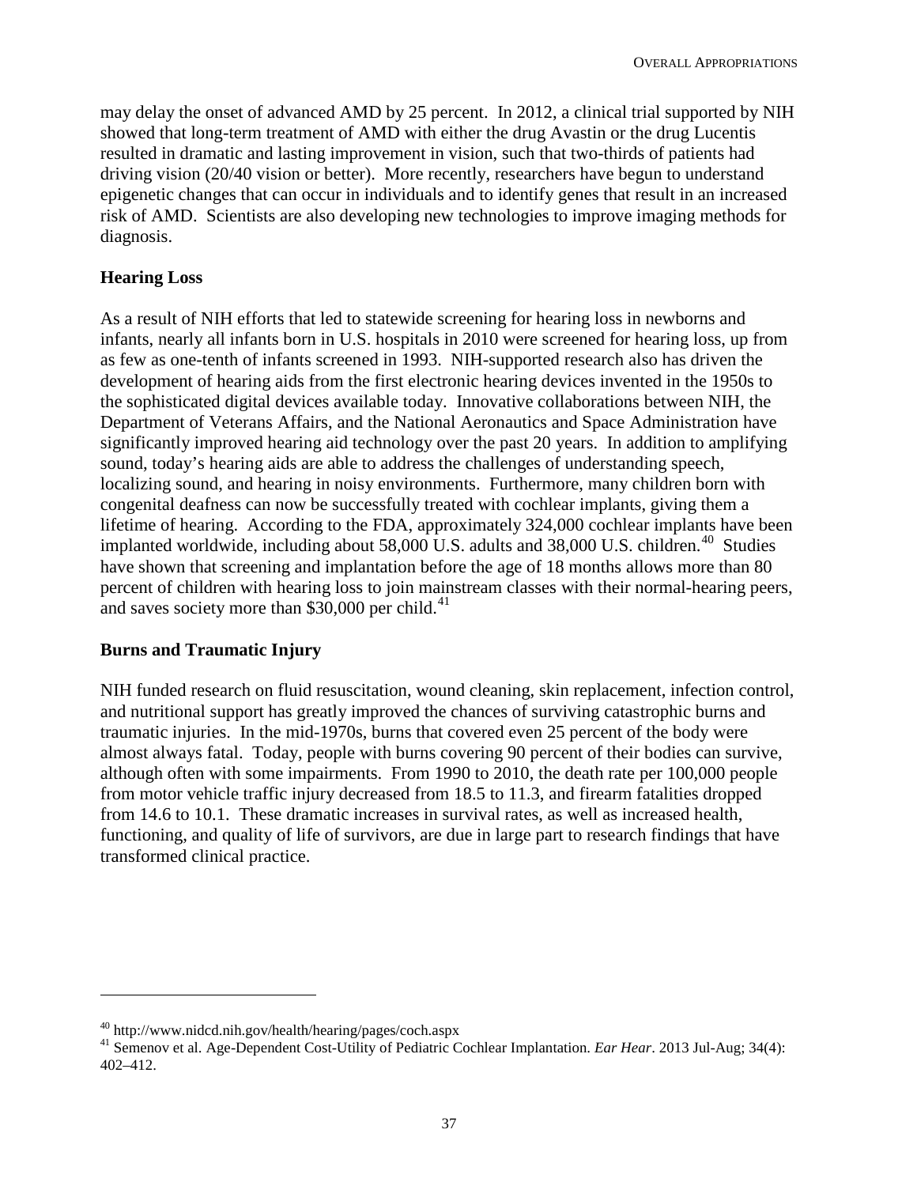may delay the onset of advanced AMD by 25 percent. In 2012, a clinical trial supported by NIH showed that long-term treatment of AMD with either the drug Avastin or the drug Lucentis resulted in dramatic and lasting improvement in vision, such that two-thirds of patients had driving vision (20/40 vision or better). More recently, researchers have begun to understand epigenetic changes that can occur in individuals and to identify genes that result in an increased risk of AMD. Scientists are also developing new technologies to improve imaging methods for diagnosis.

## Hearing Loss

As a result of NIH efforts that led to statewide screening for hearing loss in newborns and infants, nearly all infants born in U.S. hospitals in 2010 were screened for hearing loss, up from as few as one-tenth of infants screened in 1993. NIH-supported research also has driven the development of hearing aids from the first electronic hearing devices invented in the 1950s to the sophisticated digital devices available today. Innovative collaborations between NIH, the Department of Veterans Affairs, and the National Aeronautics and Space Administration have significantly improved hearing aid technology over the past 20 years. In addition to amplifying sound, today's hearing aids are able to address the challenges of understanding speech, localizing sound, and hearing in noisy environments. Furthermore, many children born with congenital deafness can now be successfully treated with cochlear implants, giving them a lifetime of hearing. According to the FDA, approximately 324,000 cochlear implants have been implanted worldwide, including about 58,000 U.S. adults and 38,000 U.S. children.[40] Studies have shown that screening and implantation before the age of 18 months allows more than 80 percent of children with hearing loss to join mainstream classes with their normal-hearing peers, and saves society more than $30,000 per child.[41]

## Burns and Traumatic Injury

NIH funded research on fluid resuscitation, wound cleaning, skin replacement, infection control, and nutritional support has greatly improved the chances of surviving catastrophic burns and traumatic injuries. In the mid-1970s, burns that covered even 25 percent of the body were almost always fatal. Today, people with burns covering 90 percent of their bodies can survive, although often with some impairments. From 1990 to 2010, the death rate per 100,000 people from motor vehicle traffic injury decreased from 18.5 to 11.3, and firearm fatalities dropped from 14.6 to 10.1. These dramatic increases in survival rates, as well as increased health, functioning, and quality of life of survivors, are due in large part to research findings that have transformed clinical practice.

---

[40] http://www.nidcd.nih.gov/health/hearing/pages/coch.aspx

[41] Semenov et al. Age-Dependent Cost-Utility of Pediatric Cochlear Implantation. *Ear Hear*. 2013 Jul-Aug; 34(4): 402–412.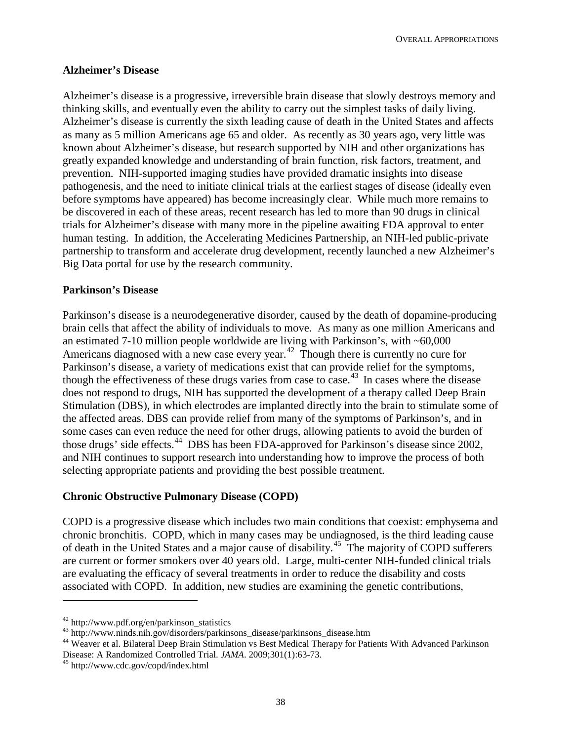## Alzheimer's Disease

Alzheimer's disease is a progressive, irreversible brain disease that slowly destroys memory and thinking skills, and eventually even the ability to carry out the simplest tasks of daily living. Alzheimer's disease is currently the sixth leading cause of death in the United States and affects as many as 5 million Americans age 65 and older. As recently as 30 years ago, very little was known about Alzheimer's disease, but research supported by NIH and other organizations has greatly expanded knowledge and understanding of brain function, risk factors, treatment, and prevention. NIH-supported imaging studies have provided dramatic insights into disease pathogenesis, and the need to initiate clinical trials at the earliest stages of disease (ideally even before symptoms have appeared) has become increasingly clear. While much more remains to be discovered in each of these areas, recent research has led to more than 90 drugs in clinical trials for Alzheimer's disease with many more in the pipeline awaiting FDA approval to enter human testing. In addition, the Accelerating Medicines Partnership, an NIH-led public-private partnership to transform and accelerate drug development, recently launched a new Alzheimer's Big Data portal for use by the research community.

## Parkinson's Disease

Parkinson's disease is a neurodegenerative disorder, caused by the death of dopamine-producing brain cells that affect the ability of individuals to move. As many as one million Americans and an estimated 7-10 million people worldwide are living with Parkinson's, with ~60,000 Americans diagnosed with a new case every year.[42] Though there is currently no cure for Parkinson's disease, a variety of medications exist that can provide relief for the symptoms, though the effectiveness of these drugs varies from case to case.[43] In cases where the disease does not respond to drugs, NIH has supported the development of a therapy called Deep Brain Stimulation (DBS), in which electrodes are implanted directly into the brain to stimulate some of the affected areas. DBS can provide relief from many of the symptoms of Parkinson's, and in some cases can even reduce the need for other drugs, allowing patients to avoid the burden of those drugs' side effects.[44] DBS has been FDA-approved for Parkinson's disease since 2002, and NIH continues to support research into understanding how to improve the process of both selecting appropriate patients and providing the best possible treatment.

## Chronic Obstructive Pulmonary Disease (COPD)

COPD is a progressive disease which includes two main conditions that coexist: emphysema and chronic bronchitis. COPD, which in many cases may be undiagnosed, is the third leading cause of death in the United States and a major cause of disability.[45] The majority of COPD sufferers are current or former smokers over 40 years old. Large, multi-center NIH-funded clinical trials are evaluating the efficacy of several treatments in order to reduce the disability and costs associated with COPD. In addition, new studies are examining the genetic contributions,

---

[42] http://www.pdf.org/en/parkinson_statistics

[43] http://www.ninds.nih.gov/disorders/parkinsons_disease/parkinsons_disease.htm

[44] Weaver et al. Bilateral Deep Brain Stimulation vs Best Medical Therapy for Patients With Advanced Parkinson Disease: A Randomized Controlled Trial. *JAMA*. 2009;301(1):63-73.

[45] http://www.cdc.gov/copd/index.html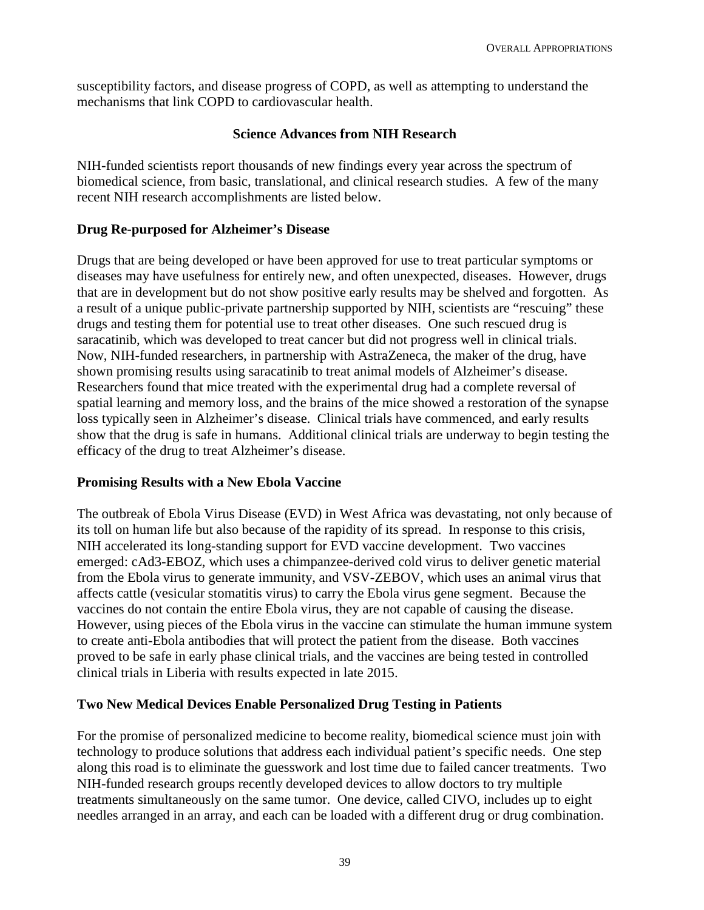susceptibility factors, and disease progress of COPD, as well as attempting to understand the mechanisms that link COPD to cardiovascular health.

## Science Advances from NIH Research

NIH-funded scientists report thousands of new findings every year across the spectrum of biomedical science, from basic, translational, and clinical research studies. A few of the many recent NIH research accomplishments are listed below.

### Drug Re-purposed for Alzheimer's Disease

Drugs that are being developed or have been approved for use to treat particular symptoms or diseases may have usefulness for entirely new, and often unexpected, diseases. However, drugs that are in development but do not show positive early results may be shelved and forgotten. As a result of a unique public-private partnership supported by NIH, scientists are "rescuing" these drugs and testing them for potential use to treat other diseases. One such rescued drug is saracatinib, which was developed to treat cancer but did not progress well in clinical trials. Now, NIH-funded researchers, in partnership with AstraZeneca, the maker of the drug, have shown promising results using saracatinib to treat animal models of Alzheimer's disease. Researchers found that mice treated with the experimental drug had a complete reversal of spatial learning and memory loss, and the brains of the mice showed a restoration of the synapse loss typically seen in Alzheimer's disease. Clinical trials have commenced, and early results show that the drug is safe in humans. Additional clinical trials are underway to begin testing the efficacy of the drug to treat Alzheimer's disease.

### Promising Results with a New Ebola Vaccine

The outbreak of Ebola Virus Disease (EVD) in West Africa was devastating, not only because of its toll on human life but also because of the rapidity of its spread. In response to this crisis, NIH accelerated its long-standing support for EVD vaccine development. Two vaccines emerged: cAd3-EBOZ, which uses a chimpanzee-derived cold virus to deliver genetic material from the Ebola virus to generate immunity, and VSV-ZEBOV, which uses an animal virus that affects cattle (vesicular stomatitis virus) to carry the Ebola virus gene segment. Because the vaccines do not contain the entire Ebola virus, they are not capable of causing the disease. However, using pieces of the Ebola virus in the vaccine can stimulate the human immune system to create anti-Ebola antibodies that will protect the patient from the disease. Both vaccines proved to be safe in early phase clinical trials, and the vaccines are being tested in controlled clinical trials in Liberia with results expected in late 2015.

### Two New Medical Devices Enable Personalized Drug Testing in Patients

For the promise of personalized medicine to become reality, biomedical science must join with technology to produce solutions that address each individual patient's specific needs. One step along this road is to eliminate the guesswork and lost time due to failed cancer treatments. Two NIH-funded research groups recently developed devices to allow doctors to try multiple treatments simultaneously on the same tumor. One device, called CIVO, includes up to eight needles arranged in an array, and each can be loaded with a different drug or drug combination.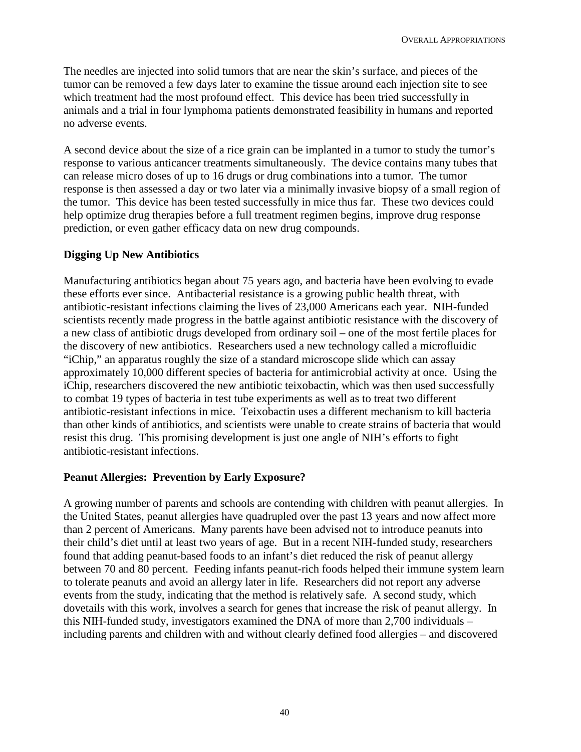The needles are injected into solid tumors that are near the skin's surface, and pieces of the tumor can be removed a few days later to examine the tissue around each injection site to see which treatment had the most profound effect. This device has been tried successfully in animals and a trial in four lymphoma patients demonstrated feasibility in humans and reported no adverse events.

A second device about the size of a rice grain can be implanted in a tumor to study the tumor's response to various anticancer treatments simultaneously. The device contains many tubes that can release micro doses of up to 16 drugs or drug combinations into a tumor. The tumor response is then assessed a day or two later via a minimally invasive biopsy of a small region of the tumor. This device has been tested successfully in mice thus far. These two devices could help optimize drug therapies before a full treatment regimen begins, improve drug response prediction, or even gather efficacy data on new drug compounds.

**Digging Up New Antibiotics**

Manufacturing antibiotics began about 75 years ago, and bacteria have been evolving to evade these efforts ever since. Antibacterial resistance is a growing public health threat, with antibiotic-resistant infections claiming the lives of 23,000 Americans each year. NIH-funded scientists recently made progress in the battle against antibiotic resistance with the discovery of a new class of antibiotic drugs developed from ordinary soil – one of the most fertile places for the discovery of new antibiotics. Researchers used a new technology called a microfluidic "iChip," an apparatus roughly the size of a standard microscope slide which can assay approximately 10,000 different species of bacteria for antimicrobial activity at once. Using the iChip, researchers discovered the new antibiotic teixobactin, which was then used successfully to combat 19 types of bacteria in test tube experiments as well as to treat two different antibiotic-resistant infections in mice. Teixobactin uses a different mechanism to kill bacteria than other kinds of antibiotics, and scientists were unable to create strains of bacteria that would resist this drug. This promising development is just one angle of NIH's efforts to fight antibiotic-resistant infections.

**Peanut Allergies: Prevention by Early Exposure?**

A growing number of parents and schools are contending with children with peanut allergies. In the United States, peanut allergies have quadrupled over the past 13 years and now affect more than 2 percent of Americans. Many parents have been advised not to introduce peanuts into their child's diet until at least two years of age. But in a recent NIH-funded study, researchers found that adding peanut-based foods to an infant's diet reduced the risk of peanut allergy between 70 and 80 percent. Feeding infants peanut-rich foods helped their immune system learn to tolerate peanuts and avoid an allergy later in life. Researchers did not report any adverse events from the study, indicating that the method is relatively safe. A second study, which dovetails with this work, involves a search for genes that increase the risk of peanut allergy. In this NIH-funded study, investigators examined the DNA of more than 2,700 individuals – including parents and children with and without clearly defined food allergies – and discovered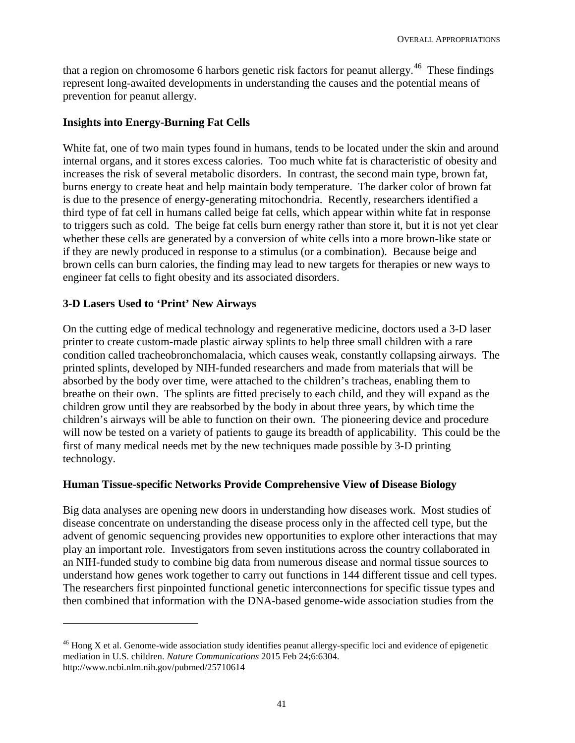that a region on chromosome 6 harbors genetic risk factors for peanut allergy.[46] These findings represent long-awaited developments in understanding the causes and the potential means of prevention for peanut allergy.

**Insights into Energy-Burning Fat Cells**

White fat, one of two main types found in humans, tends to be located under the skin and around internal organs, and it stores excess calories. Too much white fat is characteristic of obesity and increases the risk of several metabolic disorders. In contrast, the second main type, brown fat, burns energy to create heat and help maintain body temperature. The darker color of brown fat is due to the presence of energy-generating mitochondria. Recently, researchers identified a third type of fat cell in humans called beige fat cells, which appear within white fat in response to triggers such as cold. The beige fat cells burn energy rather than store it, but it is not yet clear whether these cells are generated by a conversion of white cells into a more brown-like state or if they are newly produced in response to a stimulus (or a combination). Because beige and brown cells can burn calories, the finding may lead to new targets for therapies or new ways to engineer fat cells to fight obesity and its associated disorders.

**3-D Lasers Used to 'Print' New Airways**

On the cutting edge of medical technology and regenerative medicine, doctors used a 3-D laser printer to create custom-made plastic airway splints to help three small children with a rare condition called tracheobronchomalacia, which causes weak, constantly collapsing airways. The printed splints, developed by NIH-funded researchers and made from materials that will be absorbed by the body over time, were attached to the children's tracheas, enabling them to breathe on their own. The splints are fitted precisely to each child, and they will expand as the children grow until they are reabsorbed by the body in about three years, by which time the children's airways will be able to function on their own. The pioneering device and procedure will now be tested on a variety of patients to gauge its breadth of applicability. This could be the first of many medical needs met by the new techniques made possible by 3-D printing technology.

**Human Tissue-specific Networks Provide Comprehensive View of Disease Biology**

Big data analyses are opening new doors in understanding how diseases work. Most studies of disease concentrate on understanding the disease process only in the affected cell type, but the advent of genomic sequencing provides new opportunities to explore other interactions that may play an important role. Investigators from seven institutions across the country collaborated in an NIH-funded study to combine big data from numerous disease and normal tissue sources to understand how genes work together to carry out functions in 144 different tissue and cell types. The researchers first pinpointed functional genetic interconnections for specific tissue types and then combined that information with the DNA-based genome-wide association studies from the

[46] Hong X et al. Genome-wide association study identifies peanut allergy-specific loci and evidence of epigenetic mediation in U.S. children. *Nature Communications* 2015 Feb 24;6:6304. http://www.ncbi.nlm.nih.gov/pubmed/25710614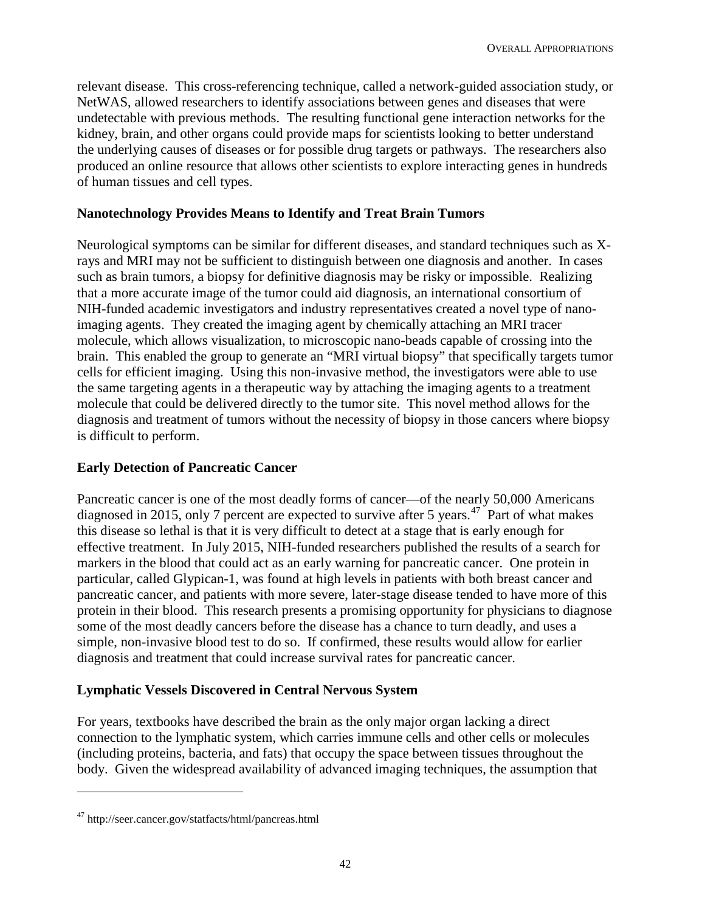relevant disease. This cross-referencing technique, called a network-guided association study, or NetWAS, allowed researchers to identify associations between genes and diseases that were undetectable with previous methods. The resulting functional gene interaction networks for the kidney, brain, and other organs could provide maps for scientists looking to better understand the underlying causes of diseases or for possible drug targets or pathways. The researchers also produced an online resource that allows other scientists to explore interacting genes in hundreds of human tissues and cell types.

**Nanotechnology Provides Means to Identify and Treat Brain Tumors**

Neurological symptoms can be similar for different diseases, and standard techniques such as X-rays and MRI may not be sufficient to distinguish between one diagnosis and another. In cases such as brain tumors, a biopsy for definitive diagnosis may be risky or impossible. Realizing that a more accurate image of the tumor could aid diagnosis, an international consortium of NIH-funded academic investigators and industry representatives created a novel type of nano-imaging agents. They created the imaging agent by chemically attaching an MRI tracer molecule, which allows visualization, to microscopic nano-beads capable of crossing into the brain. This enabled the group to generate an "MRI virtual biopsy" that specifically targets tumor cells for efficient imaging. Using this non-invasive method, the investigators were able to use the same targeting agents in a therapeutic way by attaching the imaging agents to a treatment molecule that could be delivered directly to the tumor site. This novel method allows for the diagnosis and treatment of tumors without the necessity of biopsy in those cancers where biopsy is difficult to perform.

**Early Detection of Pancreatic Cancer**

Pancreatic cancer is one of the most deadly forms of cancer—of the nearly 50,000 Americans diagnosed in 2015, only 7 percent are expected to survive after 5 years.[47] Part of what makes this disease so lethal is that it is very difficult to detect at a stage that is early enough for effective treatment. In July 2015, NIH-funded researchers published the results of a search for markers in the blood that could act as an early warning for pancreatic cancer. One protein in particular, called Glypican-1, was found at high levels in patients with both breast cancer and pancreatic cancer, and patients with more severe, later-stage disease tended to have more of this protein in their blood. This research presents a promising opportunity for physicians to diagnose some of the most deadly cancers before the disease has a chance to turn deadly, and uses a simple, non-invasive blood test to do so. If confirmed, these results would allow for earlier diagnosis and treatment that could increase survival rates for pancreatic cancer.

**Lymphatic Vessels Discovered in Central Nervous System**

For years, textbooks have described the brain as the only major organ lacking a direct connection to the lymphatic system, which carries immune cells and other cells or molecules (including proteins, bacteria, and fats) that occupy the space between tissues throughout the body. Given the widespread availability of advanced imaging techniques, the assumption that

[47] http://seer.cancer.gov/statfacts/html/pancreas.html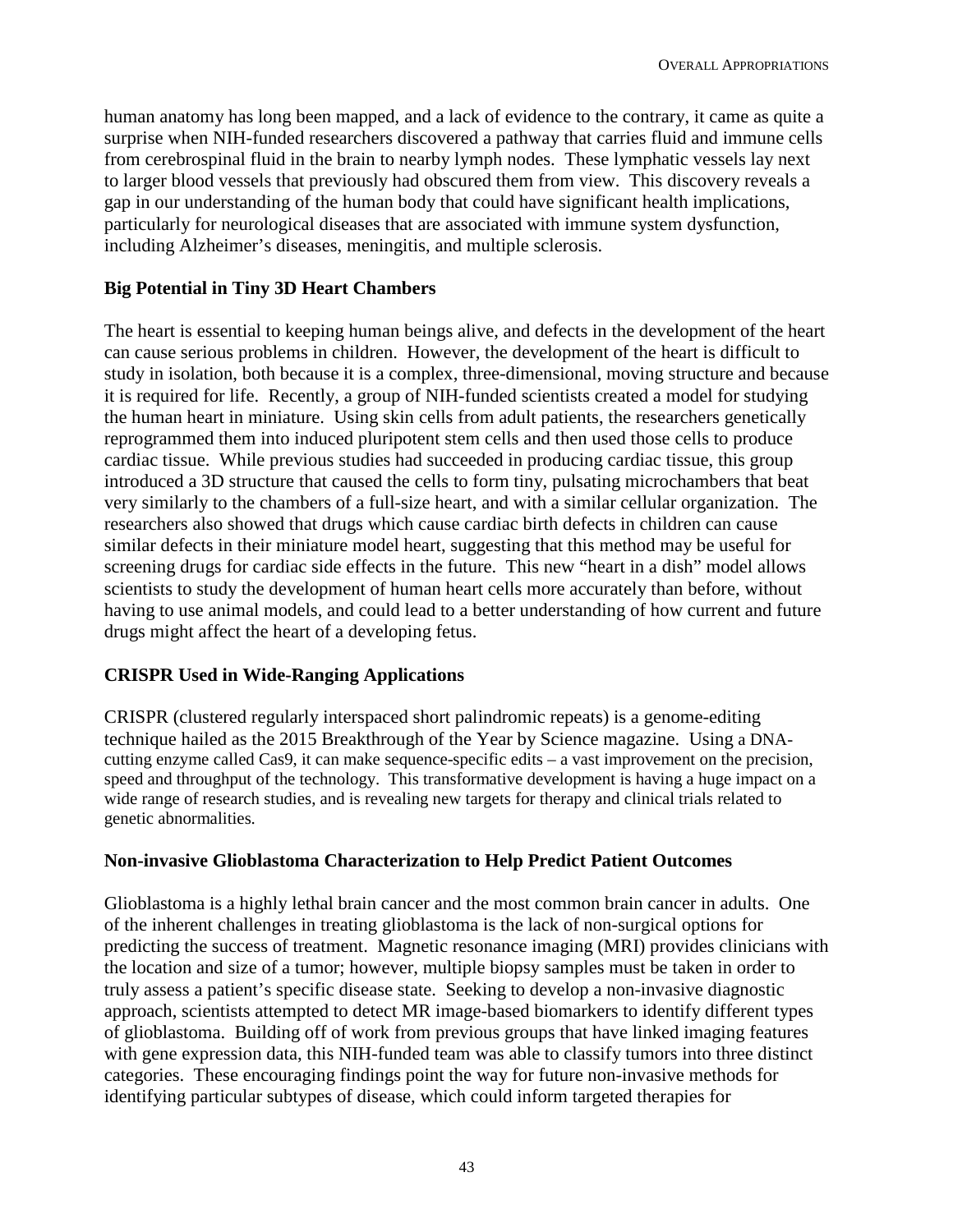human anatomy has long been mapped, and a lack of evidence to the contrary, it came as quite a surprise when NIH-funded researchers discovered a pathway that carries fluid and immune cells from cerebrospinal fluid in the brain to nearby lymph nodes. These lymphatic vessels lay next to larger blood vessels that previously had obscured them from view. This discovery reveals a gap in our understanding of the human body that could have significant health implications, particularly for neurological diseases that are associated with immune system dysfunction, including Alzheimer's diseases, meningitis, and multiple sclerosis.

**Big Potential in Tiny 3D Heart Chambers**

The heart is essential to keeping human beings alive, and defects in the development of the heart can cause serious problems in children. However, the development of the heart is difficult to study in isolation, both because it is a complex, three-dimensional, moving structure and because it is required for life. Recently, a group of NIH-funded scientists created a model for studying the human heart in miniature. Using skin cells from adult patients, the researchers genetically reprogrammed them into induced pluripotent stem cells and then used those cells to produce cardiac tissue. While previous studies had succeeded in producing cardiac tissue, this group introduced a 3D structure that caused the cells to form tiny, pulsating microchambers that beat very similarly to the chambers of a full-size heart, and with a similar cellular organization. The researchers also showed that drugs which cause cardiac birth defects in children can cause similar defects in their miniature model heart, suggesting that this method may be useful for screening drugs for cardiac side effects in the future. This new "heart in a dish" model allows scientists to study the development of human heart cells more accurately than before, without having to use animal models, and could lead to a better understanding of how current and future drugs might affect the heart of a developing fetus.

**CRISPR Used in Wide-Ranging Applications**

CRISPR (clustered regularly interspaced short palindromic repeats) is a genome-editing technique hailed as the 2015 Breakthrough of the Year by Science magazine. Using a DNA-cutting enzyme called Cas9, it can make sequence-specific edits – a vast improvement on the precision, speed and throughput of the technology. This transformative development is having a huge impact on a wide range of research studies, and is revealing new targets for therapy and clinical trials related to genetic abnormalities.

**Non-invasive Glioblastoma Characterization to Help Predict Patient Outcomes**

Glioblastoma is a highly lethal brain cancer and the most common brain cancer in adults. One of the inherent challenges in treating glioblastoma is the lack of non-surgical options for predicting the success of treatment. Magnetic resonance imaging (MRI) provides clinicians with the location and size of a tumor; however, multiple biopsy samples must be taken in order to truly assess a patient's specific disease state. Seeking to develop a non-invasive diagnostic approach, scientists attempted to detect MR image-based biomarkers to identify different types of glioblastoma. Building off of work from previous groups that have linked imaging features with gene expression data, this NIH-funded team was able to classify tumors into three distinct categories. These encouraging findings point the way for future non-invasive methods for identifying particular subtypes of disease, which could inform targeted therapies for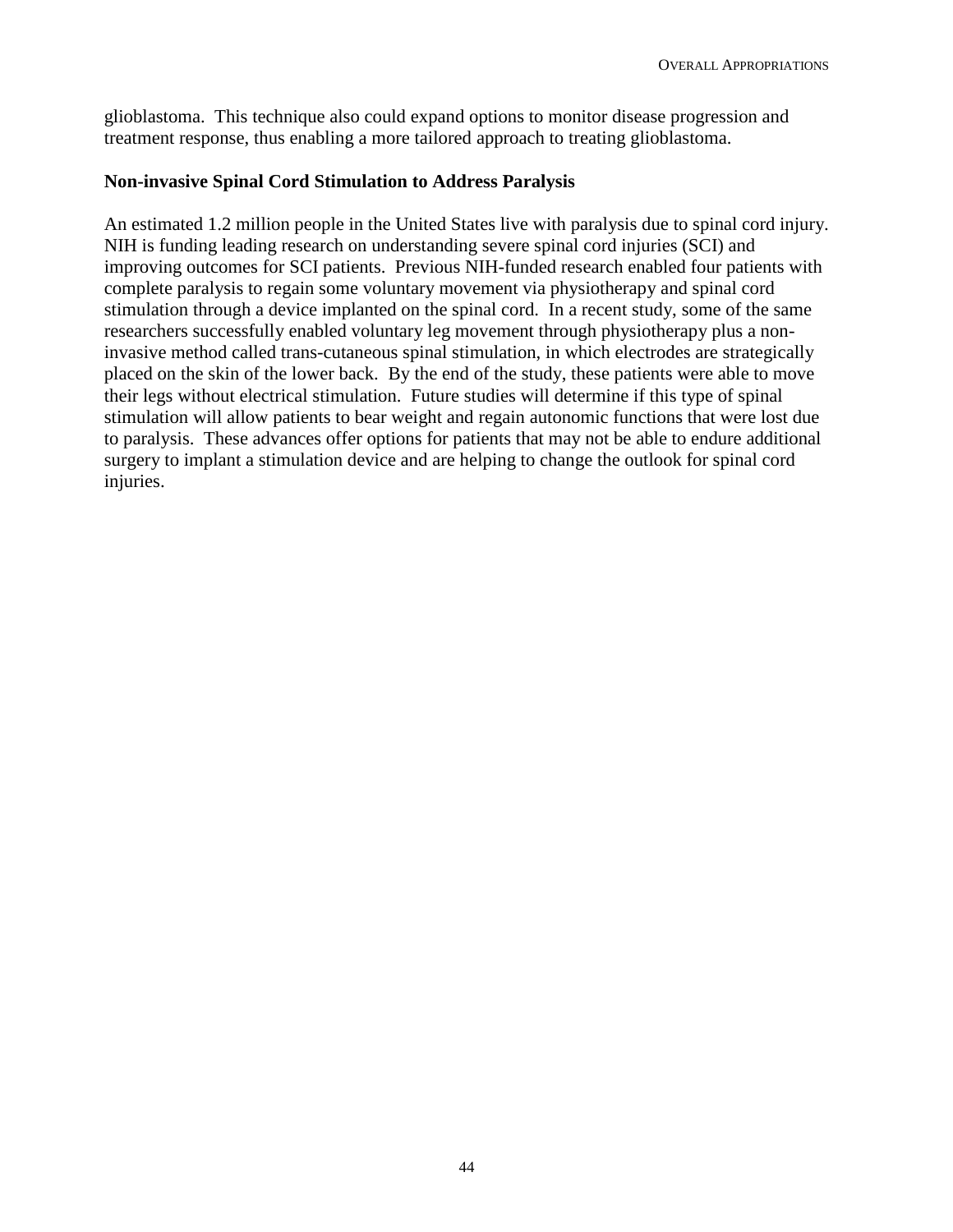glioblastoma. This technique also could expand options to monitor disease progression and treatment response, thus enabling a more tailored approach to treating glioblastoma.

### Non-invasive Spinal Cord Stimulation to Address Paralysis

An estimated 1.2 million people in the United States live with paralysis due to spinal cord injury. NIH is funding leading research on understanding severe spinal cord injuries (SCI) and improving outcomes for SCI patients. Previous NIH-funded research enabled four patients with complete paralysis to regain some voluntary movement via physiotherapy and spinal cord stimulation through a device implanted on the spinal cord. In a recent study, some of the same researchers successfully enabled voluntary leg movement through physiotherapy plus a non-invasive method called trans-cutaneous spinal stimulation, in which electrodes are strategically placed on the skin of the lower back. By the end of the study, these patients were able to move their legs without electrical stimulation. Future studies will determine if this type of spinal stimulation will allow patients to bear weight and regain autonomic functions that were lost due to paralysis. These advances offer options for patients that may not be able to endure additional surgery to implant a stimulation device and are helping to change the outlook for spinal cord injuries.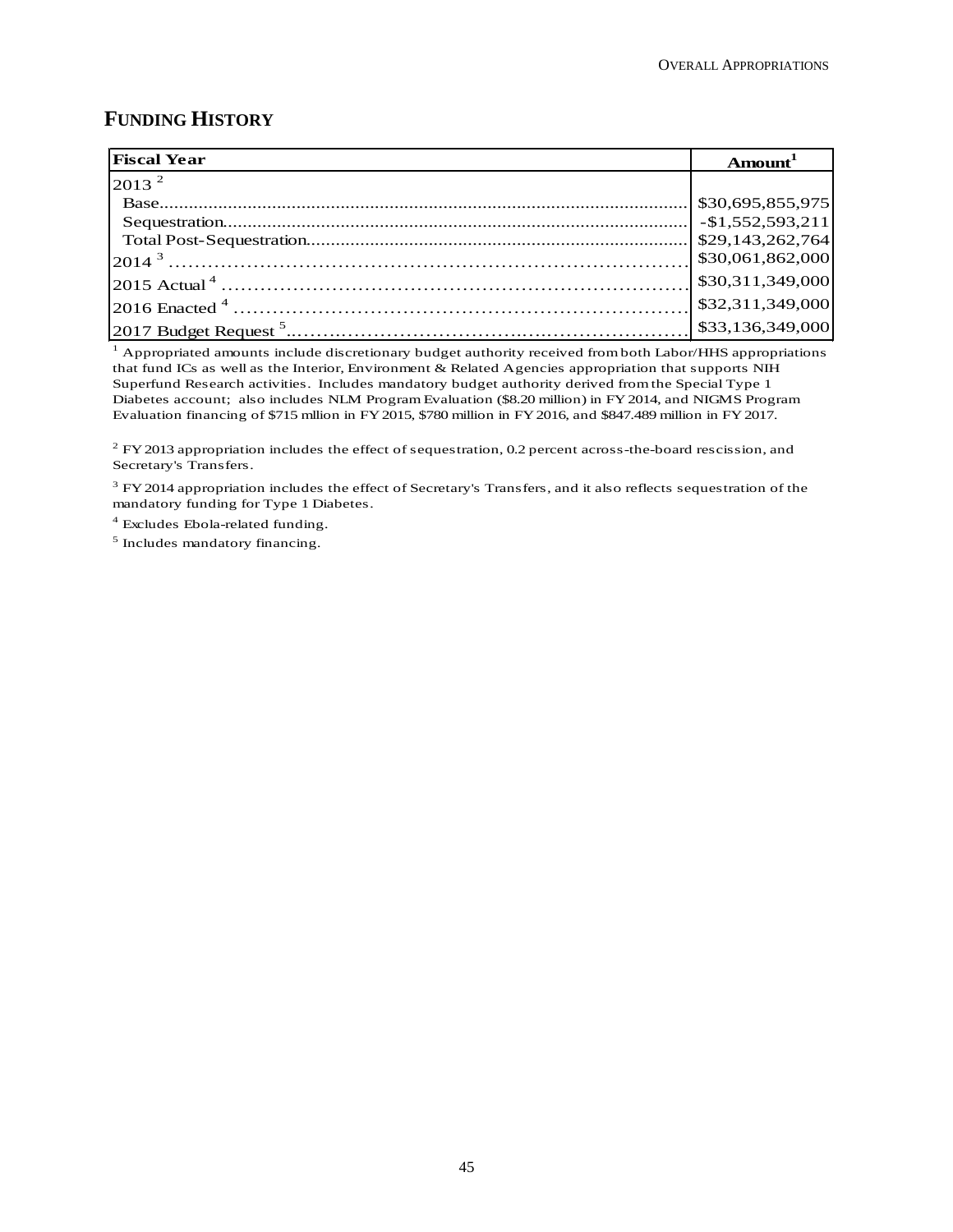## FUNDING HISTORY

| Fiscal Year | Amount[1] |
|---|---|
| 2013 [2] | |
| Base | $30,695,855,975 |
| Sequestration | -$1,552,593,211 |
| Total Post-Sequestration | $29,143,262,764 |
| 2014 [3] | $30,061,862,000 |
| 2015 Actual [4] | $30,311,349,000 |
| 2016 Enacted [4] | $32,311,349,000 |
| 2017 Budget Request [5] | $33,136,349,000 |

[1] Appropriated amounts include discretionary budget authority received from both Labor/HHS appropriations that fund ICs as well as the Interior, Environment & Related Agencies appropriation that supports NIH Superfund Research activities. Includes mandatory budget authority derived from the Special Type 1 Diabetes account; also includes NLM Program Evaluation ($8.20 million) in FY 2014, and NIGMS Program Evaluation financing of $715 mllion in FY 2015, $780 million in FY 2016, and $847.489 million in FY 2017.

[2] FY 2013 appropriation includes the effect of sequestration, 0.2 percent across-the-board rescission, and Secretary's Transfers.

[3] FY 2014 appropriation includes the effect of Secretary's Transfers, and it also reflects sequestration of the mandatory funding for Type 1 Diabetes.

[4] Excludes Ebola-related funding.

[5] Includes mandatory financing.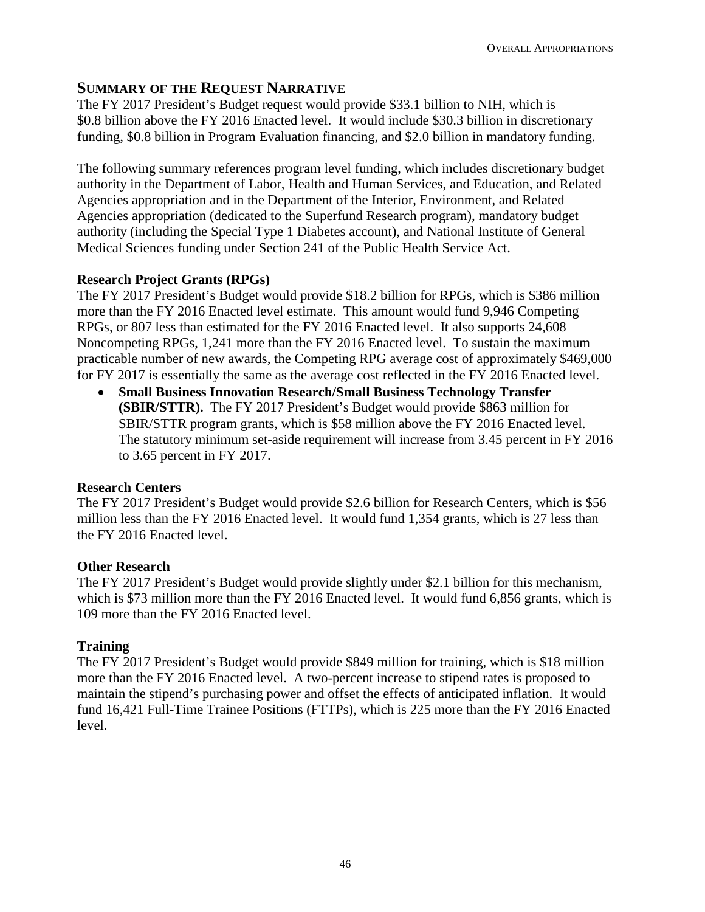## SUMMARY OF THE REQUEST NARRATIVE

The FY 2017 President's Budget request would provide $33.1 billion to NIH, which is $0.8 billion above the FY 2016 Enacted level. It would include $30.3 billion in discretionary funding, $0.8 billion in Program Evaluation financing, and $2.0 billion in mandatory funding.

The following summary references program level funding, which includes discretionary budget authority in the Department of Labor, Health and Human Services, and Education, and Related Agencies appropriation and in the Department of the Interior, Environment, and Related Agencies appropriation (dedicated to the Superfund Research program), mandatory budget authority (including the Special Type 1 Diabetes account), and National Institute of General Medical Sciences funding under Section 241 of the Public Health Service Act.

### Research Project Grants (RPGs)

The FY 2017 President's Budget would provide $18.2 billion for RPGs, which is $386 million more than the FY 2016 Enacted level estimate. This amount would fund 9,946 Competing RPGs, or 807 less than estimated for the FY 2016 Enacted level. It also supports 24,608 Noncompeting RPGs, 1,241 more than the FY 2016 Enacted level. To sustain the maximum practicable number of new awards, the Competing RPG average cost of approximately $469,000 for FY 2017 is essentially the same as the average cost reflected in the FY 2016 Enacted level.

- **Small Business Innovation Research/Small Business Technology Transfer (SBIR/STTR).** The FY 2017 President's Budget would provide $863 million for SBIR/STTR program grants, which is $58 million above the FY 2016 Enacted level. The statutory minimum set-aside requirement will increase from 3.45 percent in FY 2016 to 3.65 percent in FY 2017.

### Research Centers

The FY 2017 President's Budget would provide $2.6 billion for Research Centers, which is $56 million less than the FY 2016 Enacted level. It would fund 1,354 grants, which is 27 less than the FY 2016 Enacted level.

### Other Research

The FY 2017 President's Budget would provide slightly under $2.1 billion for this mechanism, which is $73 million more than the FY 2016 Enacted level. It would fund 6,856 grants, which is 109 more than the FY 2016 Enacted level.

### Training

The FY 2017 President's Budget would provide $849 million for training, which is $18 million more than the FY 2016 Enacted level. A two-percent increase to stipend rates is proposed to maintain the stipend's purchasing power and offset the effects of anticipated inflation. It would fund 16,421 Full-Time Trainee Positions (FTTPs), which is 225 more than the FY 2016 Enacted level.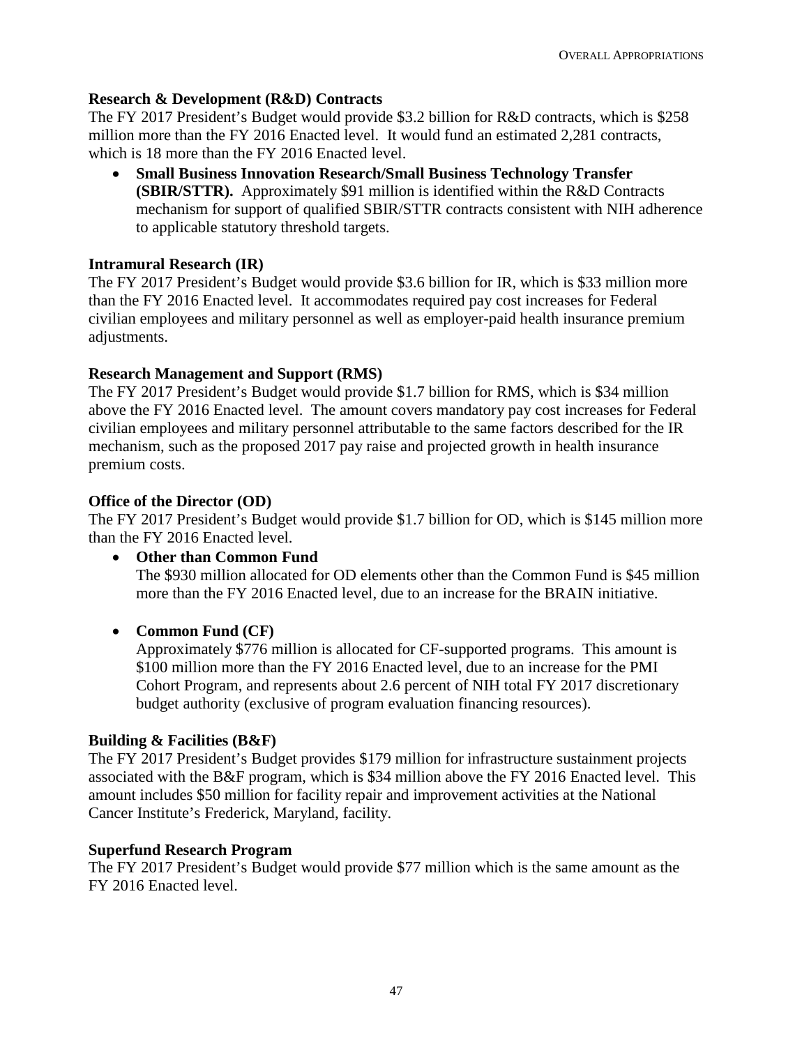**Research & Development (R&D) Contracts**

The FY 2017 President's Budget would provide $3.2 billion for R&D contracts, which is $258 million more than the FY 2016 Enacted level. It would fund an estimated 2,281 contracts, which is 18 more than the FY 2016 Enacted level.

- **Small Business Innovation Research/Small Business Technology Transfer (SBIR/STTR).** Approximately $91 million is identified within the R&D Contracts mechanism for support of qualified SBIR/STTR contracts consistent with NIH adherence to applicable statutory threshold targets.

**Intramural Research (IR)**

The FY 2017 President's Budget would provide $3.6 billion for IR, which is $33 million more than the FY 2016 Enacted level. It accommodates required pay cost increases for Federal civilian employees and military personnel as well as employer-paid health insurance premium adjustments.

**Research Management and Support (RMS)**

The FY 2017 President's Budget would provide $1.7 billion for RMS, which is $34 million above the FY 2016 Enacted level. The amount covers mandatory pay cost increases for Federal civilian employees and military personnel attributable to the same factors described for the IR mechanism, such as the proposed 2017 pay raise and projected growth in health insurance premium costs.

**Office of the Director (OD)**

The FY 2017 President's Budget would provide $1.7 billion for OD, which is $145 million more than the FY 2016 Enacted level.

- **Other than Common Fund**
  The $930 million allocated for OD elements other than the Common Fund is $45 million more than the FY 2016 Enacted level, due to an increase for the BRAIN initiative.

- **Common Fund (CF)**
  Approximately $776 million is allocated for CF-supported programs. This amount is $100 million more than the FY 2016 Enacted level, due to an increase for the PMI Cohort Program, and represents about 2.6 percent of NIH total FY 2017 discretionary budget authority (exclusive of program evaluation financing resources).

**Building & Facilities (B&F)**

The FY 2017 President's Budget provides $179 million for infrastructure sustainment projects associated with the B&F program, which is $34 million above the FY 2016 Enacted level. This amount includes $50 million for facility repair and improvement activities at the National Cancer Institute's Frederick, Maryland, facility.

**Superfund Research Program**

The FY 2017 President's Budget would provide $77 million which is the same amount as the FY 2016 Enacted level.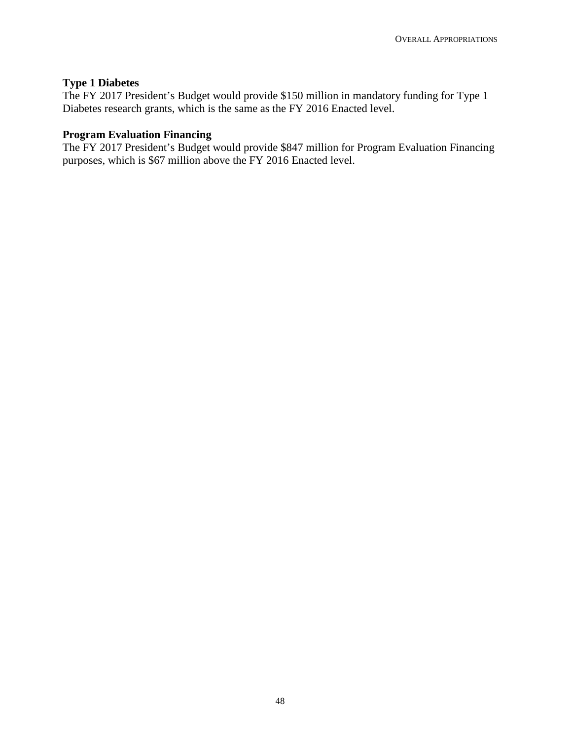### Type 1 Diabetes

The FY 2017 President's Budget would provide $150 million in mandatory funding for Type 1 Diabetes research grants, which is the same as the FY 2016 Enacted level.

### Program Evaluation Financing

The FY 2017 President's Budget would provide $847 million for Program Evaluation Financing purposes, which is $67 million above the FY 2016 Enacted level.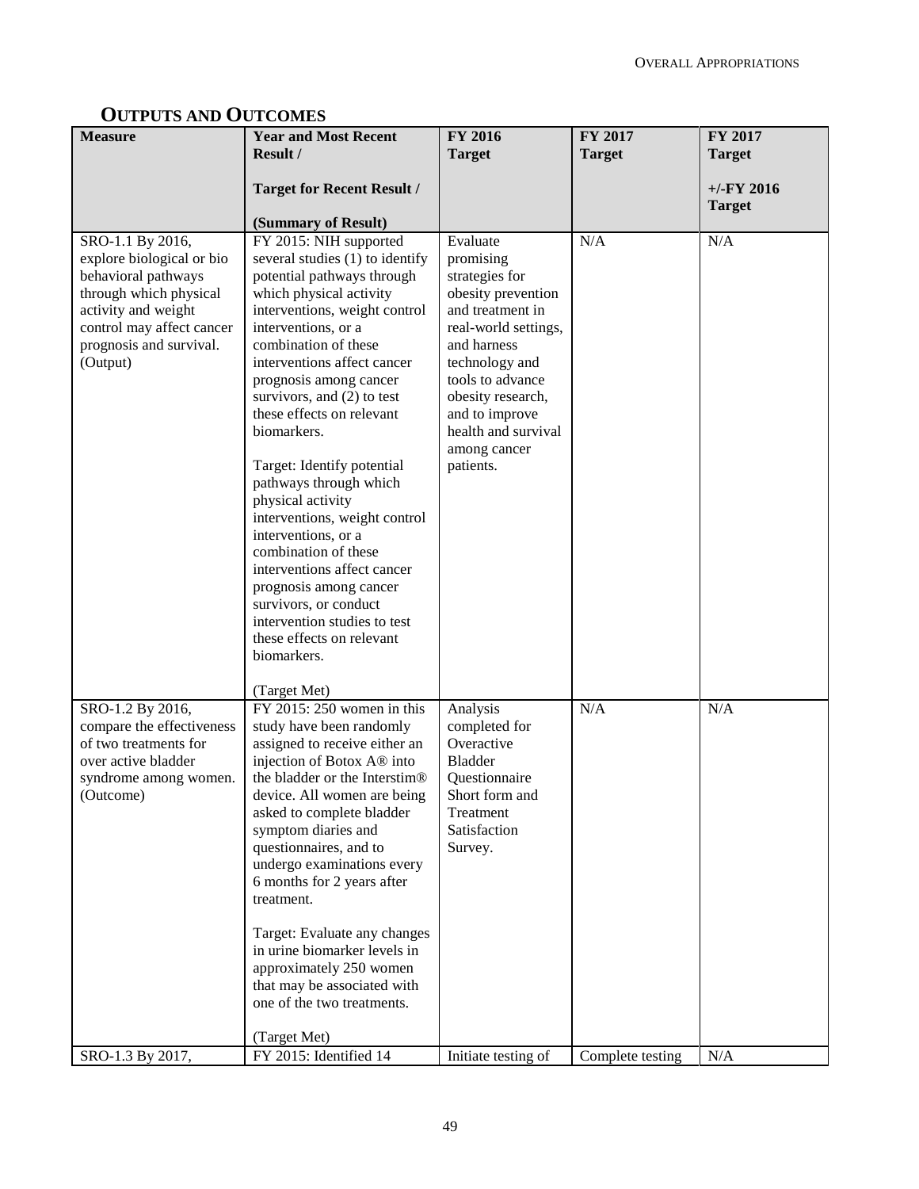## OUTPUTS AND OUTCOMES

| Measure | Year and Most Recent Result / Target for Recent Result / (Summary of Result) | FY 2016 Target | FY 2017 Target | FY 2017 Target +/-FY 2016 Target |
|---|---|---|---|---|
| SRO-1.1 By 2016, explore biological or bio behavioral pathways through which physical activity and weight control may affect cancer prognosis and survival. (Output) | FY 2015: NIH supported several studies (1) to identify potential pathways through which physical activity interventions, weight control interventions, or a combination of these interventions affect cancer prognosis among cancer survivors, and (2) to test these effects on relevant biomarkers.<br><br>Target: Identify potential pathways through which physical activity interventions, weight control interventions, or a combination of these interventions affect cancer prognosis among cancer survivors, or conduct intervention studies to test these effects on relevant biomarkers.<br><br>(Target Met) | Evaluate promising strategies for obesity prevention and treatment in real-world settings, and harness technology and tools to advance obesity research, and to improve health and survival among cancer patients. | N/A | N/A |
| SRO-1.2 By 2016, compare the effectiveness of two treatments for over active bladder syndrome among women. (Outcome) | FY 2015: 250 women in this study have been randomly assigned to receive either an injection of Botox A® into the bladder or the Interstim® device. All women are being asked to complete bladder symptom diaries and questionnaires, and to undergo examinations every 6 months for 2 years after treatment.<br><br>Target: Evaluate any changes in urine biomarker levels in approximately 250 women that may be associated with one of the two treatments.<br><br>(Target Met) | Analysis completed for Overactive Bladder Questionnaire Short form and Treatment Satisfaction Survey. | N/A | N/A |
| SRO-1.3 By 2017, | FY 2015: Identified 14 | Initiate testing of | Complete testing | N/A |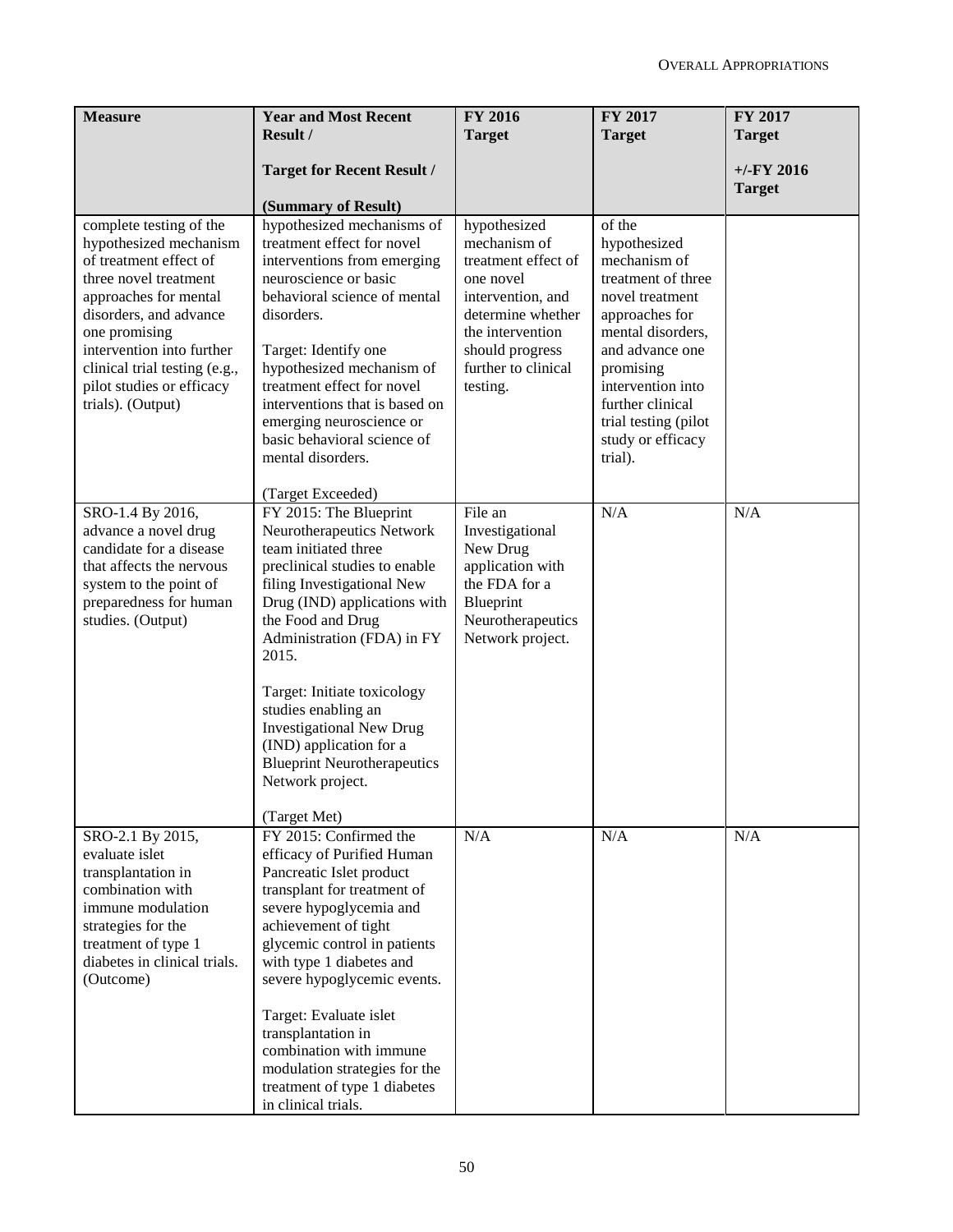| Measure | Year and Most Recent Result / Target for Recent Result / (Summary of Result) | FY 2016 Target | FY 2017 Target | FY 2017 Target +/-FY 2016 Target |
|---|---|---|---|---|
| complete testing of the hypothesized mechanism of treatment effect of three novel treatment approaches for mental disorders, and advance one promising intervention into further clinical trial testing (e.g., pilot studies or efficacy trials). (Output) | hypothesized mechanisms of treatment effect for novel interventions from emerging neuroscience or basic behavioral science of mental disorders.<br><br>Target: Identify one hypothesized mechanism of treatment effect for novel interventions that is based on emerging neuroscience or basic behavioral science of mental disorders.<br><br>(Target Exceeded) | hypothesized mechanism of treatment effect of one novel intervention, and determine whether the intervention should progress further to clinical testing. | of the hypothesized mechanism of treatment of three novel treatment approaches for mental disorders, and advance one promising intervention into further clinical trial testing (pilot study or efficacy trial). | |
| SRO-1.4 By 2016, advance a novel drug candidate for a disease that affects the nervous system to the point of preparedness for human studies. (Output) | FY 2015: The Blueprint Neurotherapeutics Network team initiated three preclinical studies to enable filing Investigational New Drug (IND) applications with the Food and Drug Administration (FDA) in FY 2015.<br><br>Target: Initiate toxicology studies enabling an Investigational New Drug (IND) application for a Blueprint Neurotherapeutics Network project.<br><br>(Target Met) | File an Investigational New Drug application with the FDA for a Blueprint Neurotherapeutics Network project. | N/A | N/A |
| SRO-2.1 By 2015, evaluate islet transplantation in combination with immune modulation strategies for the treatment of type 1 diabetes in clinical trials. (Outcome) | FY 2015: Confirmed the efficacy of Purified Human Pancreatic Islet product transplant for treatment of severe hypoglycemia and achievement of tight glycemic control in patients with type 1 diabetes and severe hypoglycemic events.<br><br>Target: Evaluate islet transplantation in combination with immune modulation strategies for the treatment of type 1 diabetes in clinical trials. | N/A | N/A | N/A |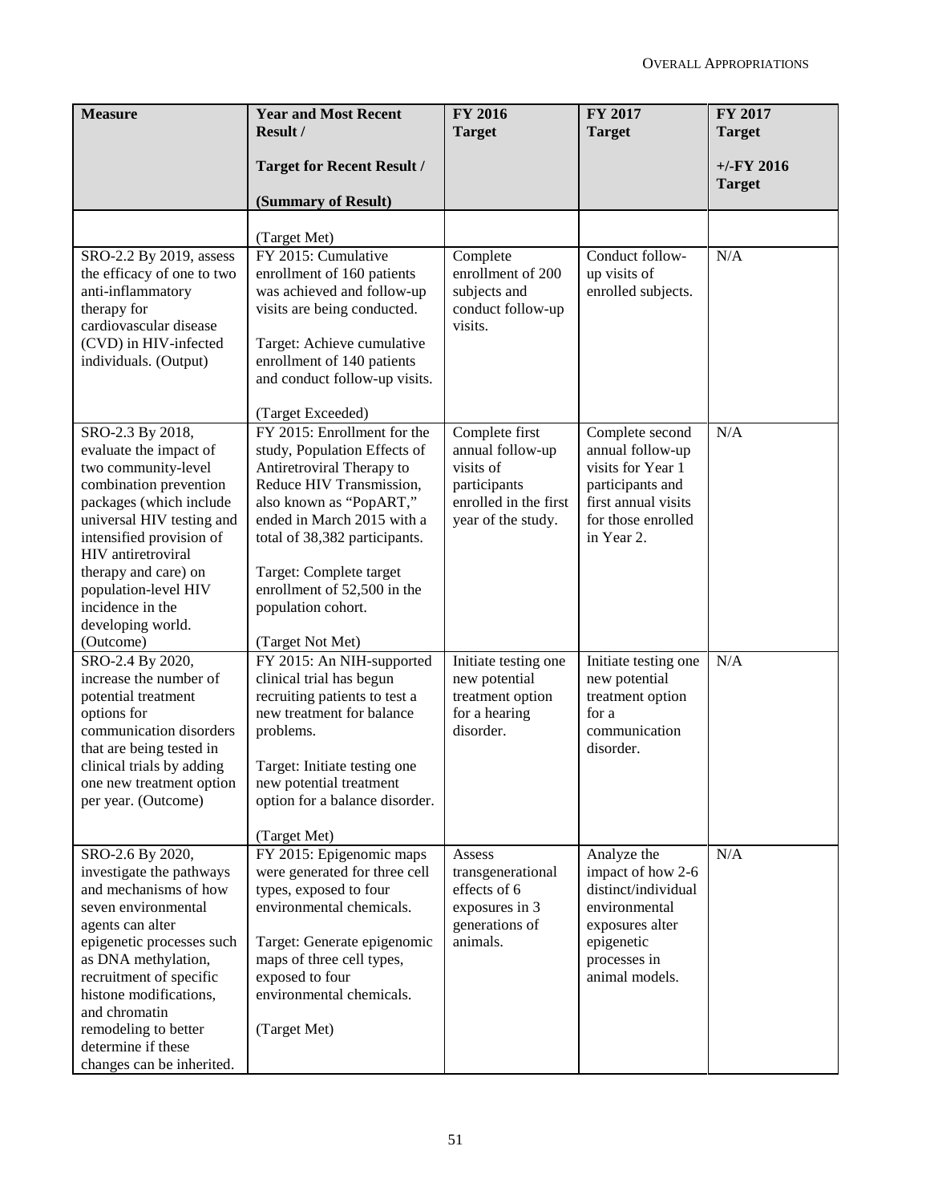| Measure | Year and Most Recent Result / Target for Recent Result / (Summary of Result) | FY 2016 Target | FY 2017 Target | FY 2017 Target +/-FY 2016 Target |
|---|---|---|---|---|
| | (Target Met) | | | |
| SRO-2.2 By 2019, assess the efficacy of one to two anti-inflammatory therapy for cardiovascular disease (CVD) in HIV-infected individuals. (Output) | FY 2015: Cumulative enrollment of 160 patients was achieved and follow-up visits are being conducted.<br><br>Target: Achieve cumulative enrollment of 140 patients and conduct follow-up visits.<br><br>(Target Exceeded) | Complete enrollment of 200 subjects and conduct follow-up visits. | Conduct follow-up visits of enrolled subjects. | N/A |
| SRO-2.3 By 2018, evaluate the impact of two community-level combination prevention packages (which include universal HIV testing and intensified provision of HIV antiretroviral therapy and care) on population-level HIV incidence in the developing world. (Outcome) | FY 2015: Enrollment for the study, Population Effects of Antiretroviral Therapy to Reduce HIV Transmission, also known as "PopART," ended in March 2015 with a total of 38,382 participants.<br><br>Target: Complete target enrollment of 52,500 in the population cohort.<br><br>(Target Not Met) | Complete first annual follow-up visits of participants enrolled in the first year of the study. | Complete second annual follow-up visits for Year 1 participants and first annual visits for those enrolled in Year 2. | N/A |
| SRO-2.4 By 2020, increase the number of potential treatment options for communication disorders that are being tested in clinical trials by adding one new treatment option per year. (Outcome) | FY 2015: An NIH-supported clinical trial has begun recruiting patients to test a new treatment for balance problems.<br><br>Target: Initiate testing one new potential treatment option for a balance disorder.<br><br>(Target Met) | Initiate testing one new potential treatment option for a hearing disorder. | Initiate testing one new potential treatment option for a communication disorder. | N/A |
| SRO-2.6 By 2020, investigate the pathways and mechanisms of how seven environmental agents can alter epigenetic processes such as DNA methylation, recruitment of specific histone modifications, and chromatin remodeling to better determine if these changes can be inherited. | FY 2015: Epigenomic maps were generated for three cell types, exposed to four environmental chemicals.<br><br>Target: Generate epigenomic maps of three cell types, exposed to four environmental chemicals.<br><br>(Target Met) | Assess transgenerational effects of 6 exposures in 3 generations of animals. | Analyze the impact of how 2-6 distinct/individual environmental exposures alter epigenetic processes in animal models. | N/A |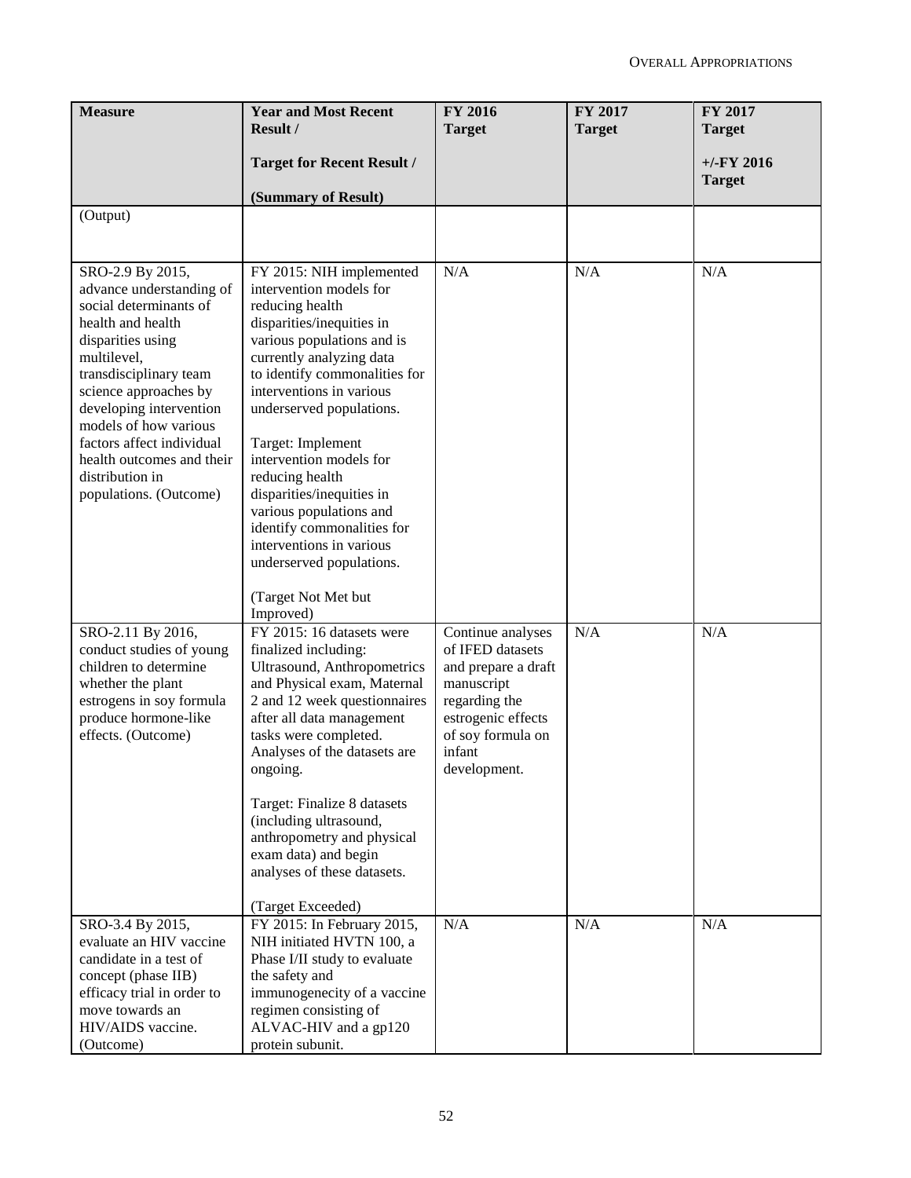| Measure | Year and Most Recent Result / Target for Recent Result / (Summary of Result) | FY 2016 Target | FY 2017 Target | FY 2017 Target +/-FY 2016 Target |
|---|---|---|---|---|
| (Output) | | | | |
| SRO-2.9 By 2015, advance understanding of social determinants of health and health disparities using multilevel, transdisciplinary team science approaches by developing intervention models of how various factors affect individual health outcomes and their distribution in populations. (Outcome) | FY 2015: NIH implemented intervention models for reducing health disparities/inequities in various populations and is currently analyzing data to identify commonalities for interventions in various underserved populations.<br><br>Target: Implement intervention models for reducing health disparities/inequities in various populations and identify commonalities for interventions in various underserved populations.<br><br>(Target Not Met but Improved) | N/A | N/A | N/A |
| SRO-2.11 By 2016, conduct studies of young children to determine whether the plant estrogens in soy formula produce hormone-like effects. (Outcome) | FY 2015: 16 datasets were finalized including: Ultrasound, Anthropometrics and Physical exam, Maternal 2 and 12 week questionnaires after all data management tasks were completed. Analyses of the datasets are ongoing.<br><br>Target: Finalize 8 datasets (including ultrasound, anthropometry and physical exam data) and begin analyses of these datasets.<br><br>(Target Exceeded) | Continue analyses of IFED datasets and prepare a draft manuscript regarding the estrogenic effects of soy formula on infant development. | N/A | N/A |
| SRO-3.4 By 2015, evaluate an HIV vaccine candidate in a test of concept (phase IIB) efficacy trial in order to move towards an HIV/AIDS vaccine. (Outcome) | FY 2015: In February 2015, NIH initiated HVTN 100, a Phase I/II study to evaluate the safety and immunogenecity of a vaccine regimen consisting of ALVAC-HIV and a gp120 protein subunit. | N/A | N/A | N/A |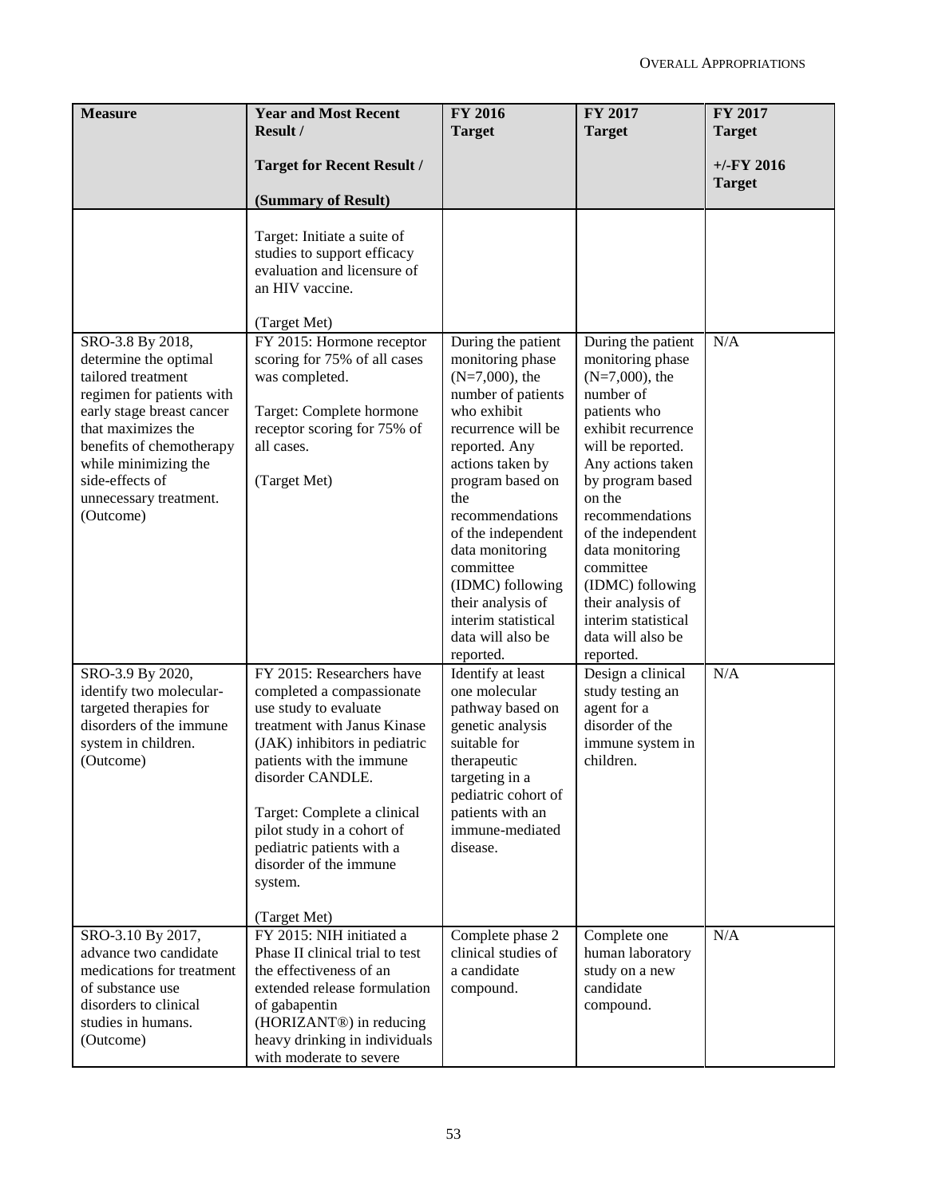| Measure | Year and Most Recent Result / Target for Recent Result / (Summary of Result) | FY 2016 Target | FY 2017 Target | FY 2017 Target +/-FY 2016 Target |
|---|---|---|---|---|
| | Target: Initiate a suite of studies to support efficacy evaluation and licensure of an HIV vaccine. (Target Met) | | | |
| SRO-3.8 By 2018, determine the optimal tailored treatment regimen for patients with early stage breast cancer that maximizes the benefits of chemotherapy while minimizing the side-effects of unnecessary treatment. (Outcome) | FY 2015: Hormone receptor scoring for 75% of all cases was completed. Target: Complete hormone receptor scoring for 75% of all cases. (Target Met) | During the patient monitoring phase (N=7,000), the number of patients who exhibit recurrence will be reported. Any actions taken by program based on the recommendations of the independent data monitoring committee (IDMC) following their analysis of interim statistical data will also be reported. | During the patient monitoring phase (N=7,000), the number of patients who exhibit recurrence will be reported. Any actions taken by program based on the recommendations of the independent data monitoring committee (IDMC) following their analysis of interim statistical data will also be reported. | N/A |
| SRO-3.9 By 2020, identify two molecular-targeted therapies for disorders of the immune system in children. (Outcome) | FY 2015: Researchers have completed a compassionate use study to evaluate treatment with Janus Kinase (JAK) inhibitors in pediatric patients with the immune disorder CANDLE. Target: Complete a clinical pilot study in a cohort of pediatric patients with a disorder of the immune system. (Target Met) | Identify at least one molecular pathway based on genetic analysis suitable for therapeutic targeting in a pediatric cohort of patients with an immune-mediated disease. | Design a clinical study testing an agent for a disorder of the immune system in children. | N/A |
| SRO-3.10 By 2017, advance two candidate medications for treatment of substance use disorders to clinical studies in humans. (Outcome) | FY 2015: NIH initiated a Phase II clinical trial to test the effectiveness of an extended release formulation of gabapentin (HORIZANT®) in reducing heavy drinking in individuals with moderate to severe | Complete phase 2 clinical studies of a candidate compound. | Complete one human laboratory study on a new candidate compound. | N/A |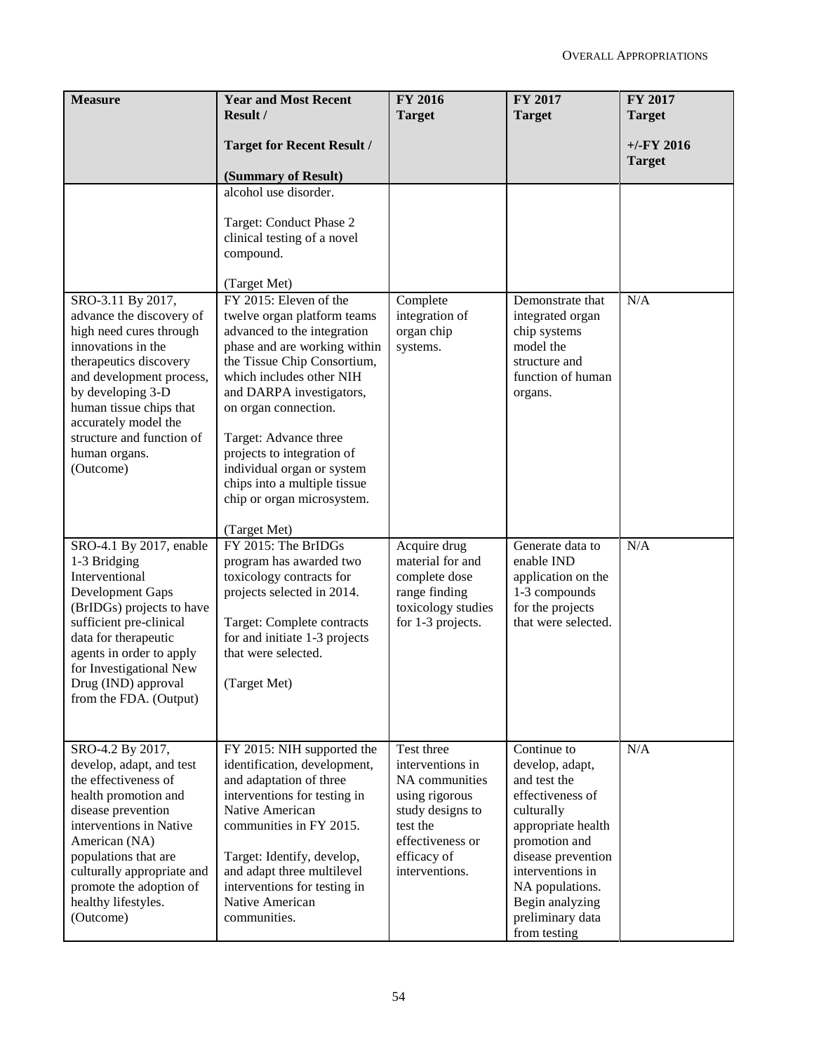| Measure | Year and Most Recent Result / Target for Recent Result / (Summary of Result) | FY 2016 Target | FY 2017 Target | FY 2017 Target +/-FY 2016 Target |
|---|---|---|---|---|
| | alcohol use disorder. Target: Conduct Phase 2 clinical testing of a novel compound. (Target Met) | | | |
| SRO-3.11 By 2017, advance the discovery of high need cures through innovations in the therapeutics discovery and development process, by developing 3-D human tissue chips that accurately model the structure and function of human organs. (Outcome) | FY 2015: Eleven of the twelve organ platform teams advanced to the integration phase and are working within the Tissue Chip Consortium, which includes other NIH and DARPA investigators, on organ connection. Target: Advance three projects to integration of individual organ or system chips into a multiple tissue chip or organ microsystem. (Target Met) | Complete integration of organ chip systems. | Demonstrate that integrated organ chip systems model the structure and function of human organs. | N/A |
| SRO-4.1 By 2017, enable 1-3 Bridging Interventional Development Gaps (BrIDGs) projects to have sufficient pre-clinical data for therapeutic agents in order to apply for Investigational New Drug (IND) approval from the FDA. (Output) | FY 2015: The BrIDGs program has awarded two toxicology contracts for projects selected in 2014. Target: Complete contracts for and initiate 1-3 projects that were selected. (Target Met) | Acquire drug material for and complete dose range finding toxicology studies for 1-3 projects. | Generate data to enable IND application on the 1-3 compounds for the projects that were selected. | N/A |
| SRO-4.2 By 2017, develop, adapt, and test the effectiveness of health promotion and disease prevention interventions in Native American (NA) populations that are culturally appropriate and promote the adoption of healthy lifestyles. (Outcome) | FY 2015: NIH supported the identification, development, and adaptation of three interventions for testing in Native American communities in FY 2015. Target: Identify, develop, and adapt three multilevel interventions for testing in Native American communities. | Test three interventions in NA communities using rigorous study designs to test the effectiveness or efficacy of interventions. | Continue to develop, adapt, and test the effectiveness of culturally appropriate health promotion and disease prevention interventions in NA populations. Begin analyzing preliminary data from testing | N/A |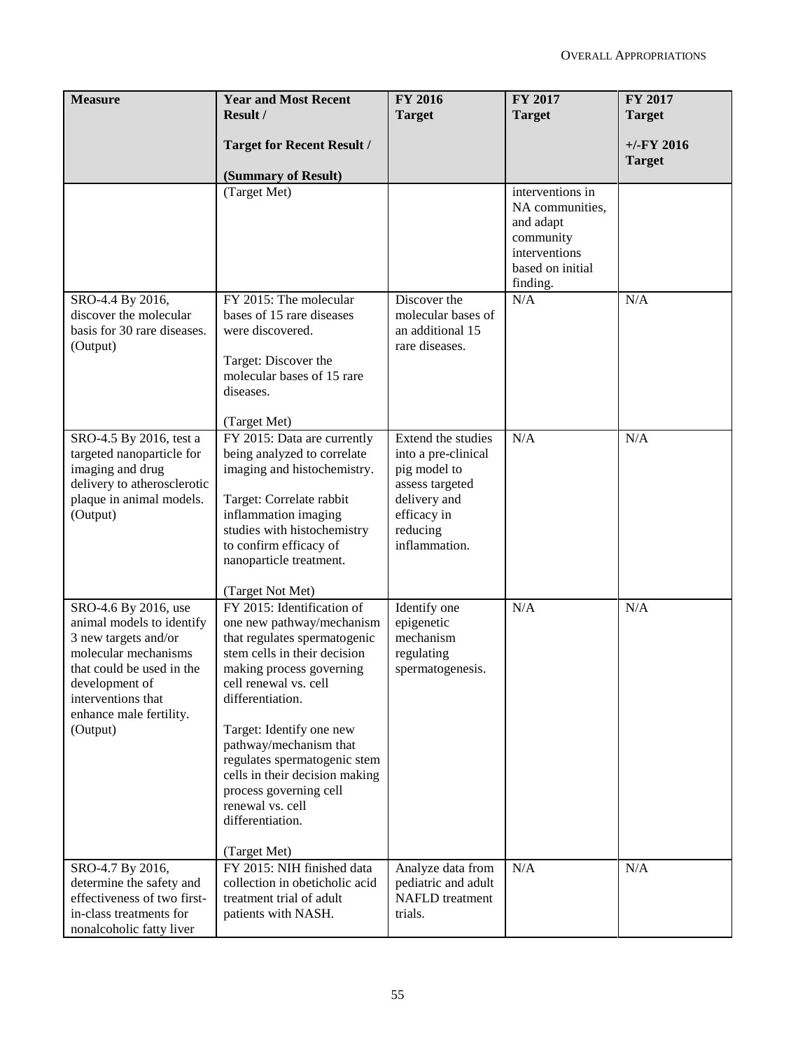| Measure | Year and Most Recent Result / Target for Recent Result / (Summary of Result) | FY 2016 Target | FY 2017 Target | FY 2017 Target +/-FY 2016 Target |
|---|---|---|---|---|
| | (Target Met) | | interventions in NA communities, and adapt community interventions based on initial finding. | |
| SRO-4.4 By 2016, discover the molecular basis for 30 rare diseases. (Output) | FY 2015: The molecular bases of 15 rare diseases were discovered. Target: Discover the molecular bases of 15 rare diseases. (Target Met) | Discover the molecular bases of an additional 15 rare diseases. | N/A | N/A |
| SRO-4.5 By 2016, test a targeted nanoparticle for imaging and drug delivery to atherosclerotic plaque in animal models. (Output) | FY 2015: Data are currently being analyzed to correlate imaging and histochemistry. Target: Correlate rabbit inflammation imaging studies with histochemistry to confirm efficacy of nanoparticle treatment. (Target Not Met) | Extend the studies into a pre-clinical pig model to assess targeted delivery and efficacy in reducing inflammation. | N/A | N/A |
| SRO-4.6 By 2016, use animal models to identify 3 new targets and/or molecular mechanisms that could be used in the development of interventions that enhance male fertility. (Output) | FY 2015: Identification of one new pathway/mechanism that regulates spermatogenic stem cells in their decision making process governing cell renewal vs. cell differentiation. Target: Identify one new pathway/mechanism that regulates spermatogenic stem cells in their decision making process governing cell renewal vs. cell differentiation. (Target Met) | Identify one epigenetic mechanism regulating spermatogenesis. | N/A | N/A |
| SRO-4.7 By 2016, determine the safety and effectiveness of two first-in-class treatments for nonalcoholic fatty liver | FY 2015: NIH finished data collection in obeticholic acid treatment trial of adult patients with NASH. | Analyze data from pediatric and adult NAFLD treatment trials. | N/A | N/A |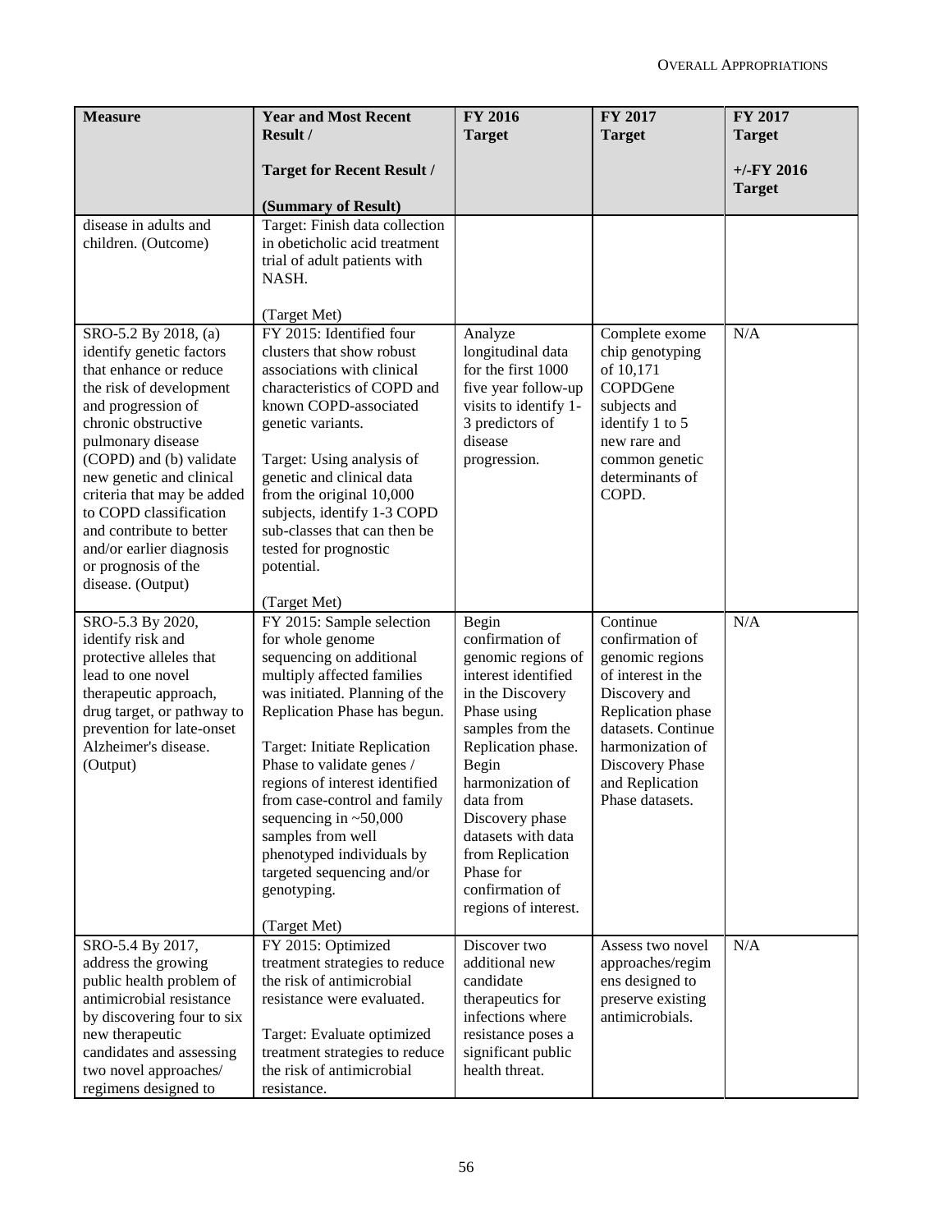| Measure | Year and Most Recent Result / Target for Recent Result / (Summary of Result) | FY 2016 Target | FY 2017 Target | FY 2017 Target +/-FY 2016 Target |
|---|---|---|---|---|
| disease in adults and children. (Outcome) | Target: Finish data collection in obeticholic acid treatment trial of adult patients with NASH. (Target Met) | | | |
| SRO-5.2 By 2018, (a) identify genetic factors that enhance or reduce the risk of development and progression of chronic obstructive pulmonary disease (COPD) and (b) validate new genetic and clinical criteria that may be added to COPD classification and contribute to better and/or earlier diagnosis or prognosis of the disease. (Output) | FY 2015: Identified four clusters that show robust associations with clinical characteristics of COPD and known COPD-associated genetic variants. Target: Using analysis of genetic and clinical data from the original 10,000 subjects, identify 1-3 COPD sub-classes that can then be tested for prognostic potential. (Target Met) | Analyze longitudinal data for the first 1000 five year follow-up visits to identify 1-3 predictors of disease progression. | Complete exome chip genotyping of 10,171 COPDGene subjects and identify 1 to 5 new rare and common genetic determinants of COPD. | N/A |
| SRO-5.3 By 2020, identify risk and protective alleles that lead to one novel therapeutic approach, drug target, or pathway to prevention for late-onset Alzheimer's disease. (Output) | FY 2015: Sample selection for whole genome sequencing on additional multiply affected families was initiated. Planning of the Replication Phase has begun. Target: Initiate Replication Phase to validate genes / regions of interest identified from case-control and family sequencing in ~50,000 samples from well phenotyped individuals by targeted sequencing and/or genotyping. (Target Met) | Begin confirmation of genomic regions of interest identified in the Discovery Phase using samples from the Replication phase. Begin harmonization of data from Discovery phase datasets with data from Replication Phase for confirmation of regions of interest. | Continue confirmation of genomic regions of interest in the Discovery and Replication phase datasets. Continue harmonization of Discovery Phase and Replication Phase datasets. | N/A |
| SRO-5.4 By 2017, address the growing public health problem of antimicrobial resistance by discovering four to six new therapeutic candidates and assessing two novel approaches/ regimens designed to | FY 2015: Optimized treatment strategies to reduce the risk of antimicrobial resistance were evaluated. Target: Evaluate optimized treatment strategies to reduce the risk of antimicrobial resistance. | Discover two additional new candidate therapeutics for infections where resistance poses a significant public health threat. | Assess two novel approaches/regimens designed to preserve existing antimicrobials. | N/A |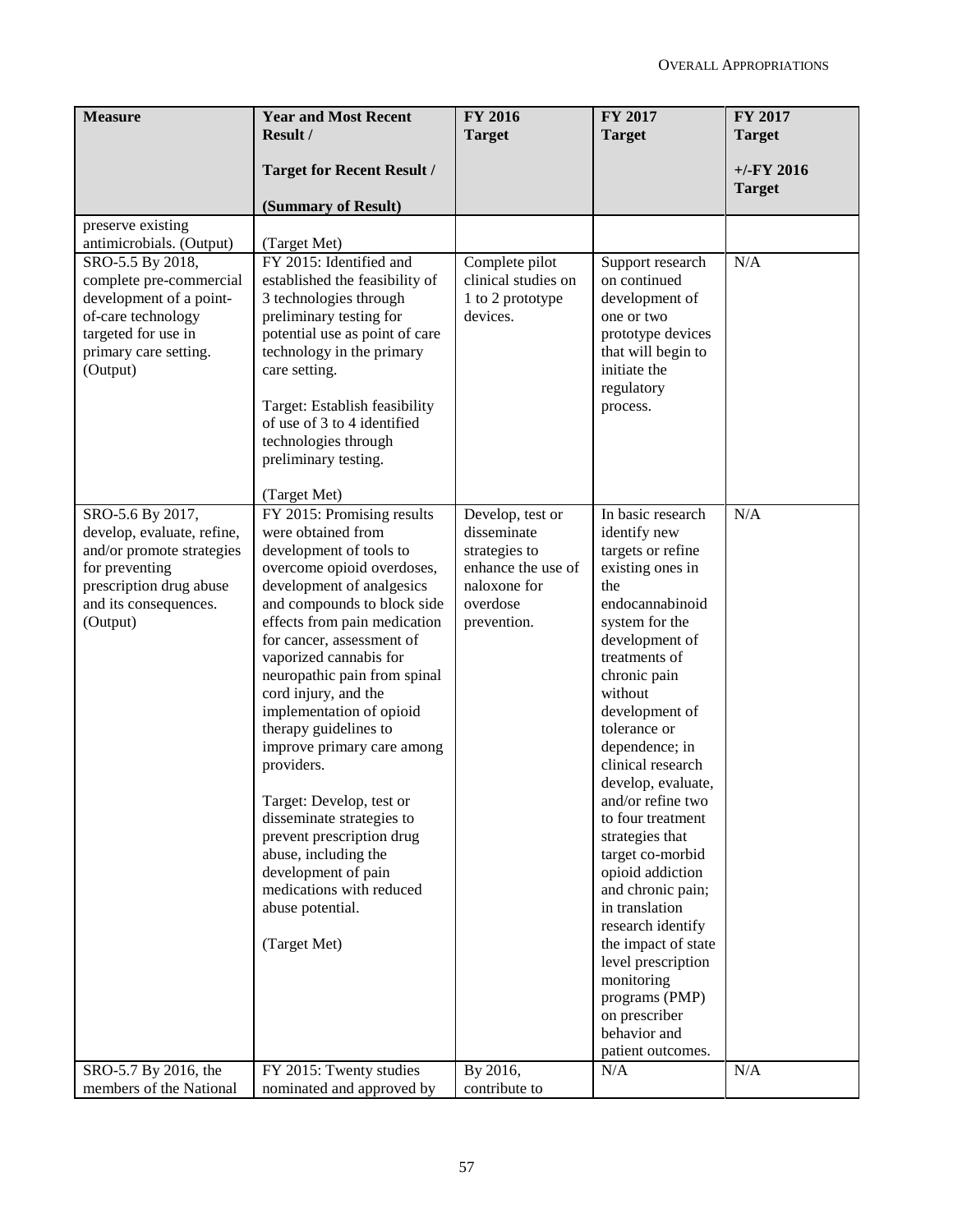| Measure | Year and Most Recent Result / Target for Recent Result / (Summary of Result) | FY 2016 Target | FY 2017 Target | FY 2017 Target +/-FY 2016 Target |
|---|---|---|---|---|
| preserve existing antimicrobials. (Output) | (Target Met) | | | |
| SRO-5.5 By 2018, complete pre-commercial development of a point-of-care technology targeted for use in primary care setting. (Output) | FY 2015: Identified and established the feasibility of 3 technologies through preliminary testing for potential use as point of care technology in the primary care setting. Target: Establish feasibility of use of 3 to 4 identified technologies through preliminary testing. (Target Met) | Complete pilot clinical studies on 1 to 2 prototype devices. | Support research on continued development of one or two prototype devices that will begin to initiate the regulatory process. | N/A |
| SRO-5.6 By 2017, develop, evaluate, refine, and/or promote strategies for preventing prescription drug abuse and its consequences. (Output) | FY 2015: Promising results were obtained from development of tools to overcome opioid overdoses, development of analgesics and compounds to block side effects from pain medication for cancer, assessment of vaporized cannabis for neuropathic pain from spinal cord injury, and the implementation of opioid therapy guidelines to improve primary care among providers. Target: Develop, test or disseminate strategies to prevent prescription drug abuse, including the development of pain medications with reduced abuse potential. (Target Met) | Develop, test or disseminate strategies to enhance the use of naloxone for overdose prevention. | In basic research identify new targets or refine existing ones in the endocannabinoid system for the development of treatments of chronic pain without development of tolerance or dependence; in clinical research develop, evaluate, and/or refine two to four treatment strategies that target co-morbid opioid addiction and chronic pain; in translation research identify the impact of state level prescription monitoring programs (PMP) on prescriber behavior and patient outcomes. | N/A |
| SRO-5.7 By 2016, the members of the National | FY 2015: Twenty studies nominated and approved by | By 2016, contribute to | N/A | N/A |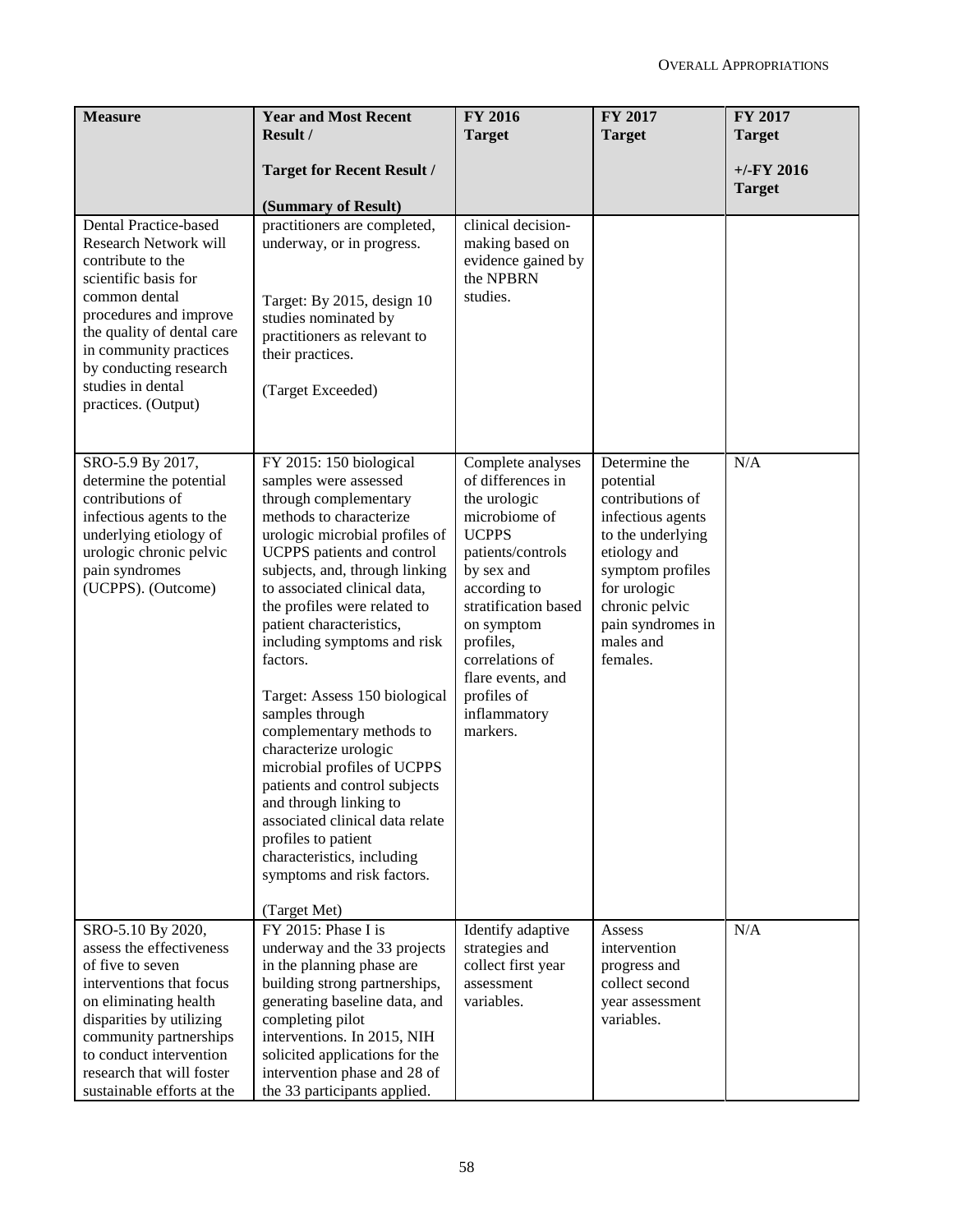| Measure | Year and Most Recent Result / Target for Recent Result / (Summary of Result) | FY 2016 Target | FY 2017 Target | FY 2017 Target +/-FY 2016 Target |
|---|---|---|---|---|
| Dental Practice-based Research Network will contribute to the scientific basis for common dental procedures and improve the quality of dental care in community practices by conducting research studies in dental practices. (Output) | practitioners are completed, underway, or in progress. Target: By 2015, design 10 studies nominated by practitioners as relevant to their practices. (Target Exceeded) | clinical decision-making based on evidence gained by the NPBRN studies. | | |
| SRO-5.9 By 2017, determine the potential contributions of infectious agents to the underlying etiology of urologic chronic pelvic pain syndromes (UCPPS). (Outcome) | FY 2015: 150 biological samples were assessed through complementary methods to characterize urologic microbial profiles of UCPPS patients and control subjects, and, through linking to associated clinical data, the profiles were related to patient characteristics, including symptoms and risk factors. Target: Assess 150 biological samples through complementary methods to characterize urologic microbial profiles of UCPPS patients and control subjects and through linking to associated clinical data relate profiles to patient characteristics, including symptoms and risk factors. (Target Met) | Complete analyses of differences in the urologic microbiome of UCPPS patients/controls by sex and according to stratification based on symptom profiles, correlations of flare events, and profiles of inflammatory markers. | Determine the potential contributions of infectious agents to the underlying etiology and symptom profiles for urologic chronic pelvic pain syndromes in males and females. | N/A |
| SRO-5.10 By 2020, assess the effectiveness of five to seven interventions that focus on eliminating health disparities by utilizing community partnerships to conduct intervention research that will foster sustainable efforts at the | FY 2015: Phase I is underway and the 33 projects in the planning phase are building strong partnerships, generating baseline data, and completing pilot interventions. In 2015, NIH solicited applications for the intervention phase and 28 of the 33 participants applied. | Identify adaptive strategies and collect first year assessment variables. | Assess intervention progress and collect second year assessment variables. | N/A |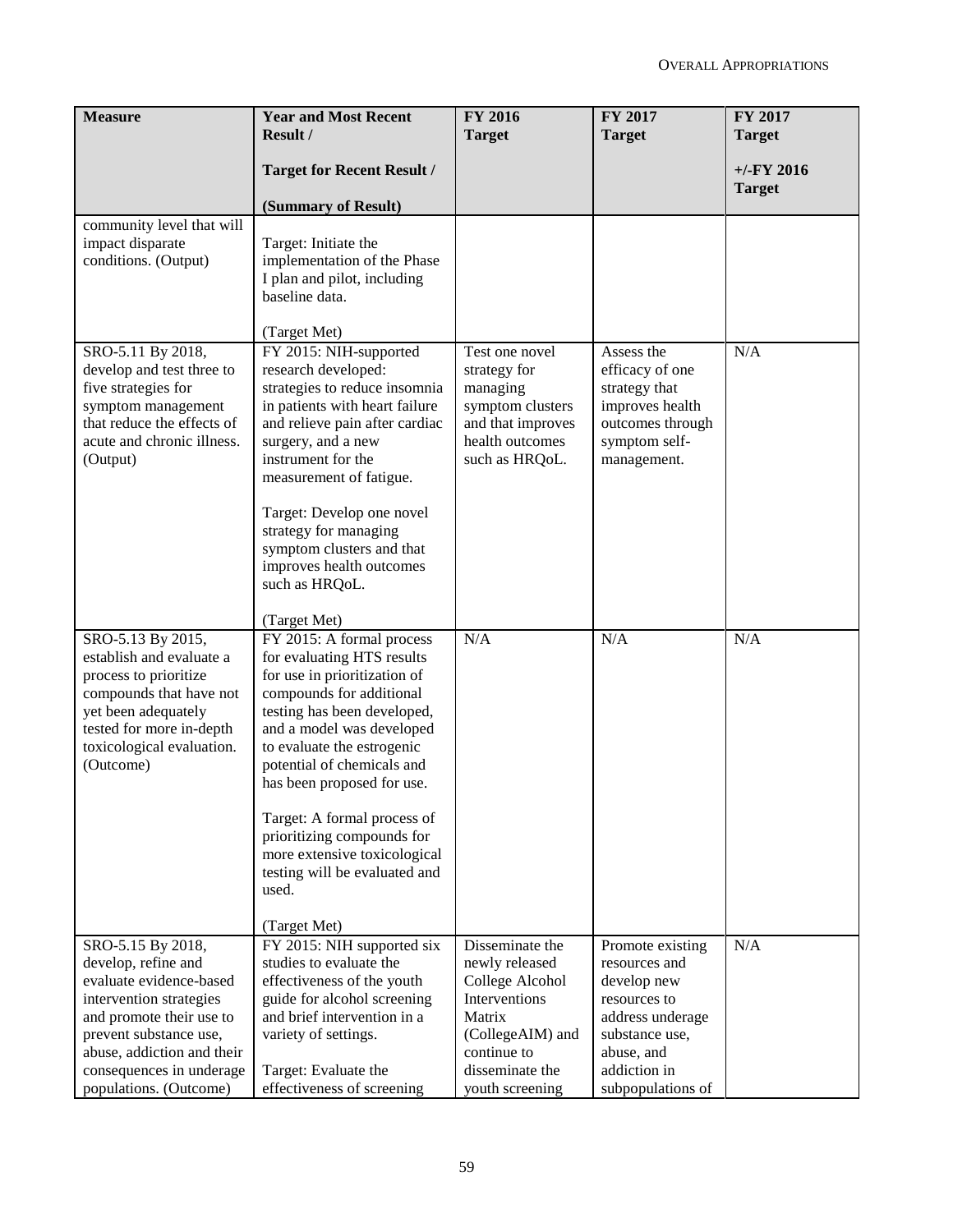| Measure | Year and Most Recent Result / Target for Recent Result / (Summary of Result) | FY 2016 Target | FY 2017 Target | FY 2017 Target +/-FY 2016 Target |
|---|---|---|---|---|
| community level that will impact disparate conditions. (Output) | Target: Initiate the implementation of the Phase I plan and pilot, including baseline data.<br><br>(Target Met) | | | |
| SRO-5.11 By 2018, develop and test three to five strategies for symptom management that reduce the effects of acute and chronic illness. (Output) | FY 2015: NIH-supported research developed: strategies to reduce insomnia in patients with heart failure and relieve pain after cardiac surgery, and a new instrument for the measurement of fatigue.<br><br>Target: Develop one novel strategy for managing symptom clusters and that improves health outcomes such as HRQoL.<br><br>(Target Met) | Test one novel strategy for managing symptom clusters and that improves health outcomes such as HRQoL. | Assess the efficacy of one strategy that improves health outcomes through symptom self-management. | N/A |
| SRO-5.13 By 2015, establish and evaluate a process to prioritize compounds that have not yet been adequately tested for more in-depth toxicological evaluation. (Outcome) | FY 2015: A formal process for evaluating HTS results for use in prioritization of compounds for additional testing has been developed, and a model was developed to evaluate the estrogenic potential of chemicals and has been proposed for use.<br><br>Target: A formal process of prioritizing compounds for more extensive toxicological testing will be evaluated and used.<br><br>(Target Met) | N/A | N/A | N/A |
| SRO-5.15 By 2018, develop, refine and evaluate evidence-based intervention strategies and promote their use to prevent substance use, abuse, addiction and their consequences in underage populations. (Outcome) | FY 2015: NIH supported six studies to evaluate the effectiveness of the youth guide for alcohol screening and brief intervention in a variety of settings.<br><br>Target: Evaluate the effectiveness of screening | Disseminate the newly released College Alcohol Interventions Matrix (CollegeAIM) and continue to disseminate the youth screening | Promote existing resources and develop new resources to address underage substance use, abuse, and addiction in subpopulations of | N/A |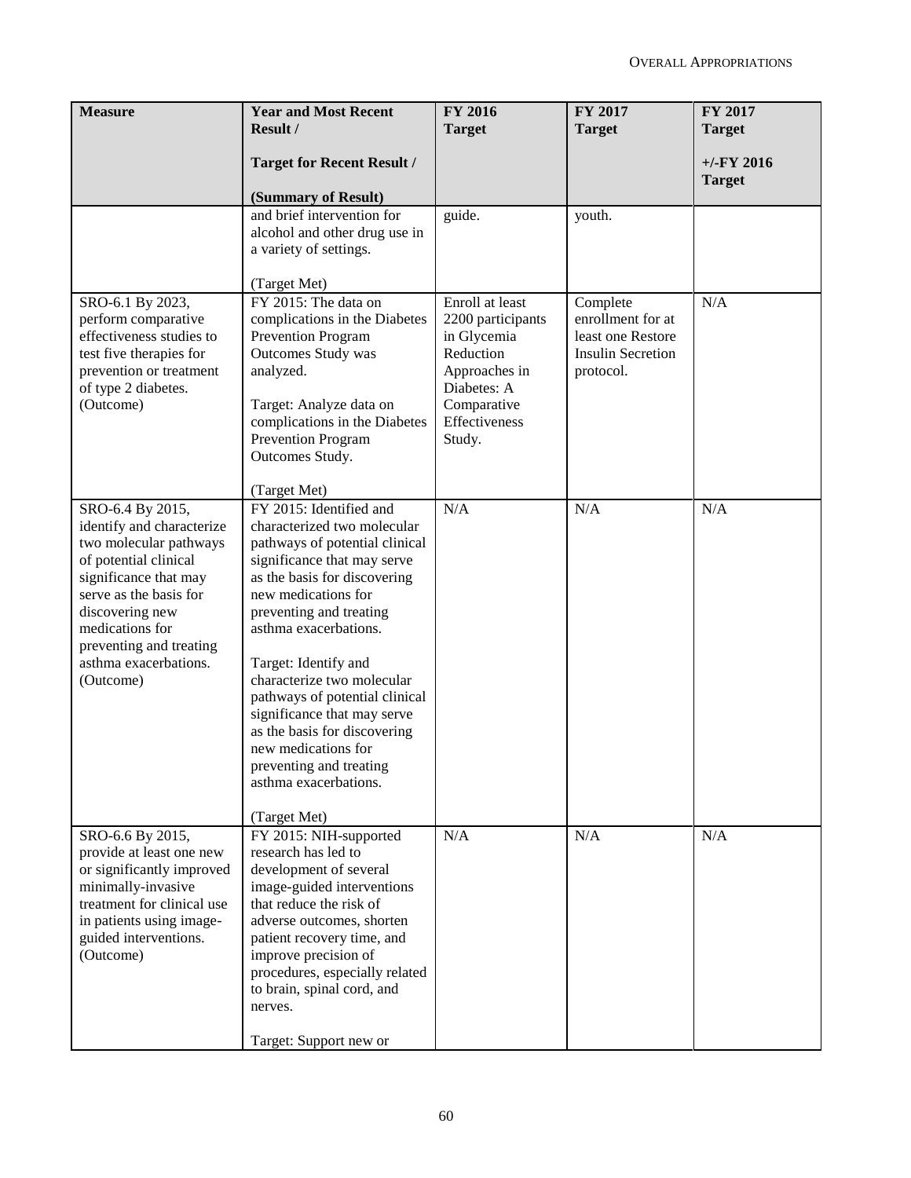| Measure | Year and Most Recent Result / Target for Recent Result / (Summary of Result) | FY 2016 Target | FY 2017 Target | FY 2017 Target +/-FY 2016 Target |
|---|---|---|---|---|
| | and brief intervention for alcohol and other drug use in a variety of settings. (Target Met) | guide. | youth. | |
| SRO-6.1 By 2023, perform comparative effectiveness studies to test five therapies for prevention or treatment of type 2 diabetes. (Outcome) | FY 2015: The data on complications in the Diabetes Prevention Program Outcomes Study was analyzed. Target: Analyze data on complications in the Diabetes Prevention Program Outcomes Study. (Target Met) | Enroll at least 2200 participants in Glycemia Reduction Approaches in Diabetes: A Comparative Effectiveness Study. | Complete enrollment for at least one Restore Insulin Secretion protocol. | N/A |
| SRO-6.4 By 2015, identify and characterize two molecular pathways of potential clinical significance that may serve as the basis for discovering new medications for preventing and treating asthma exacerbations. (Outcome) | FY 2015: Identified and characterized two molecular pathways of potential clinical significance that may serve as the basis for discovering new medications for preventing and treating asthma exacerbations. Target: Identify and characterize two molecular pathways of potential clinical significance that may serve as the basis for discovering new medications for preventing and treating asthma exacerbations. (Target Met) | N/A | N/A | N/A |
| SRO-6.6 By 2015, provide at least one new or significantly improved minimally-invasive treatment for clinical use in patients using image-guided interventions. (Outcome) | FY 2015: NIH-supported research has led to development of several image-guided interventions that reduce the risk of adverse outcomes, shorten patient recovery time, and improve precision of procedures, especially related to brain, spinal cord, and nerves. Target: Support new or | N/A | N/A | N/A |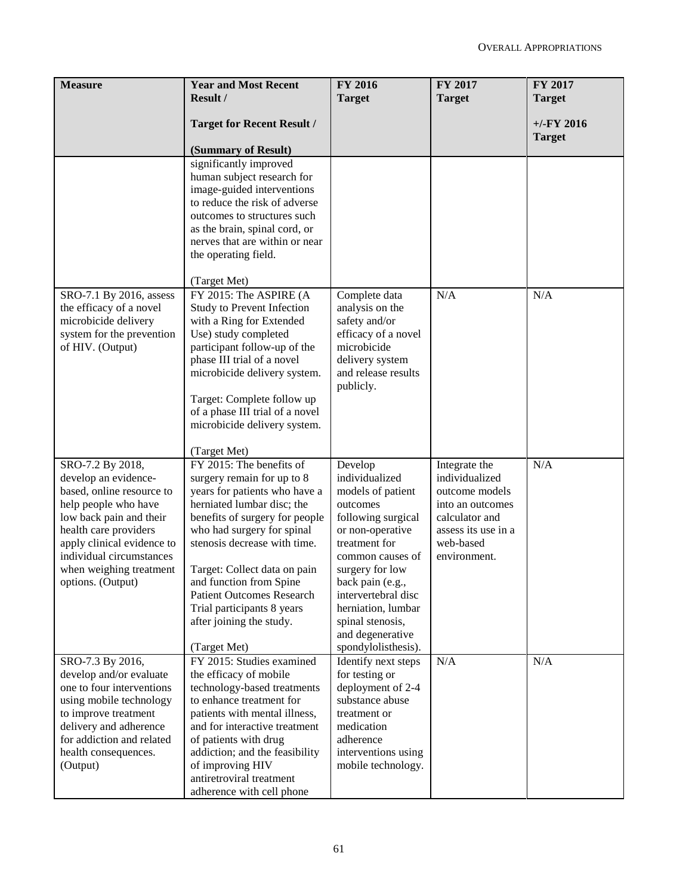| Measure | Year and Most Recent Result / Target for Recent Result / (Summary of Result) | FY 2016 Target | FY 2017 Target | FY 2017 Target +/-FY 2016 Target |
|---|---|---|---|---|
| | significantly improved human subject research for image-guided interventions to reduce the risk of adverse outcomes to structures such as the brain, spinal cord, or nerves that are within or near the operating field. (Target Met) | | | |
| SRO-7.1 By 2016, assess the efficacy of a novel microbicide delivery system for the prevention of HIV. (Output) | FY 2015: The ASPIRE (A Study to Prevent Infection with a Ring for Extended Use) study completed participant follow-up of the phase III trial of a novel microbicide delivery system. Target: Complete follow up of a phase III trial of a novel microbicide delivery system. (Target Met) | Complete data analysis on the safety and/or efficacy of a novel microbicide delivery system and release results publicly. | N/A | N/A |
| SRO-7.2 By 2018, develop an evidence-based, online resource to help people who have low back pain and their health care providers apply clinical evidence to individual circumstances when weighing treatment options. (Output) | FY 2015: The benefits of surgery remain for up to 8 years for patients who have a herniated lumbar disc; the benefits of surgery for people who had surgery for spinal stenosis decrease with time. Target: Collect data on pain and function from Spine Patient Outcomes Research Trial participants 8 years after joining the study. (Target Met) | Develop individualized models of patient outcomes following surgical or non-operative treatment for common causes of surgery for low back pain (e.g., intervertebral disc herniation, lumbar spinal stenosis, and degenerative spondylolisthesis). | Integrate the individualized outcome models into an outcomes calculator and assess its use in a web-based environment. | N/A |
| SRO-7.3 By 2016, develop and/or evaluate one to four interventions using mobile technology to improve treatment delivery and adherence for addiction and related health consequences. (Output) | FY 2015: Studies examined the efficacy of mobile technology-based treatments to enhance treatment for patients with mental illness, and for interactive treatment of patients with drug addiction; and the feasibility of improving HIV antiretroviral treatment adherence with cell phone | Identify next steps for testing or deployment of 2-4 substance abuse treatment or medication adherence interventions using mobile technology. | N/A | N/A |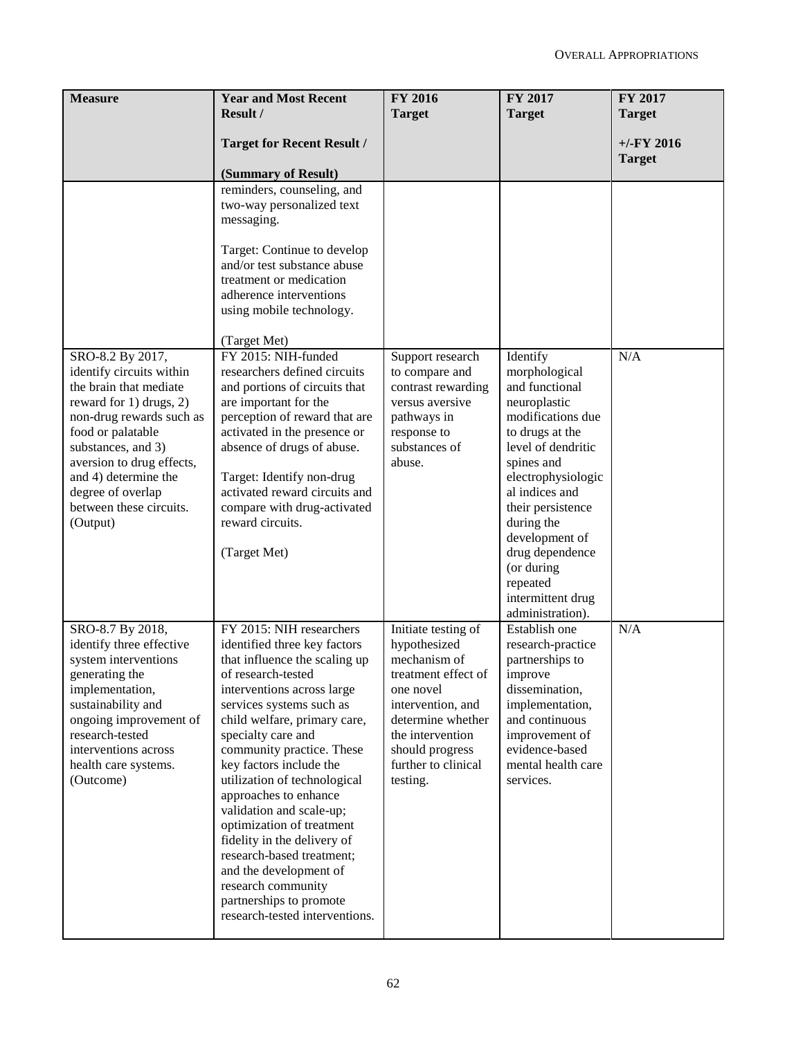| Measure | Year and Most Recent Result / Target for Recent Result / (Summary of Result) | FY 2016 Target | FY 2017 Target | FY 2017 Target +/-FY 2016 Target |
|---|---|---|---|---|
| | reminders, counseling, and two-way personalized text messaging. Target: Continue to develop and/or test substance abuse treatment or medication adherence interventions using mobile technology. (Target Met) | | | |
| SRO-8.2 By 2017, identify circuits within the brain that mediate reward for 1) drugs, 2) non-drug rewards such as food or palatable substances, and 3) aversion to drug effects, and 4) determine the degree of overlap between these circuits. (Output) | FY 2015: NIH-funded researchers defined circuits and portions of circuits that are important for the perception of reward that are activated in the presence or absence of drugs of abuse. Target: Identify non-drug activated reward circuits and compare with drug-activated reward circuits. (Target Met) | Support research to compare and contrast rewarding versus aversive pathways in response to substances of abuse. | Identify morphological and functional neuroplastic modifications due to drugs at the level of dendritic spines and electrophysiological indices and their persistence during the development of drug dependence (or during repeated intermittent drug administration). | N/A |
| SRO-8.7 By 2018, identify three effective system interventions generating the implementation, sustainability and ongoing improvement of research-tested interventions across health care systems. (Outcome) | FY 2015: NIH researchers identified three key factors that influence the scaling up of research-tested interventions across large services systems such as child welfare, primary care, specialty care and community practice. These key factors include the utilization of technological approaches to enhance validation and scale-up; optimization of treatment fidelity in the delivery of research-based treatment; and the development of research community partnerships to promote research-tested interventions. | Initiate testing of hypothesized mechanism of treatment effect of one novel intervention, and determine whether the intervention should progress further to clinical testing. | Establish one research-practice partnerships to improve dissemination, implementation, and continuous improvement of evidence-based mental health care services. | N/A |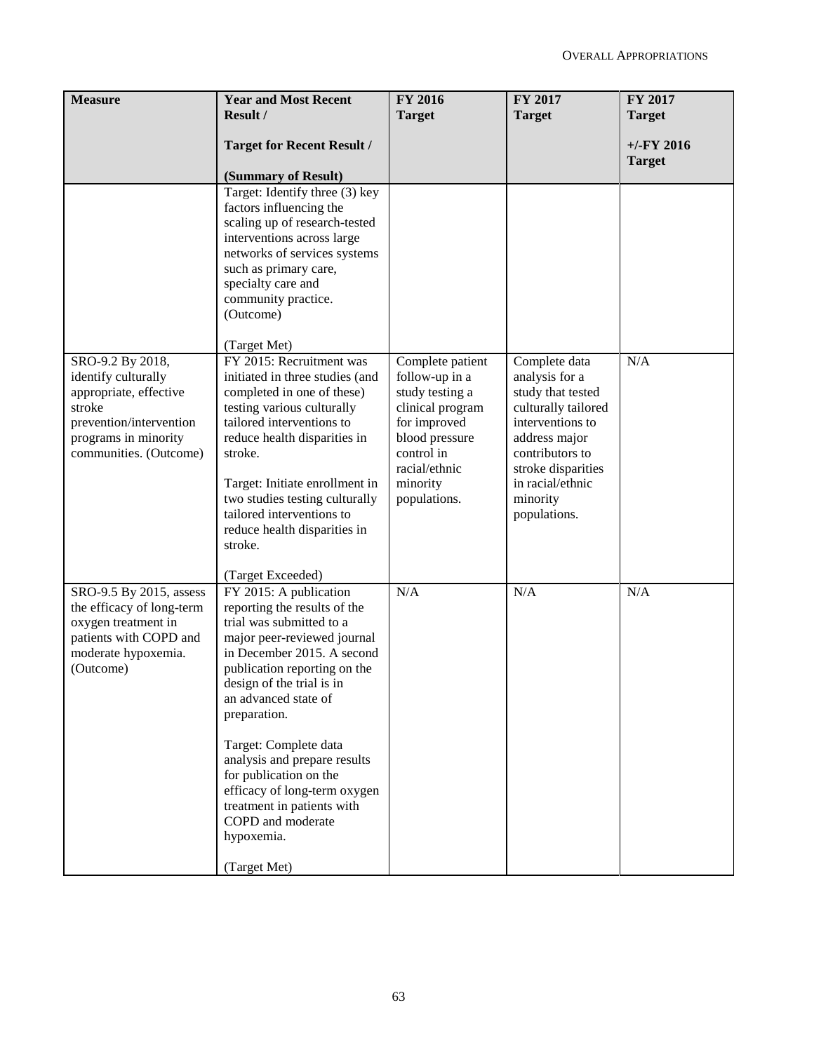| Measure | Year and Most Recent Result / Target for Recent Result / (Summary of Result) | FY 2016 Target | FY 2017 Target | FY 2017 Target +/-FY 2016 Target |
|---|---|---|---|---|
| | Target: Identify three (3) key factors influencing the scaling up of research-tested interventions across large networks of services systems such as primary care, specialty care and community practice. (Outcome) (Target Met) | | | |
| SRO-9.2 By 2018, identify culturally appropriate, effective stroke prevention/intervention programs in minority communities. (Outcome) | FY 2015: Recruitment was initiated in three studies (and completed in one of these) testing various culturally tailored interventions to reduce health disparities in stroke. Target: Initiate enrollment in two studies testing culturally tailored interventions to reduce health disparities in stroke. (Target Exceeded) | Complete patient follow-up in a study testing a clinical program for improved blood pressure control in racial/ethnic minority populations. | Complete data analysis for a study that tested culturally tailored interventions to address major contributors to stroke disparities in racial/ethnic minority populations. | N/A |
| SRO-9.5 By 2015, assess the efficacy of long-term oxygen treatment in patients with COPD and moderate hypoxemia. (Outcome) | FY 2015: A publication reporting the results of the trial was submitted to a major peer-reviewed journal in December 2015. A second publication reporting on the design of the trial is in an advanced state of preparation. Target: Complete data analysis and prepare results for publication on the efficacy of long-term oxygen treatment in patients with COPD and moderate hypoxemia. (Target Met) | N/A | N/A | N/A |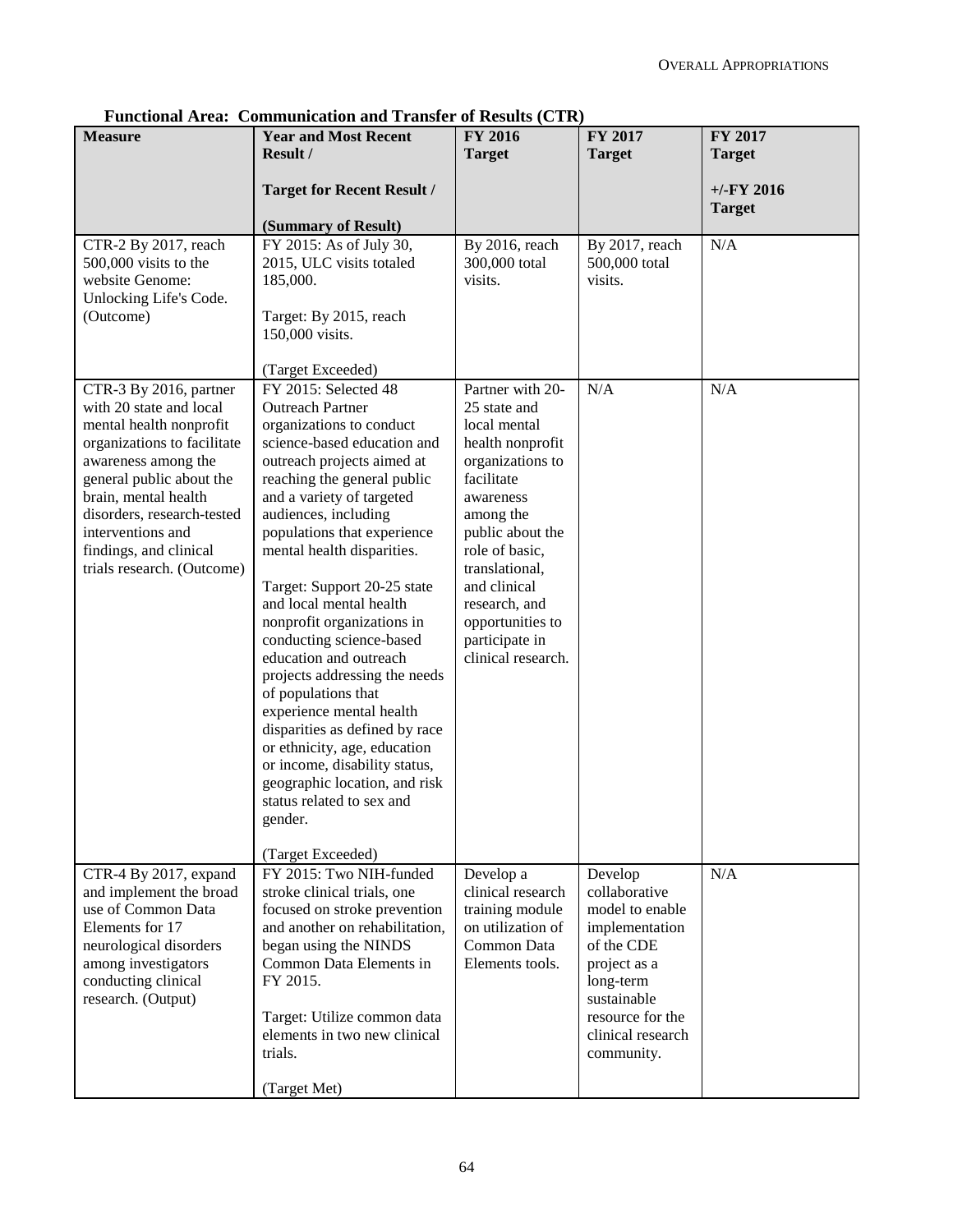**Functional Area: Communication and Transfer of Results (CTR)**

| Measure | Year and Most Recent Result / Target for Recent Result / (Summary of Result) | FY 2016 Target | FY 2017 Target | FY 2017 Target +/-FY 2016 Target |
|---|---|---|---|---|
| CTR-2 By 2017, reach 500,000 visits to the website Genome: Unlocking Life's Code. (Outcome) | FY 2015: As of July 30, 2015, ULC visits totaled 185,000.<br><br>Target: By 2015, reach 150,000 visits.<br><br>(Target Exceeded) | By 2016, reach 300,000 total visits. | By 2017, reach 500,000 total visits. | N/A |
| CTR-3 By 2016, partner with 20 state and local mental health nonprofit organizations to facilitate awareness among the general public about the brain, mental health disorders, research-tested interventions and findings, and clinical trials research. (Outcome) | FY 2015: Selected 48 Outreach Partner organizations to conduct science-based education and outreach projects aimed at reaching the general public and a variety of targeted audiences, including populations that experience mental health disparities.<br><br>Target: Support 20-25 state and local mental health nonprofit organizations in conducting science-based education and outreach projects addressing the needs of populations that experience mental health disparities as defined by race or ethnicity, age, education or income, disability status, geographic location, and risk status related to sex and gender.<br><br>(Target Exceeded) | Partner with 20-25 state and local mental health nonprofit organizations to facilitate awareness among the public about the role of basic, translational, and clinical research, and opportunities to participate in clinical research. | N/A | N/A |
| CTR-4 By 2017, expand and implement the broad use of Common Data Elements for 17 neurological disorders among investigators conducting clinical research. (Output) | FY 2015: Two NIH-funded stroke clinical trials, one focused on stroke prevention and another on rehabilitation, began using the NINDS Common Data Elements in FY 2015.<br><br>Target: Utilize common data elements in two new clinical trials.<br><br>(Target Met) | Develop a clinical research training module on utilization of Common Data Elements tools. | Develop collaborative model to enable implementation of the CDE project as a long-term sustainable resource for the clinical research community. | N/A |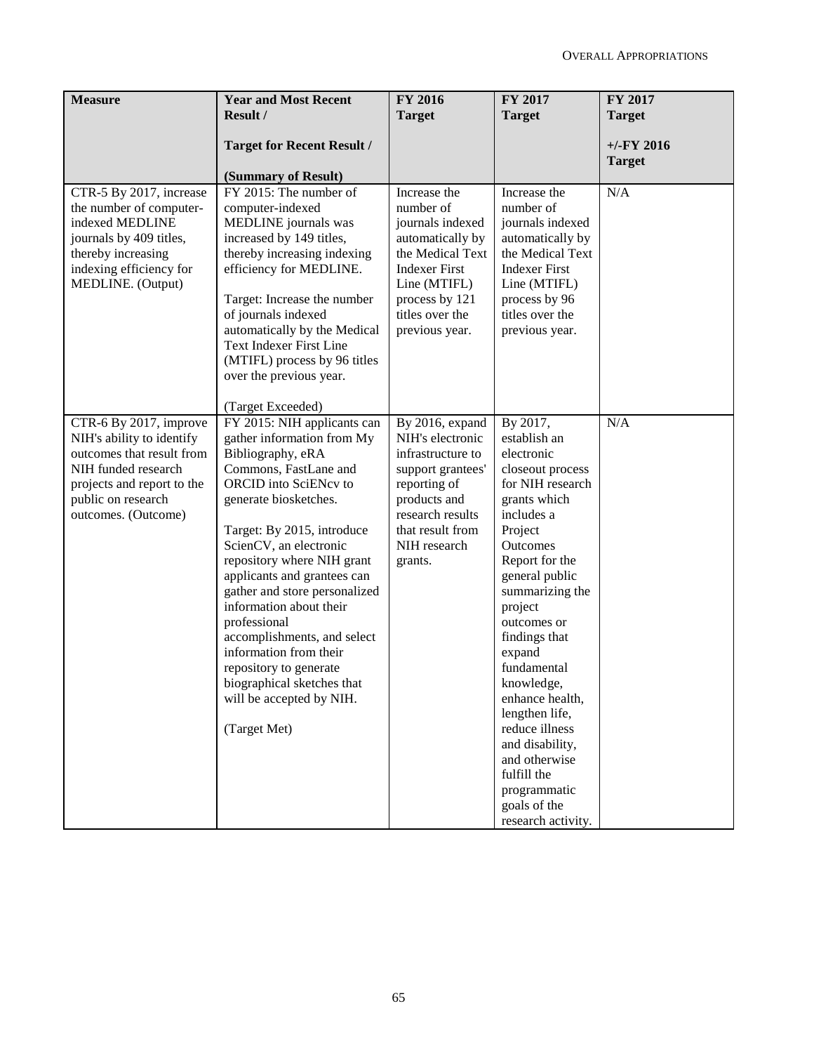| Measure | Year and Most Recent Result / Target for Recent Result / (Summary of Result) | FY 2016 Target | FY 2017 Target | FY 2017 Target +/-FY 2016 Target |
|---|---|---|---|---|
| CTR-5 By 2017, increase the number of computer-indexed MEDLINE journals by 409 titles, thereby increasing indexing efficiency for MEDLINE. (Output) | FY 2015: The number of computer-indexed MEDLINE journals was increased by 149 titles, thereby increasing indexing efficiency for MEDLINE.<br><br>Target: Increase the number of journals indexed automatically by the Medical Text Indexer First Line (MTIFL) process by 96 titles over the previous year.<br><br>(Target Exceeded) | Increase the number of journals indexed automatically by the Medical Text Indexer First Line (MTIFL) process by 121 titles over the previous year. | Increase the number of journals indexed automatically by the Medical Text Indexer First Line (MTIFL) process by 96 titles over the previous year. | N/A |
| CTR-6 By 2017, improve NIH's ability to identify outcomes that result from NIH funded research projects and report to the public on research outcomes. (Outcome) | FY 2015: NIH applicants can gather information from My Bibliography, eRA Commons, FastLane and ORCID into SciENcv to generate biosketches.<br><br>Target: By 2015, introduce ScienCV, an electronic repository where NIH grant applicants and grantees can gather and store personalized information about their professional accomplishments, and select information from their repository to generate biographical sketches that will be accepted by NIH.<br><br>(Target Met) | By 2016, expand NIH's electronic infrastructure to support grantees' reporting of products and research results that result from NIH research grants. | By 2017, establish an electronic closeout process for NIH research grants which includes a Project Outcomes Report for the general public summarizing the project outcomes or findings that expand fundamental knowledge, enhance health, lengthen life, reduce illness and disability, and otherwise fulfill the programmatic goals of the research activity. | N/A |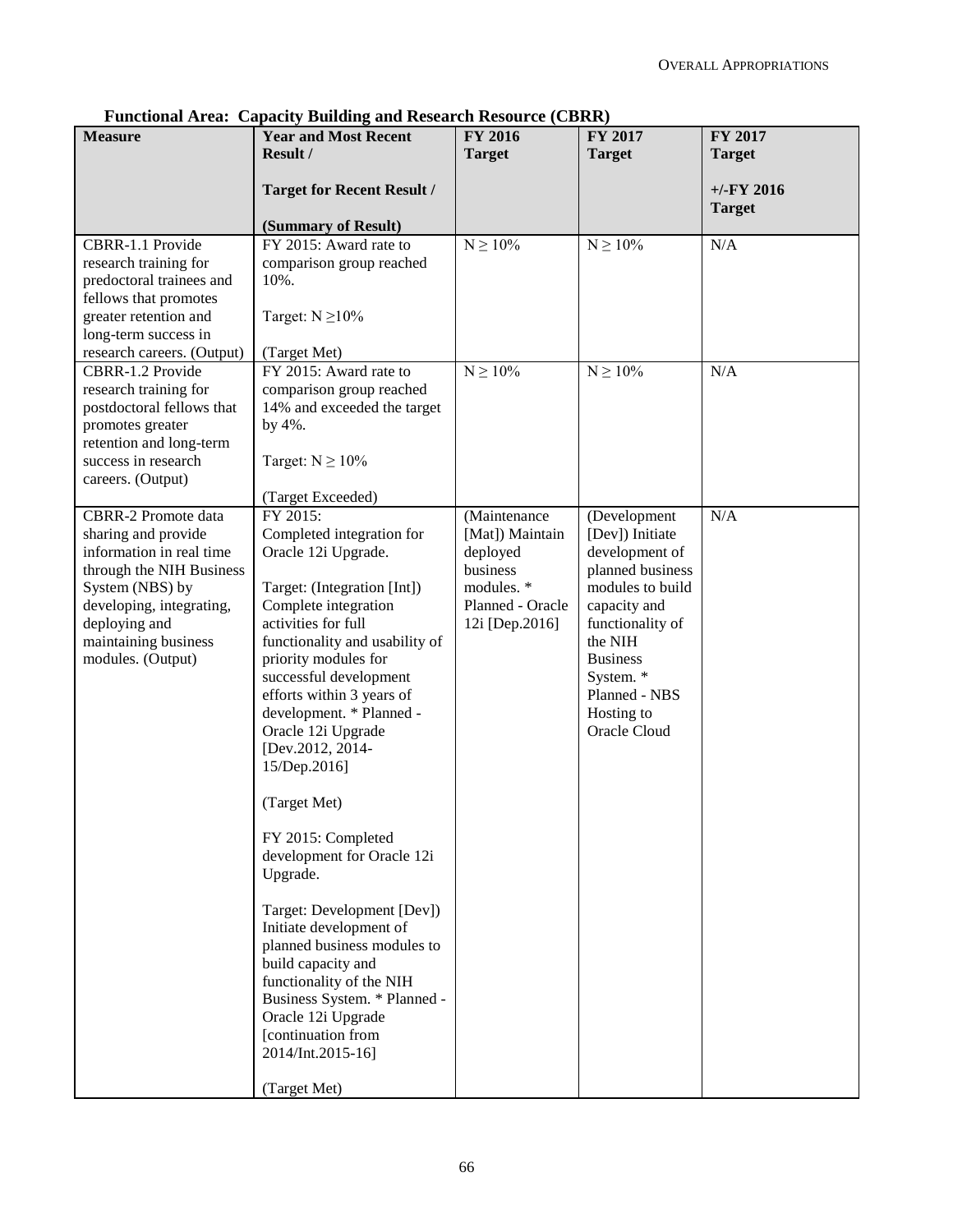**Functional Area: Capacity Building and Research Resource (CBRR)**

| Measure | Year and Most Recent Result / Target for Recent Result / (Summary of Result) | FY 2016 Target | FY 2017 Target | FY 2017 Target +/-FY 2016 Target |
|---|---|---|---|---|
| CBRR-1.1 Provide research training for predoctoral trainees and fellows that promotes greater retention and long-term success in research careers. (Output) | FY 2015: Award rate to comparison group reached 10%.<br><br>Target: N ≥10%<br><br>(Target Met) | N ≥ 10% | N ≥ 10% | N/A |
| CBRR-1.2 Provide research training for postdoctoral fellows that promotes greater retention and long-term success in research careers. (Output) | FY 2015: Award rate to comparison group reached 14% and exceeded the target by 4%.<br><br>Target: N ≥ 10%<br><br>(Target Exceeded) | N ≥ 10% | N ≥ 10% | N/A |
| CBRR-2 Promote data sharing and provide information in real time through the NIH Business System (NBS) by developing, integrating, deploying and maintaining business modules. (Output) | FY 2015: Completed integration for Oracle 12i Upgrade.<br><br>Target: (Integration [Int]) Complete integration activities for full functionality and usability of priority modules for successful development efforts within 3 years of development. * Planned - Oracle 12i Upgrade [Dev.2012, 2014-15/Dep.2016]<br><br>(Target Met)<br><br>FY 2015: Completed development for Oracle 12i Upgrade.<br><br>Target: Development [Dev]) Initiate development of planned business modules to build capacity and functionality of the NIH Business System. * Planned - Oracle 12i Upgrade [continuation from 2014/Int.2015-16]<br><br>(Target Met) | (Maintenance [Mat]) Maintain deployed business modules. * Planned - Oracle 12i [Dep.2016] | (Development [Dev]) Initiate development of planned business modules to build capacity and functionality of the NIH Business System. * Planned - NBS Hosting to Oracle Cloud | N/A |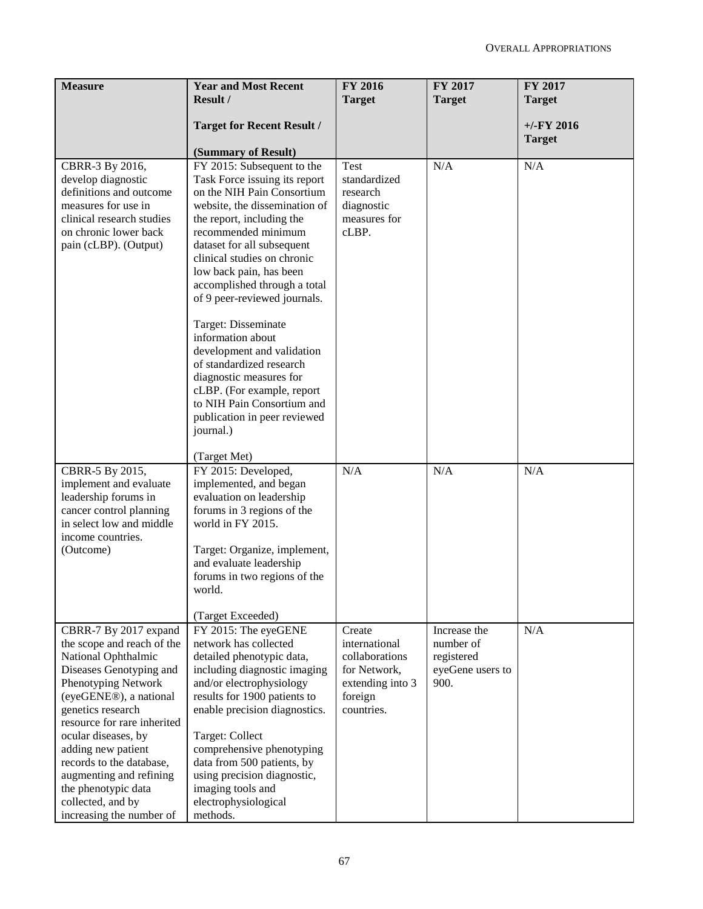| Measure | Year and Most Recent Result / Target for Recent Result / (Summary of Result) | FY 2016 Target | FY 2017 Target | FY 2017 Target +/-FY 2016 Target |
|---|---|---|---|---|
| CBRR-3 By 2016, develop diagnostic definitions and outcome measures for use in clinical research studies on chronic lower back pain (cLBP). (Output) | FY 2015: Subsequent to the Task Force issuing its report on the NIH Pain Consortium website, the dissemination of the report, including the recommended minimum dataset for all subsequent clinical studies on chronic low back pain, has been accomplished through a total of 9 peer-reviewed journals. Target: Disseminate information about development and validation of standardized research diagnostic measures for cLBP. (For example, report to NIH Pain Consortium and publication in peer reviewed journal.) (Target Met) | Test standardized research diagnostic measures for cLBP. | N/A | N/A |
| CBRR-5 By 2015, implement and evaluate leadership forums in cancer control planning in select low and middle income countries. (Outcome) | FY 2015: Developed, implemented, and began evaluation on leadership forums in 3 regions of the world in FY 2015. Target: Organize, implement, and evaluate leadership forums in two regions of the world. (Target Exceeded) | N/A | N/A | N/A |
| CBRR-7 By 2017 expand the scope and reach of the National Ophthalmic Diseases Genotyping and Phenotyping Network (eyeGENE®), a national genetics research resource for rare inherited ocular diseases, by adding new patient records to the database, augmenting and refining the phenotypic data collected, and by increasing the number of | FY 2015: The eyeGENE network has collected detailed phenotypic data, including diagnostic imaging and/or electrophysiology results for 1900 patients to enable precision diagnostics. Target: Collect comprehensive phenotyping data from 500 patients, by using precision diagnostic, imaging tools and electrophysiological methods. | Create international collaborations for Network, extending into 3 foreign countries. | Increase the number of registered eyeGene users to 900. | N/A |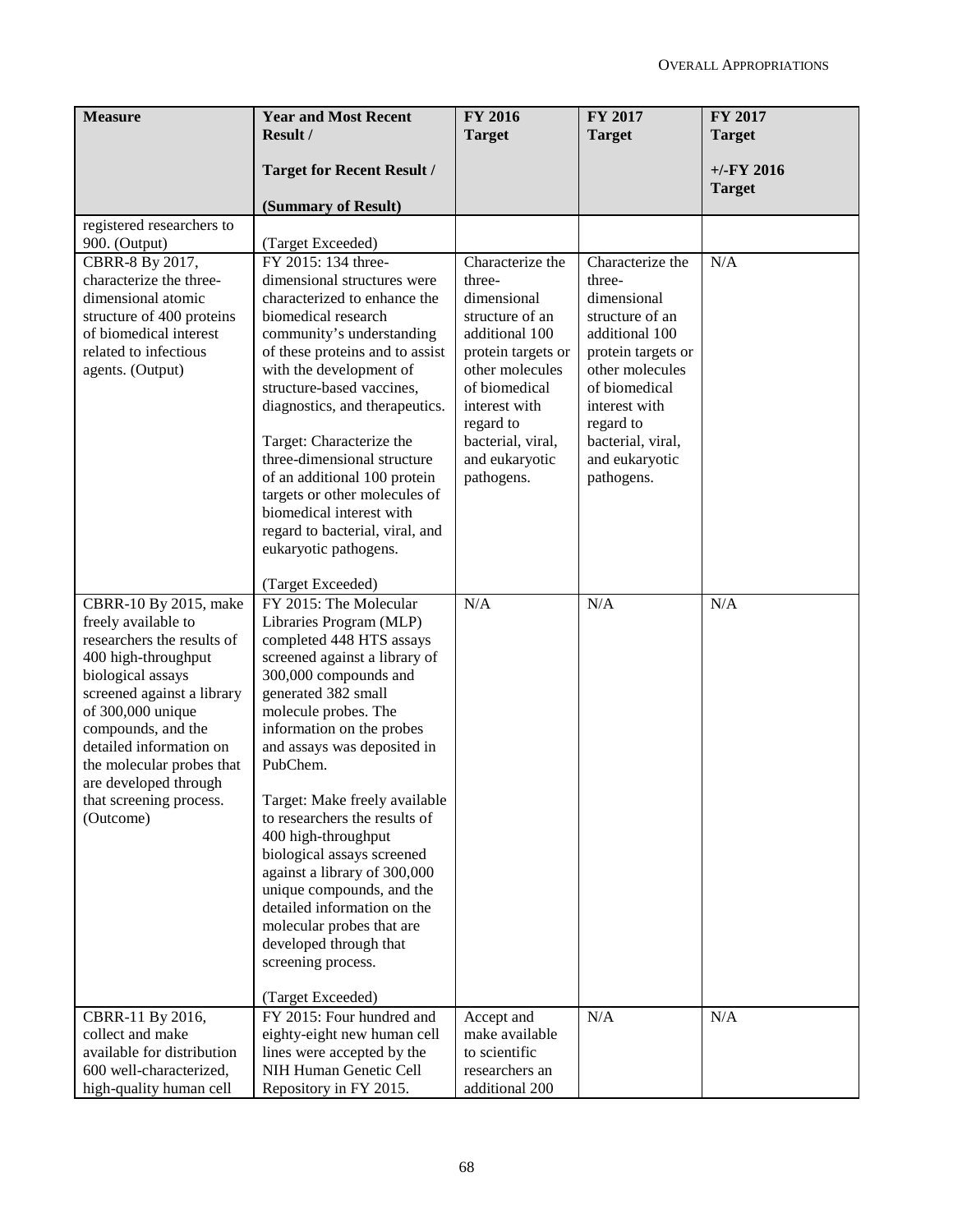| Measure | Year and Most Recent Result / Target for Recent Result / (Summary of Result) | FY 2016 Target | FY 2017 Target | FY 2017 Target +/-FY 2016 Target |
|---|---|---|---|---|
| registered researchers to 900. (Output) | (Target Exceeded) | | | |
| CBRR-8 By 2017, characterize the three-dimensional atomic structure of 400 proteins of biomedical interest related to infectious agents. (Output) | FY 2015: 134 three-dimensional structures were characterized to enhance the biomedical research community's understanding of these proteins and to assist with the development of structure-based vaccines, diagnostics, and therapeutics. Target: Characterize the three-dimensional structure of an additional 100 protein targets or other molecules of biomedical interest with regard to bacterial, viral, and eukaryotic pathogens. (Target Exceeded) | Characterize the three-dimensional structure of an additional 100 protein targets or other molecules of biomedical interest with regard to bacterial, viral, and eukaryotic pathogens. | Characterize the three-dimensional structure of an additional 100 protein targets or other molecules of biomedical interest with regard to bacterial, viral, and eukaryotic pathogens. | N/A |
| CBRR-10 By 2015, make freely available to researchers the results of 400 high-throughput biological assays screened against a library of 300,000 unique compounds, and the detailed information on the molecular probes that are developed through that screening process. (Outcome) | FY 2015: The Molecular Libraries Program (MLP) completed 448 HTS assays screened against a library of 300,000 compounds and generated 382 small molecule probes. The information on the probes and assays was deposited in PubChem. Target: Make freely available to researchers the results of 400 high-throughput biological assays screened against a library of 300,000 unique compounds, and the detailed information on the molecular probes that are developed through that screening process. (Target Exceeded) | N/A | N/A | N/A |
| CBRR-11 By 2016, collect and make available for distribution 600 well-characterized, high-quality human cell | FY 2015: Four hundred and eighty-eight new human cell lines were accepted by the NIH Human Genetic Cell Repository in FY 2015. | Accept and make available to scientific researchers an additional 200 | N/A | N/A |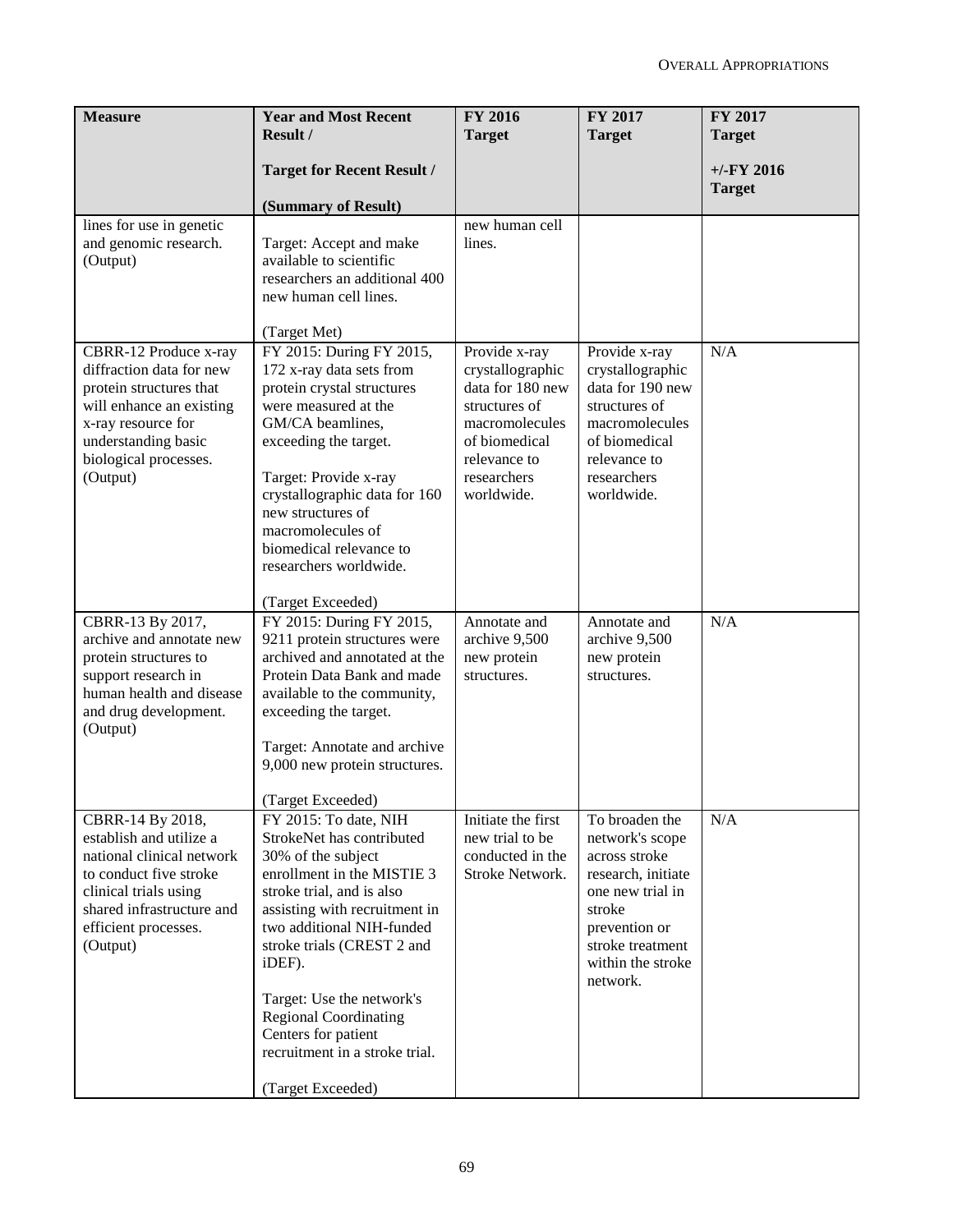| Measure | Year and Most Recent Result / Target for Recent Result / (Summary of Result) | FY 2016 Target | FY 2017 Target | FY 2017 Target +/-FY 2016 Target |
|---|---|---|---|---|
| lines for use in genetic and genomic research. (Output) | Target: Accept and make available to scientific researchers an additional 400 new human cell lines. (Target Met) | new human cell lines. | | |
| CBRR-12 Produce x-ray diffraction data for new protein structures that will enhance an existing x-ray resource for understanding basic biological processes. (Output) | FY 2015: During FY 2015, 172 x-ray data sets from protein crystal structures were measured at the GM/CA beamlines, exceeding the target. Target: Provide x-ray crystallographic data for 160 new structures of macromolecules of biomedical relevance to researchers worldwide. (Target Exceeded) | Provide x-ray crystallographic data for 180 new structures of macromolecules of biomedical relevance to researchers worldwide. | Provide x-ray crystallographic data for 190 new structures of macromolecules of biomedical relevance to researchers worldwide. | N/A |
| CBRR-13 By 2017, archive and annotate new protein structures to support research in human health and disease and drug development. (Output) | FY 2015: During FY 2015, 9211 protein structures were archived and annotated at the Protein Data Bank and made available to the community, exceeding the target. Target: Annotate and archive 9,000 new protein structures. (Target Exceeded) | Annotate and archive 9,500 new protein structures. | Annotate and archive 9,500 new protein structures. | N/A |
| CBRR-14 By 2018, establish and utilize a national clinical network to conduct five stroke clinical trials using shared infrastructure and efficient processes. (Output) | FY 2015: To date, NIH StrokeNet has contributed 30% of the subject enrollment in the MISTIE 3 stroke trial, and is also assisting with recruitment in two additional NIH-funded stroke trials (CREST 2 and iDEF). Target: Use the network's Regional Coordinating Centers for patient recruitment in a stroke trial. (Target Exceeded) | Initiate the first new trial to be conducted in the Stroke Network. | To broaden the network's scope across stroke research, initiate one new trial in stroke prevention or stroke treatment within the stroke network. | N/A |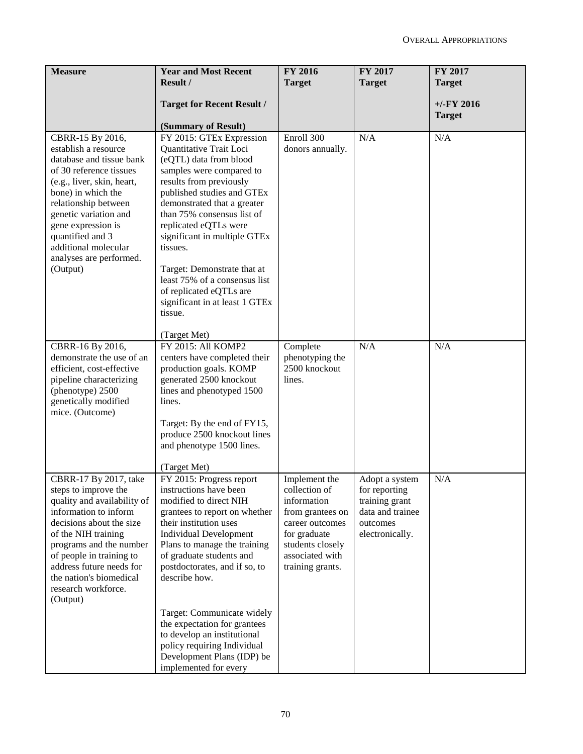| Measure | Year and Most Recent Result / Target for Recent Result / (Summary of Result) | FY 2016 Target | FY 2017 Target | FY 2017 Target +/-FY 2016 Target |
|---|---|---|---|---|
| CBRR-15 By 2016, establish a resource database and tissue bank of 30 reference tissues (e.g., liver, skin, heart, bone) in which the relationship between genetic variation and gene expression is quantified and 3 additional molecular analyses are performed. (Output) | FY 2015: GTEx Expression Quantitative Trait Loci (eQTL) data from blood samples were compared to results from previously published studies and GTEx demonstrated that a greater than 75% consensus list of replicated eQTLs were significant in multiple GTEx tissues.<br><br>Target: Demonstrate that at least 75% of a consensus list of replicated eQTLs are significant in at least 1 GTEx tissue.<br><br>(Target Met) | Enroll 300 donors annually. | N/A | N/A |
| CBRR-16 By 2016, demonstrate the use of an efficient, cost-effective pipeline characterizing (phenotype) 2500 genetically modified mice. (Outcome) | FY 2015: All KOMP2 centers have completed their production goals. KOMP generated 2500 knockout lines and phenotyped 1500 lines.<br><br>Target: By the end of FY15, produce 2500 knockout lines and phenotype 1500 lines.<br><br>(Target Met) | Complete phenotyping the 2500 knockout lines. | N/A | N/A |
| CBRR-17 By 2017, take steps to improve the quality and availability of information to inform decisions about the size of the NIH training programs and the number of people in training to address future needs for the nation's biomedical research workforce. (Output) | FY 2015: Progress report instructions have been modified to direct NIH grantees to report on whether their institution uses Individual Development Plans to manage the training of graduate students and postdoctorates, and if so, to describe how.<br><br>Target: Communicate widely the expectation for grantees to develop an institutional policy requiring Individual Development Plans (IDP) be implemented for every | Implement the collection of information from grantees on career outcomes for graduate students closely associated with training grants. | Adopt a system for reporting training grant data and trainee outcomes electronically. | N/A |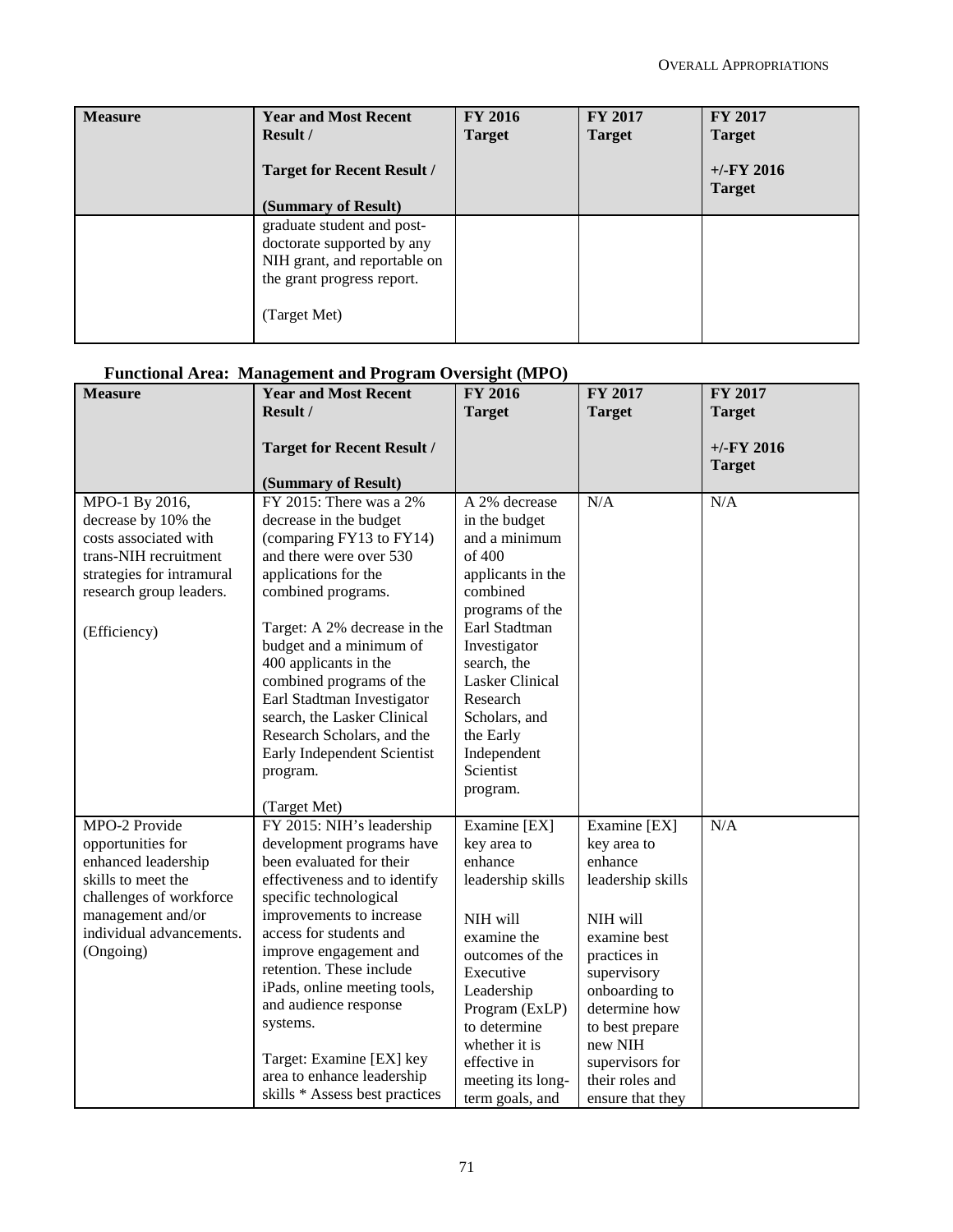| Measure | Year and Most Recent Result / Target for Recent Result / (Summary of Result) | FY 2016 Target | FY 2017 Target | FY 2017 Target +/-FY 2016 Target |
|---|---|---|---|---|
| | graduate student and post-doctorate supported by any NIH grant, and reportable on the grant progress report. (Target Met) | | | |

**Functional Area: Management and Program Oversight (MPO)**

| Measure | Year and Most Recent Result / Target for Recent Result / (Summary of Result) | FY 2016 Target | FY 2017 Target | FY 2017 Target +/-FY 2016 Target |
|---|---|---|---|---|
| MPO-1 By 2016, decrease by 10% the costs associated with trans-NIH recruitment strategies for intramural research group leaders. (Efficiency) | FY 2015: There was a 2% decrease in the budget (comparing FY13 to FY14) and there were over 530 applications for the combined programs. Target: A 2% decrease in the budget and a minimum of 400 applicants in the combined programs of the Earl Stadtman Investigator search, the Lasker Clinical Research Scholars, and the Early Independent Scientist program. (Target Met) | A 2% decrease in the budget and a minimum of 400 applicants in the combined programs of the Earl Stadtman Investigator search, the Lasker Clinical Research Scholars, and the Early Independent Scientist program. | N/A | N/A |
| MPO-2 Provide opportunities for enhanced leadership skills to meet the challenges of workforce management and/or individual advancements. (Ongoing) | FY 2015: NIH's leadership development programs have been evaluated for their effectiveness and to identify specific technological improvements to increase access for students and improve engagement and retention. These include iPads, online meeting tools, and audience response systems. Target: Examine [EX] key area to enhance leadership skills * Assess best practices | Examine [EX] key area to enhance leadership skills NIH will examine the outcomes of the Executive Leadership Program (ExLP) to determine whether it is effective in meeting its long-term goals, and | Examine [EX] key area to enhance leadership skills NIH will examine best practices in supervisory onboarding to determine how to best prepare new NIH supervisors for their roles and ensure that they | N/A |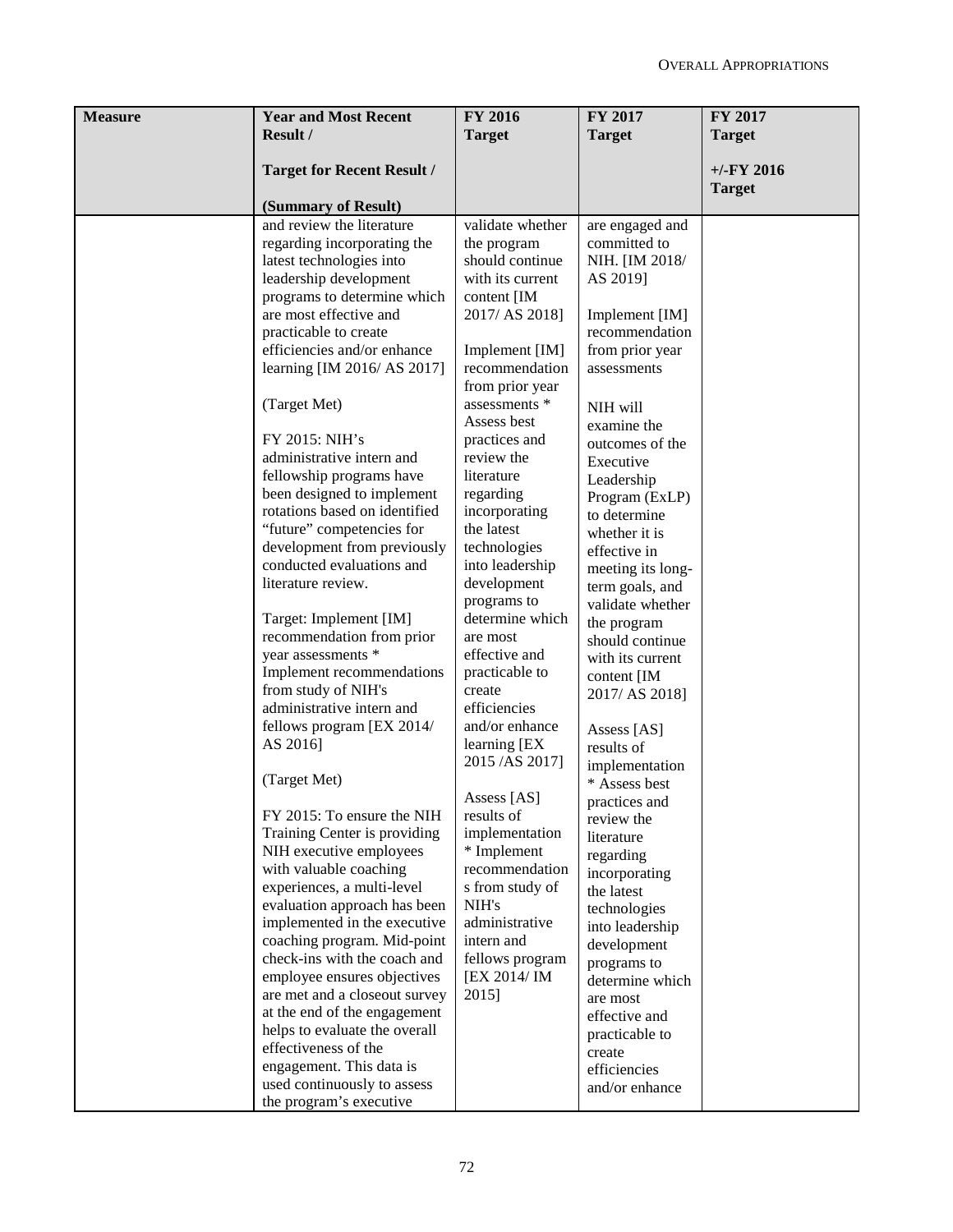| Measure | Year and Most Recent Result / Target for Recent Result / (Summary of Result) | FY 2016 Target | FY 2017 Target | FY 2017 Target +/-FY 2016 Target |
|---|---|---|---|---|
| | and review the literature regarding incorporating the latest technologies into leadership development programs to determine which are most effective and practicable to create efficiencies and/or enhance learning [IM 2016/ AS 2017]<br><br>(Target Met)<br><br>FY 2015: NIH's administrative intern and fellowship programs have been designed to implement rotations based on identified "future" competencies for development from previously conducted evaluations and literature review.<br><br>Target: Implement [IM] recommendation from prior year assessments * Implement recommendations from study of NIH's administrative intern and fellows program [EX 2014/ AS 2016]<br><br>(Target Met)<br><br>FY 2015: To ensure the NIH Training Center is providing NIH executive employees with valuable coaching experiences, a multi-level evaluation approach has been implemented in the executive coaching program. Mid-point check-ins with the coach and employee ensures objectives are met and a closeout survey at the end of the engagement helps to evaluate the overall effectiveness of the engagement. This data is used continuously to assess the program's executive | validate whether the program should continue with its current content [IM 2017/ AS 2018]<br><br>Implement [IM] recommendation from prior year assessments * Assess best practices and review the literature regarding incorporating the latest technologies into leadership development programs to determine which are most effective and practicable to create efficiencies and/or enhance learning [EX 2015 /AS 2017]<br><br>Assess [AS] results of implementation * Implement recommendations from study of NIH's administrative intern and fellows program [EX 2014/ IM 2015] | are engaged and committed to NIH. [IM 2018/ AS 2019]<br><br>Implement [IM] recommendation from prior year assessments<br><br>NIH will examine the outcomes of the Executive Leadership Program (ExLP) to determine whether it is effective in meeting its long-term goals, and validate whether the program should continue with its current content [IM 2017/ AS 2018]<br><br>Assess [AS] results of implementation * Assess best practices and review the literature regarding incorporating the latest technologies into leadership development programs to determine which are most effective and practicable to create efficiencies and/or enhance | |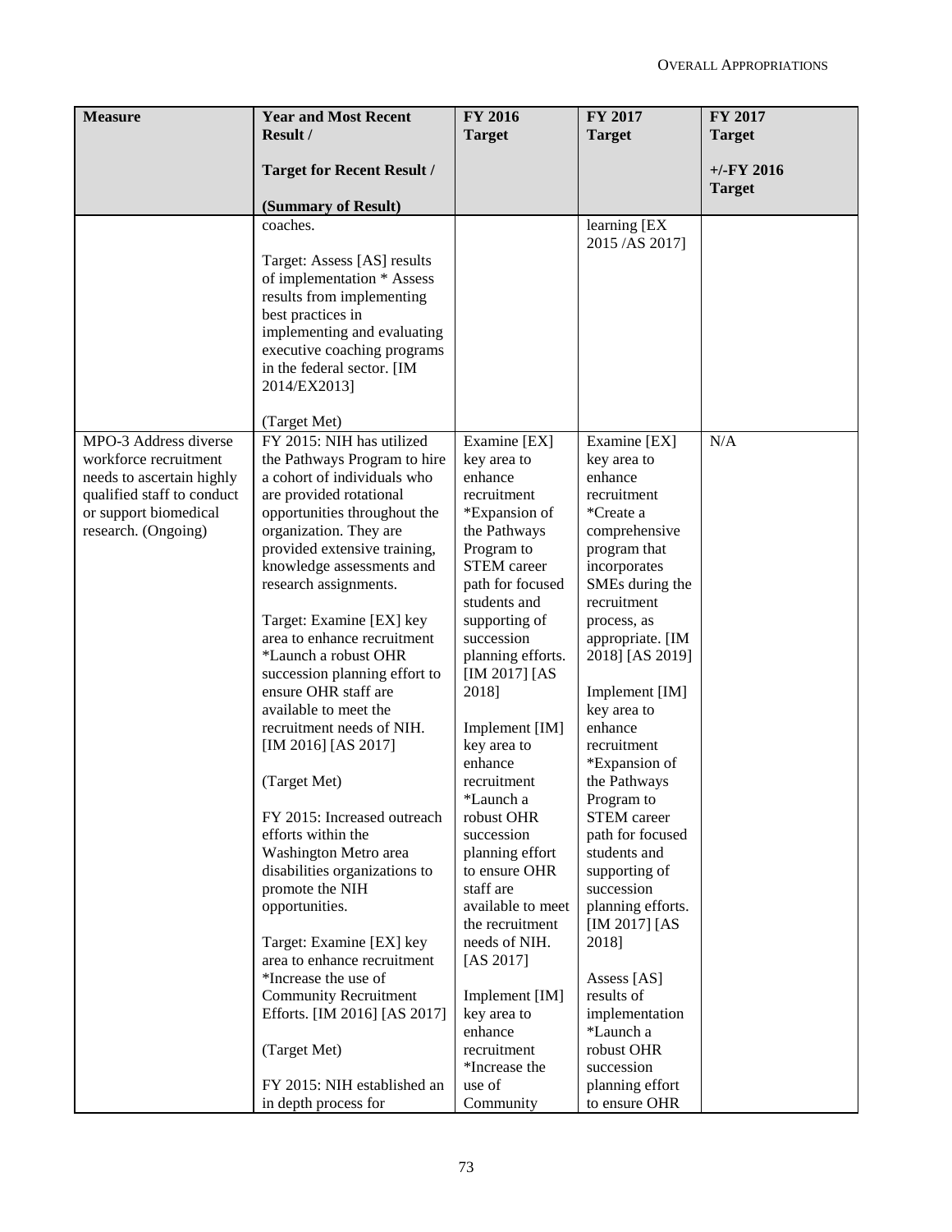| Measure | Year and Most Recent Result / Target for Recent Result / (Summary of Result) | FY 2016 Target | FY 2017 Target | FY 2017 Target +/-FY 2016 Target |
|---|---|---|---|---|
| | coaches. Target: Assess [AS] results of implementation * Assess results from implementing best practices in implementing and evaluating executive coaching programs in the federal sector. [IM 2014/EX2013] (Target Met) | | learning [EX 2015 /AS 2017] | |
| MPO-3 Address diverse workforce recruitment needs to ascertain highly qualified staff to conduct or support biomedical research. (Ongoing) | FY 2015: NIH has utilized the Pathways Program to hire a cohort of individuals who are provided rotational opportunities throughout the organization. They are provided extensive training, knowledge assessments and research assignments. Target: Examine [EX] key area to enhance recruitment *Launch a robust OHR succession planning effort to ensure OHR staff are available to meet the recruitment needs of NIH. [IM 2016] [AS 2017] (Target Met) FY 2015: Increased outreach efforts within the Washington Metro area disabilities organizations to promote the NIH opportunities. Target: Examine [EX] key area to enhance recruitment *Increase the use of Community Recruitment Efforts. [IM 2016] [AS 2017] (Target Met) FY 2015: NIH established an in depth process for | Examine [EX] key area to enhance recruitment *Expansion of the Pathways Program to STEM career path for focused students and supporting of succession planning efforts. [IM 2017] [AS 2018] Implement [IM] key area to enhance recruitment *Launch a robust OHR succession planning effort to ensure OHR staff are available to meet the recruitment needs of NIH. [AS 2017] Implement [IM] key area to enhance recruitment *Increase the use of Community | Examine [EX] key area to enhance recruitment *Create a comprehensive program that incorporates SMEs during the recruitment process, as appropriate. [IM 2018] [AS 2019] Implement [IM] key area to enhance recruitment *Expansion of the Pathways Program to STEM career path for focused students and supporting of succession planning efforts. [IM 2017] [AS 2018] Assess [AS] results of implementation *Launch a robust OHR succession planning effort to ensure OHR | N/A |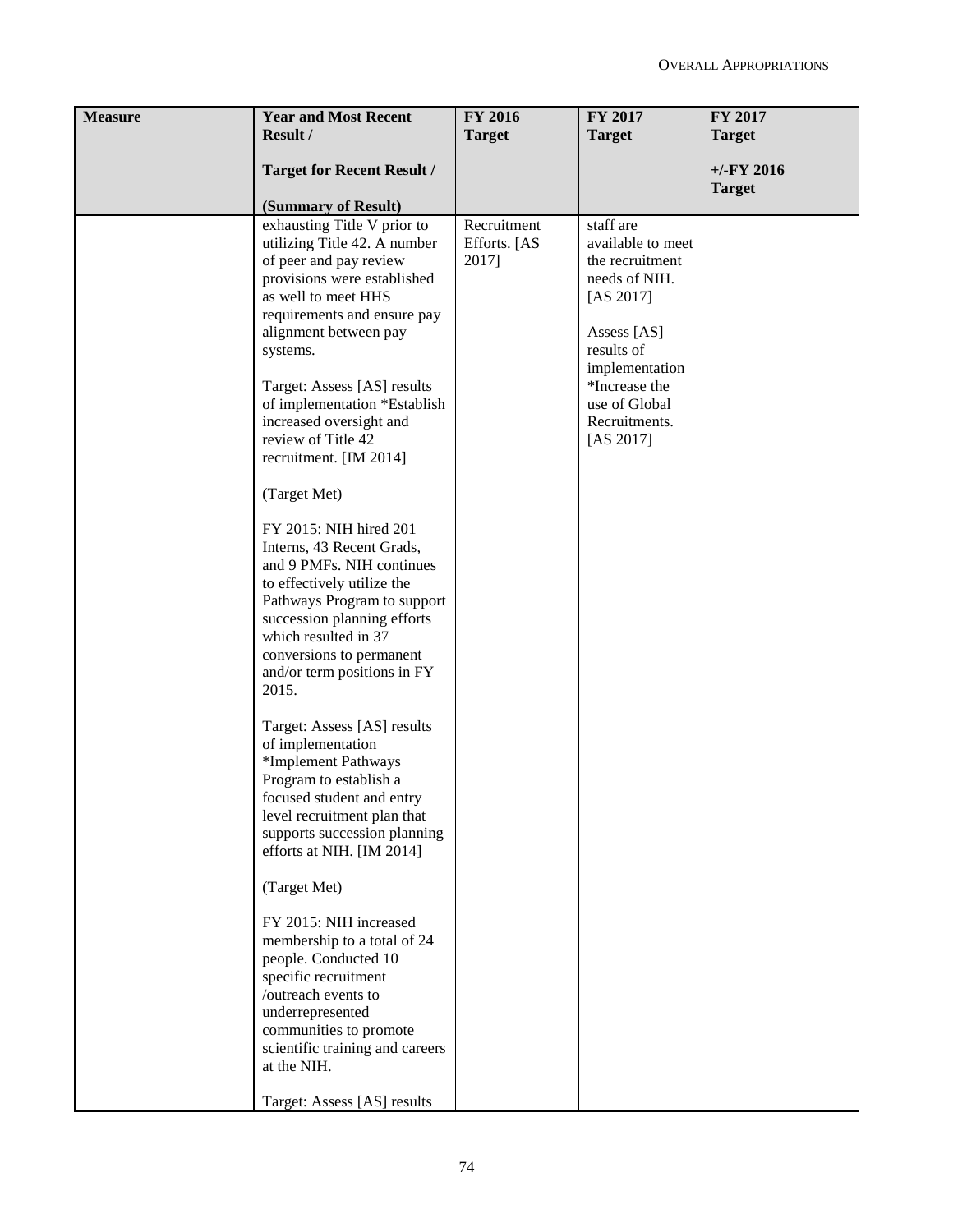| Measure | Year and Most Recent Result / Target for Recent Result / (Summary of Result) | FY 2016 Target | FY 2017 Target | FY 2017 Target +/-FY 2016 Target |
|---|---|---|---|---|
| | exhausting Title V prior to utilizing Title 42. A number of peer and pay review provisions were established as well to meet HHS requirements and ensure pay alignment between pay systems.<br><br>Target: Assess [AS] results of implementation *Establish increased oversight and review of Title 42 recruitment. [IM 2014]<br><br>(Target Met)<br><br>FY 2015: NIH hired 201 Interns, 43 Recent Grads, and 9 PMFs. NIH continues to effectively utilize the Pathways Program to support succession planning efforts which resulted in 37 conversions to permanent and/or term positions in FY 2015.<br><br>Target: Assess [AS] results of implementation *Implement Pathways Program to establish a focused student and entry level recruitment plan that supports succession planning efforts at NIH. [IM 2014]<br><br>(Target Met)<br><br>FY 2015: NIH increased membership to a total of 24 people. Conducted 10 specific recruitment /outreach events to underrepresented communities to promote scientific training and careers at the NIH.<br><br>Target: Assess [AS] results | Recruitment Efforts. [AS 2017] | staff are available to meet the recruitment needs of NIH. [AS 2017]<br><br>Assess [AS] results of implementation *Increase the use of Global Recruitments. [AS 2017] | |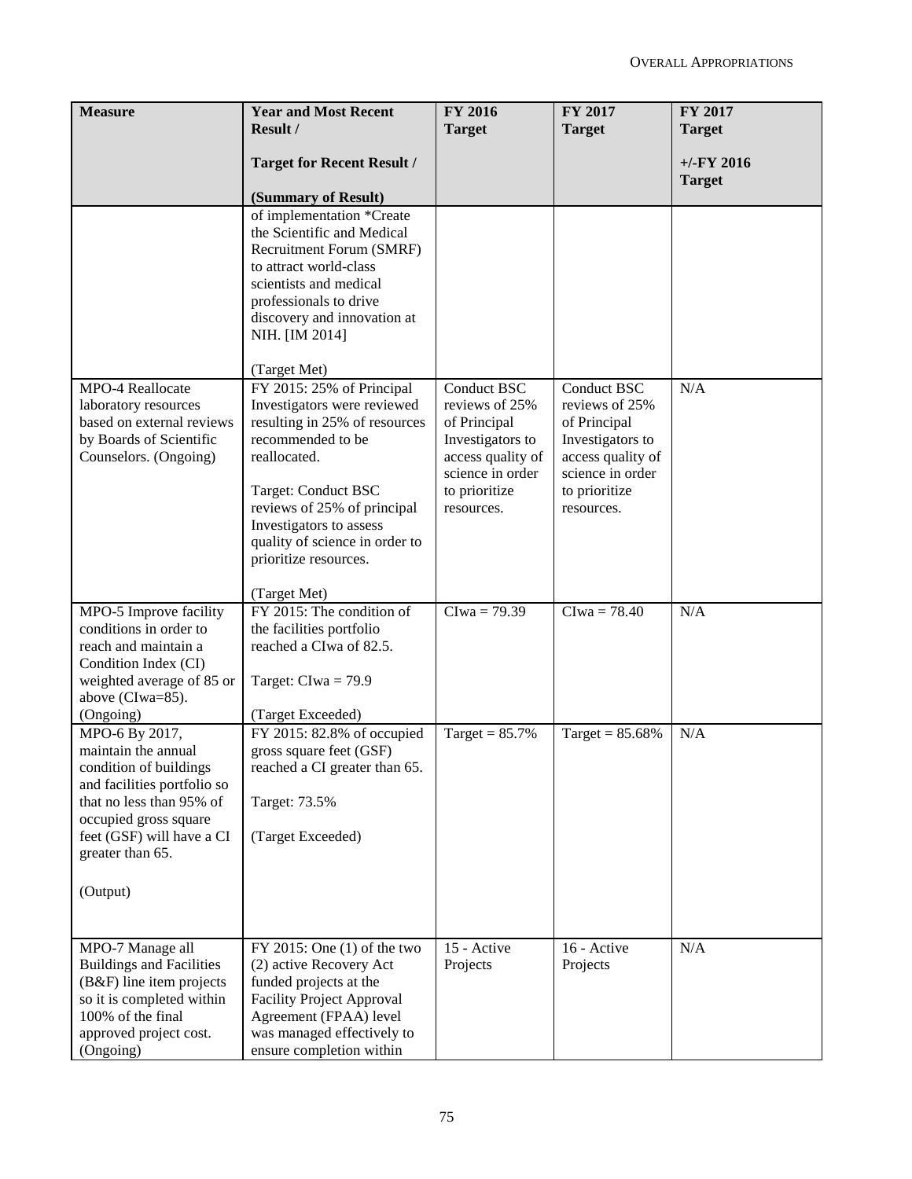| Measure | Year and Most Recent Result / <br> Target for Recent Result / <br> (Summary of Result) | FY 2016 Target | FY 2017 Target | FY 2017 Target <br> +/-FY 2016 Target |
|---|---|---|---|---|
| | of implementation *Create the Scientific and Medical Recruitment Forum (SMRF) to attract world-class scientists and medical professionals to drive discovery and innovation at NIH. [IM 2014] <br><br> (Target Met) | | | |
| MPO-4 Reallocate laboratory resources based on external reviews by Boards of Scientific Counselors. (Ongoing) | FY 2015: 25% of Principal Investigators were reviewed resulting in 25% of resources recommended to be reallocated. <br><br> Target: Conduct BSC reviews of 25% of principal Investigators to assess quality of science in order to prioritize resources. <br><br> (Target Met) | Conduct BSC reviews of 25% of Principal Investigators to access quality of science in order to prioritize resources. | Conduct BSC reviews of 25% of Principal Investigators to access quality of science in order to prioritize resources. | N/A |
| MPO-5 Improve facility conditions in order to reach and maintain a Condition Index (CI) weighted average of 85 or above (CIwa=85). (Ongoing) | FY 2015: The condition of the facilities portfolio reached a CIwa of 82.5. <br><br> Target: CIwa = 79.9 <br><br> (Target Exceeded) | CIwa = 79.39 | CIwa = 78.40 | N/A |
| MPO-6 By 2017, maintain the annual condition of buildings and facilities portfolio so that no less than 95% of occupied gross square feet (GSF) will have a CI greater than 65. <br><br> (Output) | FY 2015: 82.8% of occupied gross square feet (GSF) reached a CI greater than 65. <br><br> Target: 73.5% <br><br> (Target Exceeded) | Target = 85.7% | Target = 85.68% | N/A |
| MPO-7 Manage all Buildings and Facilities (B&F) line item projects so it is completed within 100% of the final approved project cost. (Ongoing) | FY 2015: One (1) of the two (2) active Recovery Act funded projects at the Facility Project Approval Agreement (FPAA) level was managed effectively to ensure completion within | 15 - Active Projects | 16 - Active Projects | N/A |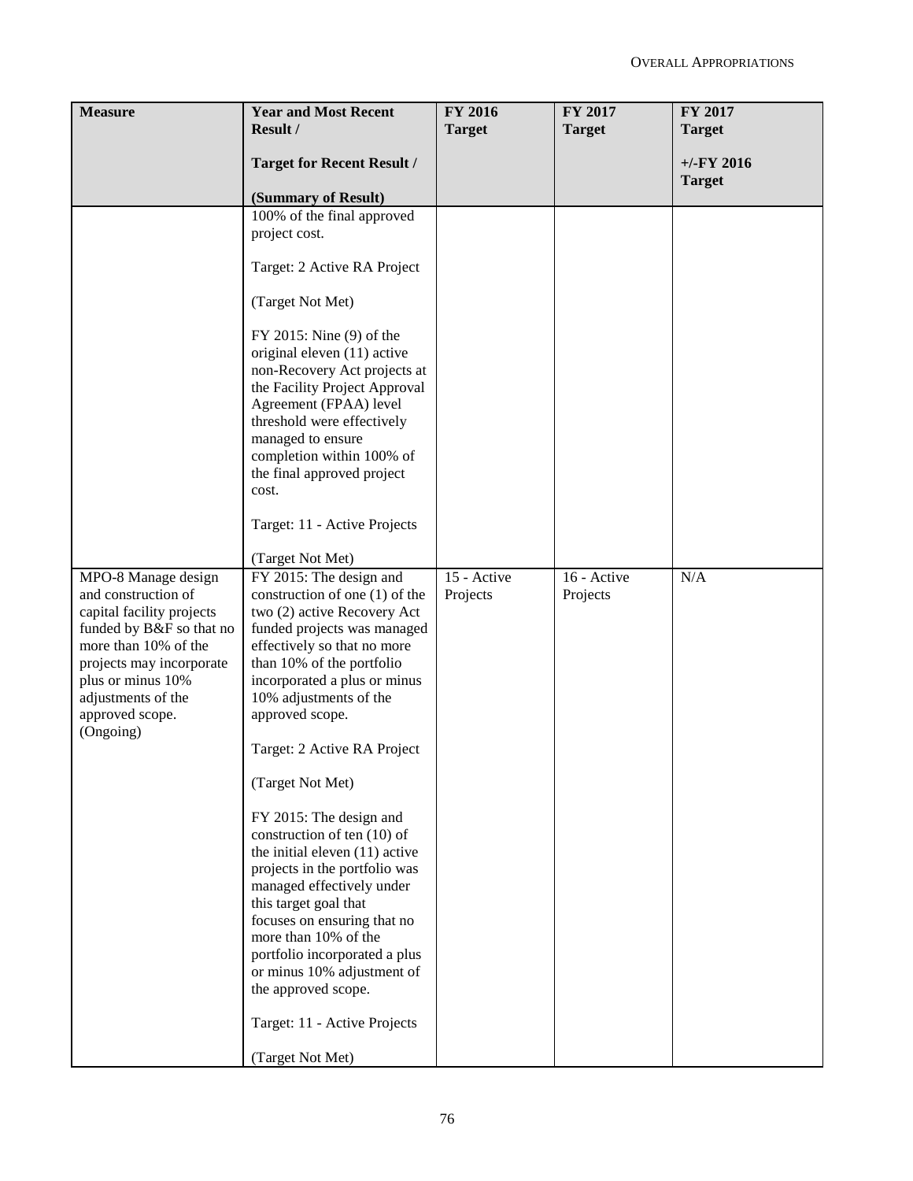| Measure | Year and Most Recent Result / Target for Recent Result / (Summary of Result) | FY 2016 Target | FY 2017 Target | FY 2017 Target +/-FY 2016 Target |
|---|---|---|---|---|
| | 100% of the final approved project cost.<br><br>Target: 2 Active RA Project<br><br>(Target Not Met)<br><br>FY 2015: Nine (9) of the original eleven (11) active non-Recovery Act projects at the Facility Project Approval Agreement (FPAA) level threshold were effectively managed to ensure completion within 100% of the final approved project cost.<br><br>Target: 11 - Active Projects<br><br>(Target Not Met) | | | |
| MPO-8 Manage design and construction of capital facility projects funded by B&F so that no more than 10% of the projects may incorporate plus or minus 10% adjustments of the approved scope. (Ongoing) | FY 2015: The design and construction of one (1) of the two (2) active Recovery Act funded projects was managed effectively so that no more than 10% of the portfolio incorporated a plus or minus 10% adjustments of the approved scope.<br><br>Target: 2 Active RA Project<br><br>(Target Not Met)<br><br>FY 2015: The design and construction of ten (10) of the initial eleven (11) active projects in the portfolio was managed effectively under this target goal that focuses on ensuring that no more than 10% of the portfolio incorporated a plus or minus 10% adjustment of the approved scope.<br><br>Target: 11 - Active Projects<br><br>(Target Not Met) | 15 - Active Projects | 16 - Active Projects | N/A |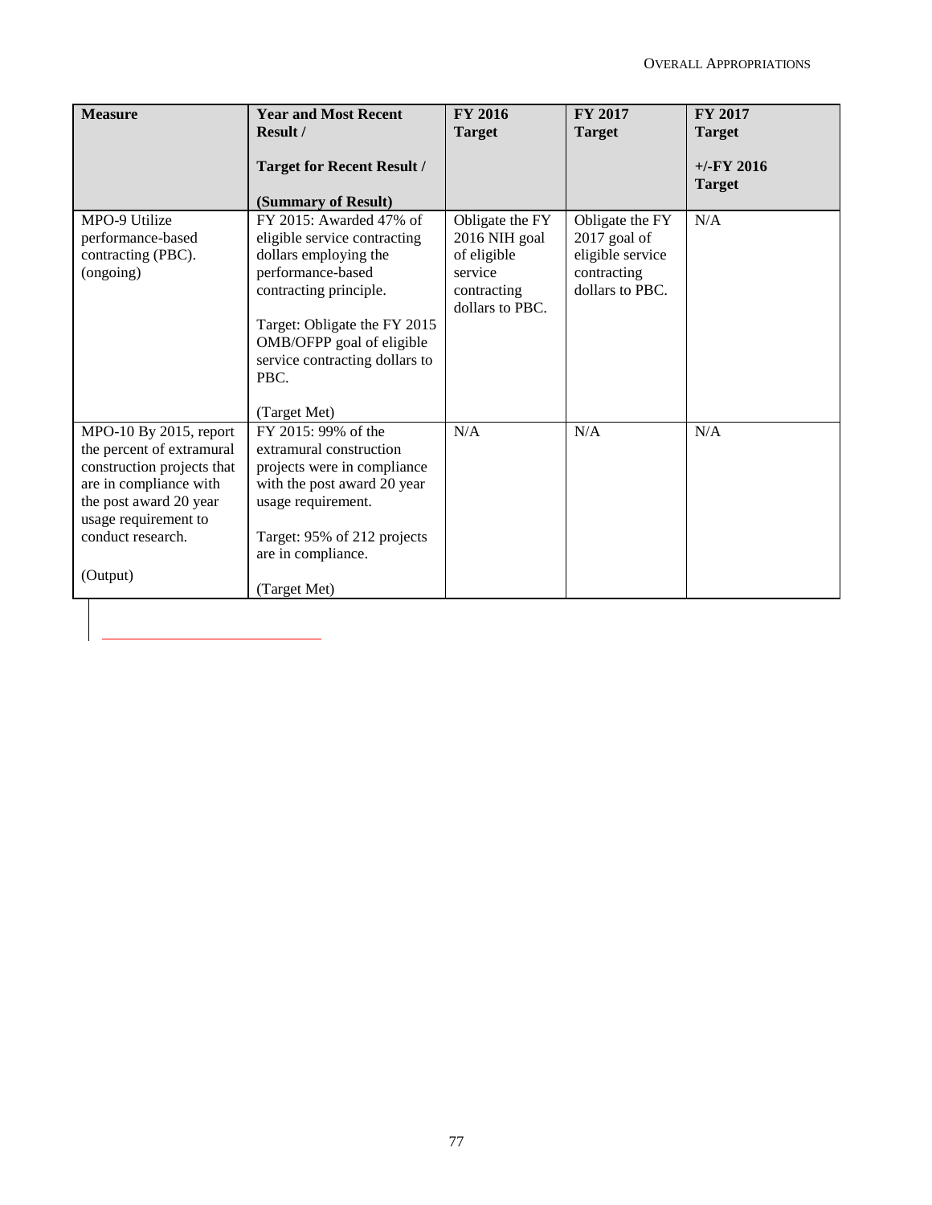| Measure | Year and Most Recent Result / Target for Recent Result / (Summary of Result) | FY 2016 Target | FY 2017 Target | FY 2017 Target +/-FY 2016 Target |
|---|---|---|---|---|
| MPO-9 Utilize performance-based contracting (PBC). (ongoing) | FY 2015: Awarded 47% of eligible service contracting dollars employing the performance-based contracting principle. Target: Obligate the FY 2015 OMB/OFPP goal of eligible service contracting dollars to PBC. (Target Met) | Obligate the FY 2016 NIH goal of eligible service contracting dollars to PBC. | Obligate the FY 2017 goal of eligible service contracting dollars to PBC. | N/A |
| MPO-10 By 2015, report the percent of extramural construction projects that are in compliance with the post award 20 year usage requirement to conduct research. (Output) | FY 2015: 99% of the extramural construction projects were in compliance with the post award 20 year usage requirement. Target: 95% of 212 projects are in compliance. (Target Met) | N/A | N/A | N/A |